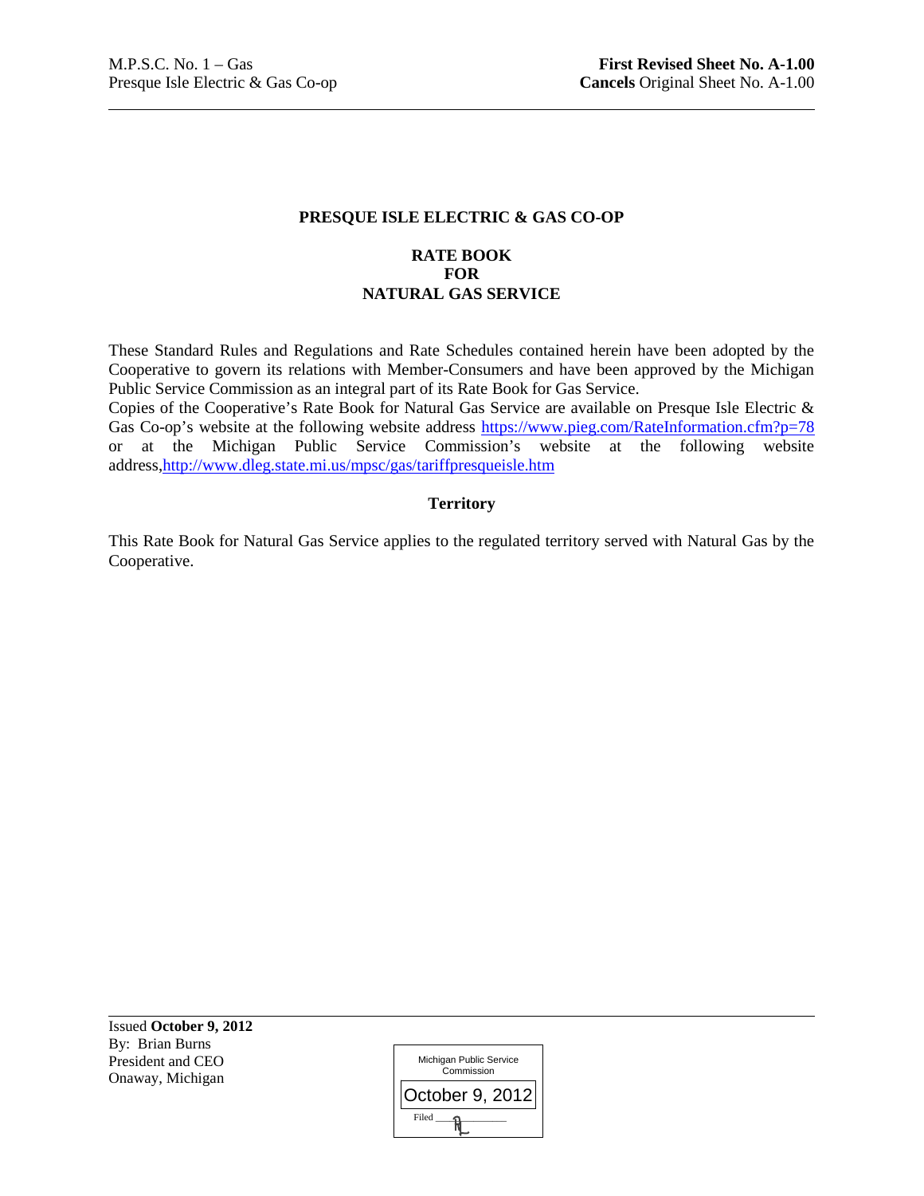M.P.S.C. No. 1 – Gas
Presque Isle Electric & Gas Co-op

**First Revised Sheet No. A-1.00**
**Cancels** Original Sheet No. A-1.00

# PRESQUE ISLE ELECTRIC & GAS CO-OP

## RATE BOOK FOR NATURAL GAS SERVICE

These Standard Rules and Regulations and Rate Schedules contained herein have been adopted by the Cooperative to govern its relations with Member-Consumers and have been approved by the Michigan Public Service Commission as an integral part of its Rate Book for Gas Service.
Copies of the Cooperative's Rate Book for Natural Gas Service are available on Presque Isle Electric & Gas Co-op's website at the following website address https://www.pieg.com/RateInformation.cfm?p=78 or at the Michigan Public Service Commission's website at the following website address,http://www.dleg.state.mi.us/mpsc/gas/tariffpresqueisle.htm

### Territory

This Rate Book for Natural Gas Service applies to the regulated territory served with Natural Gas by the Cooperative.

Issued **October 9, 2012**
By: Brian Burns
President and CEO
Onaway, Michigan

Michigan Public Service Commission
October 9, 2012
Filed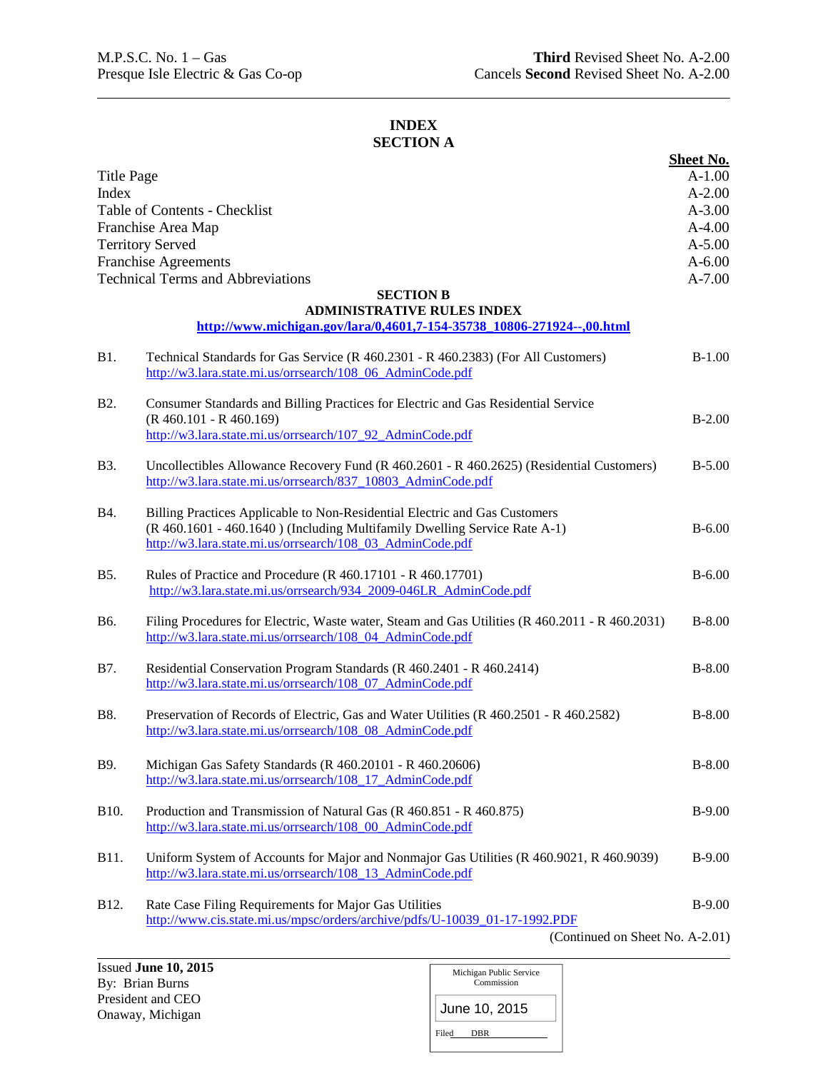# INDEX

## SECTION A

| | Sheet No. |
|---|---|
| Title Page | A-1.00 |
| Index | A-2.00 |
| Table of Contents - Checklist | A-3.00 |
| Franchise Area Map | A-4.00 |
| Territory Served | A-5.00 |
| Franchise Agreements | A-6.00 |
| Technical Terms and Abbreviations | A-7.00 |

## SECTION B

### ADMINISTRATIVE RULES INDEX

**http://www.michigan.gov/lara/0,4601,7-154-35738_10806-271924--,00.html**

| | | |
|---|---|---|
| B1. | Technical Standards for Gas Service (R 460.2301 - R 460.2383) (For All Customers) http://w3.lara.state.mi.us/orrsearch/108_06_AdminCode.pdf | B-1.00 |
| B2. | Consumer Standards and Billing Practices for Electric and Gas Residential Service (R 460.101 - R 460.169) http://w3.lara.state.mi.us/orrsearch/107_92_AdminCode.pdf | B-2.00 |
| B3. | Uncollectibles Allowance Recovery Fund (R 460.2601 - R 460.2625) (Residential Customers) http://w3.lara.state.mi.us/orrsearch/837_10803_AdminCode.pdf | B-5.00 |
| B4. | Billing Practices Applicable to Non-Residential Electric and Gas Customers (R 460.1601 - 460.1640 ) (Including Multifamily Dwelling Service Rate A-1) http://w3.lara.state.mi.us/orrsearch/108_03_AdminCode.pdf | B-6.00 |
| B5. | Rules of Practice and Procedure (R 460.17101 - R 460.17701) http://w3.lara.state.mi.us/orrsearch/934_2009-046LR_AdminCode.pdf | B-6.00 |
| B6. | Filing Procedures for Electric, Waste water, Steam and Gas Utilities (R 460.2011 - R 460.2031) http://w3.lara.state.mi.us/orrsearch/108_04_AdminCode.pdf | B-8.00 |
| B7. | Residential Conservation Program Standards (R 460.2401 - R 460.2414) http://w3.lara.state.mi.us/orrsearch/108_07_AdminCode.pdf | B-8.00 |
| B8. | Preservation of Records of Electric, Gas and Water Utilities (R 460.2501 - R 460.2582) http://w3.lara.state.mi.us/orrsearch/108_08_AdminCode.pdf | B-8.00 |
| B9. | Michigan Gas Safety Standards (R 460.20101 - R 460.20606) http://w3.lara.state.mi.us/orrsearch/108_17_AdminCode.pdf | B-8.00 |
| B10. | Production and Transmission of Natural Gas (R 460.851 - R 460.875) http://w3.lara.state.mi.us/orrsearch/108_00_AdminCode.pdf | B-9.00 |
| B11. | Uniform System of Accounts for Major and Nonmajor Gas Utilities (R 460.9021, R 460.9039) http://w3.lara.state.mi.us/orrsearch/108_13_AdminCode.pdf | B-9.00 |
| B12. | Rate Case Filing Requirements for Major Gas Utilities http://www.cis.state.mi.us/mpsc/orders/archive/pdfs/U-10039_01-17-1992.PDF | B-9.00 |

(Continued on Sheet No. A-2.01)

Issued **June 10, 2015**
By: Brian Burns
President and CEO
Onaway, Michigan

Michigan Public Service Commission
June 10, 2015
Filed DBR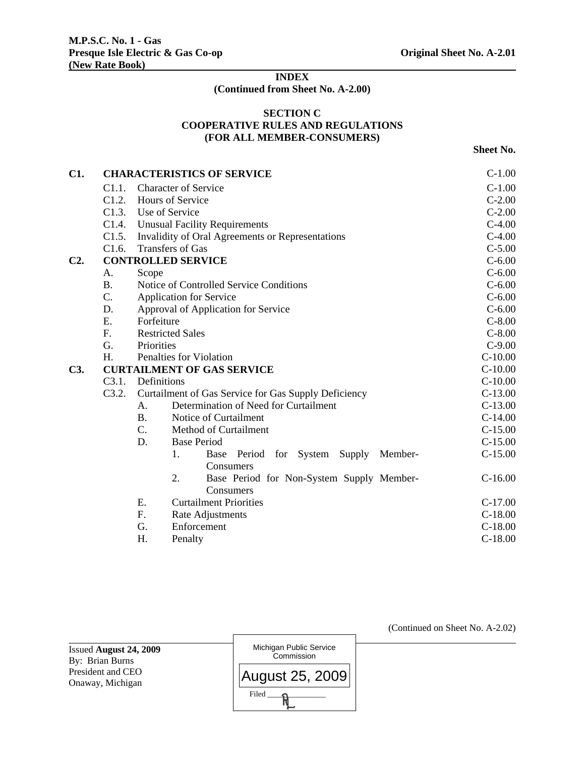**INDEX**
**(Continued from Sheet No. A-2.00)**

## SECTION C
## COOPERATIVE RULES AND REGULATIONS
## (FOR ALL MEMBER-CONSUMERS)

| | | | | | Sheet No. |
|---|---|---|---|---|---|
| **C1.** | **CHARACTERISTICS OF SERVICE** | | | | C-1.00 |
| | C1.1. | Character of Service | | | C-1.00 |
| | C1.2. | Hours of Service | | | C-2.00 |
| | C1.3. | Use of Service | | | C-2.00 |
| | C1.4. | Unusual Facility Requirements | | | C-4.00 |
| | C1.5. | Invalidity of Oral Agreements or Representations | | | C-4.00 |
| | C1.6. | Transfers of Gas | | | C-5.00 |
| **C2.** | **CONTROLLED SERVICE** | | | | C-6.00 |
| | A. | Scope | | | C-6.00 |
| | B. | Notice of Controlled Service Conditions | | | C-6.00 |
| | C. | Application for Service | | | C-6.00 |
| | D. | Approval of Application for Service | | | C-6.00 |
| | E. | Forfeiture | | | C-8.00 |
| | F. | Restricted Sales | | | C-8.00 |
| | G. | Priorities | | | C-9.00 |
| | H. | Penalties for Violation | | | C-10.00 |
| **C3.** | **CURTAILMENT OF GAS SERVICE** | | | | C-10.00 |
| | C3.1. | Definitions | | | C-10.00 |
| | C3.2. | Curtailment of Gas Service for Gas Supply Deficiency | | | C-13.00 |
| | | A. | Determination of Need for Curtailment | | C-13.00 |
| | | B. | Notice of Curtailment | | C-14.00 |
| | | C. | Method of Curtailment | | C-15.00 |
| | | D. | Base Period | | C-15.00 |
| | | | 1. | Base Period for System Supply Member-Consumers | C-15.00 |
| | | | 2. | Base Period for Non-System Supply Member-Consumers | C-16.00 |
| | | E. | Curtailment Priorities | | C-17.00 |
| | | F. | Rate Adjustments | | C-18.00 |
| | | G. | Enforcement | | C-18.00 |
| | | H. | Penalty | | C-18.00 |

(Continued on Sheet No. A-2.02)

Issued **August 24, 2009**
By: Brian Burns
President and CEO
Onaway, Michigan

Michigan Public Service Commission
August 25, 2009
Filed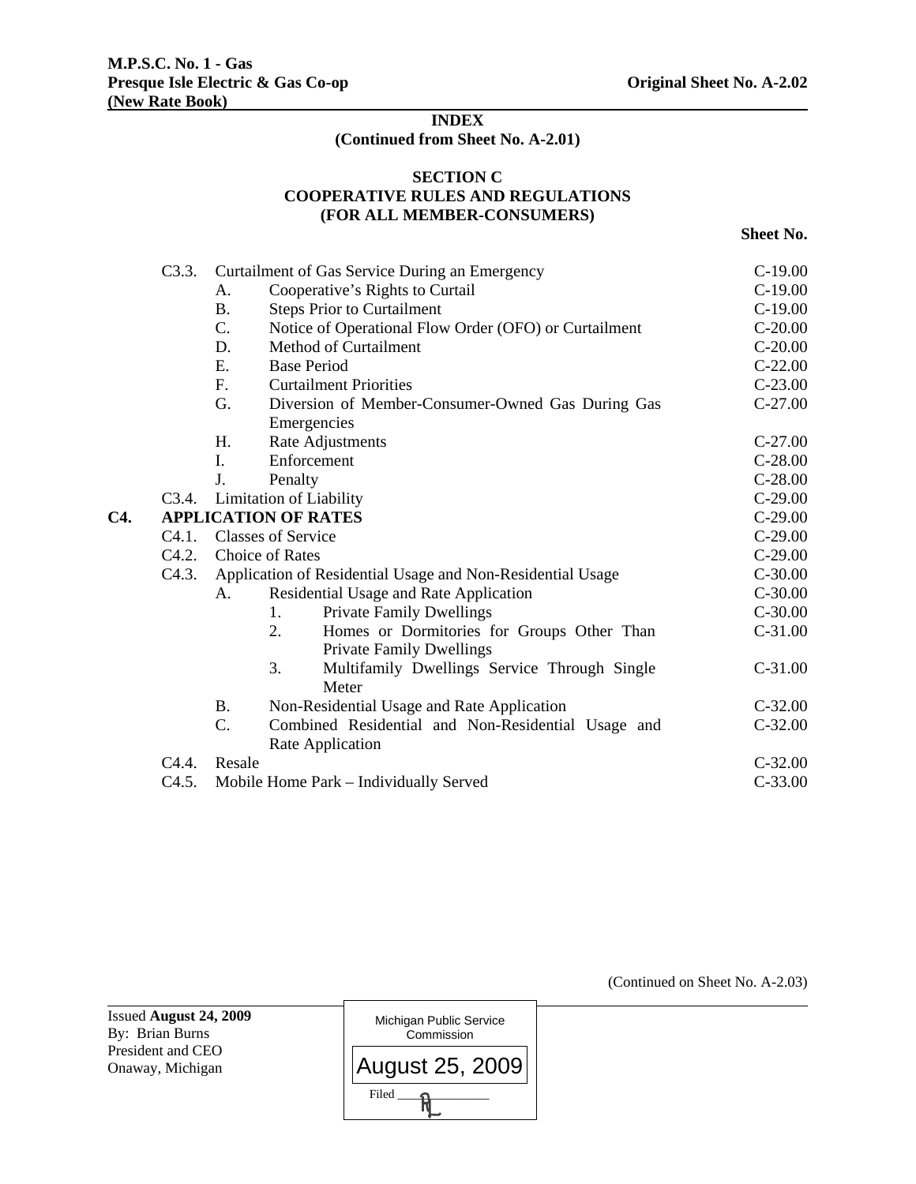**M.P.S.C. No. 1 - Gas**
**Presque Isle Electric & Gas Co-op** **Original Sheet No. A-2.02**
**(New Rate Book)**

**INDEX**
**(Continued from Sheet No. A-2.01)**

**SECTION C**
**COOPERATIVE RULES AND REGULATIONS**
**(FOR ALL MEMBER-CONSUMERS)**

| | | | | | Sheet No. |
|---|---|---|---|---|---|
| | C3.3. | Curtailment of Gas Service During an Emergency | | | C-19.00 |
| | | A. | Cooperative's Rights to Curtail | | C-19.00 |
| | | B. | Steps Prior to Curtailment | | C-19.00 |
| | | C. | Notice of Operational Flow Order (OFO) or Curtailment | | C-20.00 |
| | | D. | Method of Curtailment | | C-20.00 |
| | | E. | Base Period | | C-22.00 |
| | | F. | Curtailment Priorities | | C-23.00 |
| | | G. | Diversion of Member-Consumer-Owned Gas During Gas Emergencies | | C-27.00 |
| | | H. | Rate Adjustments | | C-27.00 |
| | | I. | Enforcement | | C-28.00 |
| | | J. | Penalty | | C-28.00 |
| | C3.4. | Limitation of Liability | | | C-29.00 |
| **C4.** | **APPLICATION OF RATES** | | | | C-29.00 |
| | C4.1. | Classes of Service | | | C-29.00 |
| | C4.2. | Choice of Rates | | | C-29.00 |
| | C4.3. | Application of Residential Usage and Non-Residential Usage | | | C-30.00 |
| | | A. | Residential Usage and Rate Application | | C-30.00 |
| | | | 1. | Private Family Dwellings | C-30.00 |
| | | | 2. | Homes or Dormitories for Groups Other Than Private Family Dwellings | C-31.00 |
| | | | 3. | Multifamily Dwellings Service Through Single Meter | C-31.00 |
| | | B. | Non-Residential Usage and Rate Application | | C-32.00 |
| | | C. | Combined Residential and Non-Residential Usage and Rate Application | | C-32.00 |
| | C4.4. | Resale | | | C-32.00 |
| | C4.5. | Mobile Home Park – Individually Served | | | C-33.00 |

(Continued on Sheet No. A-2.03)

Issued **August 24, 2009**
By: Brian Burns
President and CEO
Onaway, Michigan

Michigan Public Service Commission
August 25, 2009
Filed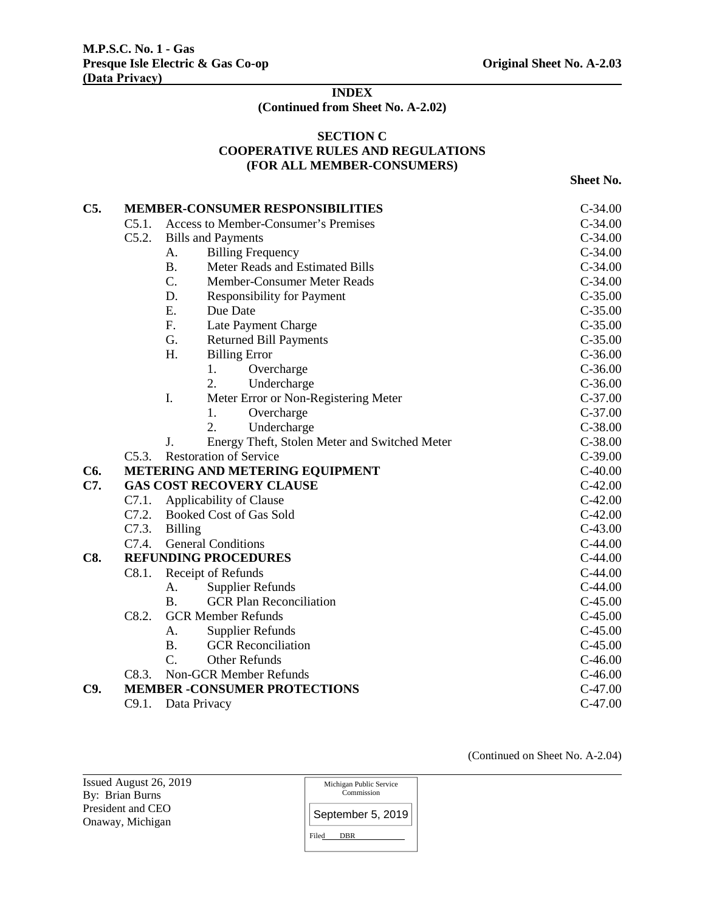**M.P.S.C. No. 1 - Gas**
**Presque Isle Electric & Gas Co-op** **Original Sheet No. A-2.03**
**(Data Privacy)**

## INDEX
**(Continued from Sheet No. A-2.02)**

## SECTION C
## COOPERATIVE RULES AND REGULATIONS
## (FOR ALL MEMBER-CONSUMERS)

| | | | | | Sheet No. |
|---|---|---|---|---|---|
| **C5.** | **MEMBER-CONSUMER RESPONSIBILITIES** | | | | C-34.00 |
| | C5.1. | Access to Member-Consumer's Premises | | | C-34.00 |
| | C5.2. | Bills and Payments | | | C-34.00 |
| | | A. | Billing Frequency | | C-34.00 |
| | | B. | Meter Reads and Estimated Bills | | C-34.00 |
| | | C. | Member-Consumer Meter Reads | | C-34.00 |
| | | D. | Responsibility for Payment | | C-35.00 |
| | | E. | Due Date | | C-35.00 |
| | | F. | Late Payment Charge | | C-35.00 |
| | | G. | Returned Bill Payments | | C-35.00 |
| | | H. | Billing Error | | C-36.00 |
| | | | 1. | Overcharge | C-36.00 |
| | | | 2. | Undercharge | C-36.00 |
| | | I. | Meter Error or Non-Registering Meter | | C-37.00 |
| | | | 1. | Overcharge | C-37.00 |
| | | | 2. | Undercharge | C-38.00 |
| | | J. | Energy Theft, Stolen Meter and Switched Meter | | C-38.00 |
| | C5.3. | Restoration of Service | | | C-39.00 |
| **C6.** | **METERING AND METERING EQUIPMENT** | | | | C-40.00 |
| **C7.** | **GAS COST RECOVERY CLAUSE** | | | | C-42.00 |
| | C7.1. | Applicability of Clause | | | C-42.00 |
| | C7.2. | Booked Cost of Gas Sold | | | C-42.00 |
| | C7.3. | Billing | | | C-43.00 |
| | C7.4. | General Conditions | | | C-44.00 |
| **C8.** | **REFUNDING PROCEDURES** | | | | C-44.00 |
| | C8.1. | Receipt of Refunds | | | C-44.00 |
| | | A. | Supplier Refunds | | C-44.00 |
| | | B. | GCR Plan Reconciliation | | C-45.00 |
| | C8.2. | GCR Member Refunds | | | C-45.00 |
| | | A. | Supplier Refunds | | C-45.00 |
| | | B. | GCR Reconciliation | | C-45.00 |
| | | C. | Other Refunds | | C-46.00 |
| | C8.3. | Non-GCR Member Refunds | | | C-46.00 |
| **C9.** | **MEMBER -CONSUMER PROTECTIONS** | | | | C-47.00 |
| | C9.1. | Data Privacy | | | C-47.00 |

(Continued on Sheet No. A-2.04)

Issued August 26, 2019
By: Brian Burns
President and CEO
Onaway, Michigan

Michigan Public Service Commission
September 5, 2019
Filed DBR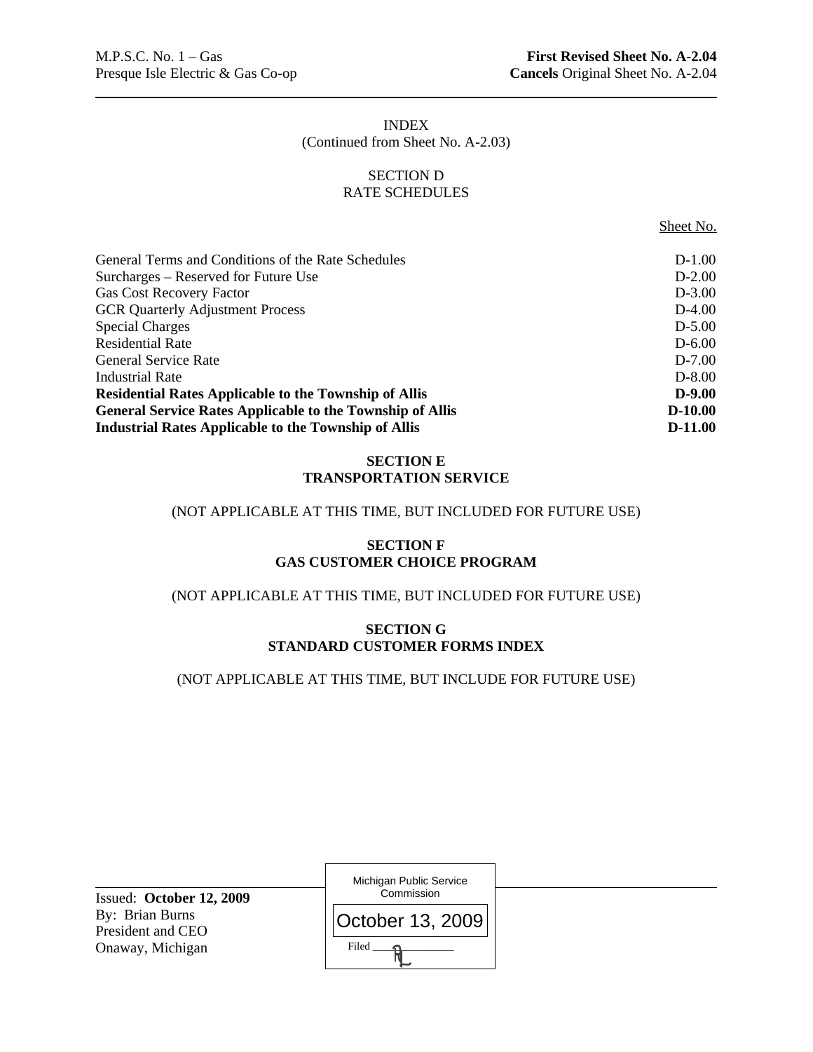M.P.S.C. No. 1 – Gas
Presque Isle Electric & Gas Co-op

**First Revised Sheet No. A-2.04**
**Cancels** Original Sheet No. A-2.04

INDEX
(Continued from Sheet No. A-2.03)

## SECTION D
## RATE SCHEDULES

| | Sheet No. |
|---|---|
| General Terms and Conditions of the Rate Schedules | D-1.00 |
| Surcharges – Reserved for Future Use | D-2.00 |
| Gas Cost Recovery Factor | D-3.00 |
| GCR Quarterly Adjustment Process | D-4.00 |
| Special Charges | D-5.00 |
| Residential Rate | D-6.00 |
| General Service Rate | D-7.00 |
| Industrial Rate | D-8.00 |
| **Residential Rates Applicable to the Township of Allis** | **D-9.00** |
| **General Service Rates Applicable to the Township of Allis** | **D-10.00** |
| **Industrial Rates Applicable to the Township of Allis** | **D-11.00** |

## SECTION E
## TRANSPORTATION SERVICE

(NOT APPLICABLE AT THIS TIME, BUT INCLUDED FOR FUTURE USE)

## SECTION F
## GAS CUSTOMER CHOICE PROGRAM

(NOT APPLICABLE AT THIS TIME, BUT INCLUDED FOR FUTURE USE)

## SECTION G
## STANDARD CUSTOMER FORMS INDEX

(NOT APPLICABLE AT THIS TIME, BUT INCLUDE FOR FUTURE USE)

Issued: **October 12, 2009**
By: Brian Burns
President and CEO
Onaway, Michigan

Michigan Public Service Commission
October 13, 2009
Filed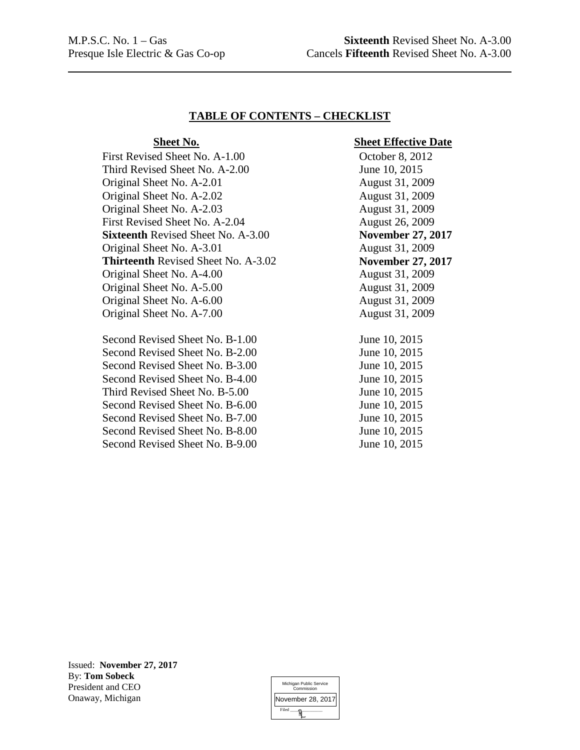M.P.S.C. No. 1 – Gas **Sixteenth** Revised Sheet No. A-3.00
Presque Isle Electric & Gas Co-op Cancels **Fifteenth** Revised Sheet No. A-3.00

## TABLE OF CONTENTS – CHECKLIST

| Sheet No. | Sheet Effective Date |
|---|---|
| First Revised Sheet No. A-1.00 | October 8, 2012 |
| Third Revised Sheet No. A-2.00 | June 10, 2015 |
| Original Sheet No. A-2.01 | August 31, 2009 |
| Original Sheet No. A-2.02 | August 31, 2009 |
| Original Sheet No. A-2.03 | August 31, 2009 |
| First Revised Sheet No. A-2.04 | August 26, 2009 |
| **Sixteenth** Revised Sheet No. A-3.00 | **November 27, 2017** |
| Original Sheet No. A-3.01 | August 31, 2009 |
| **Thirteenth** Revised Sheet No. A-3.02 | **November 27, 2017** |
| Original Sheet No. A-4.00 | August 31, 2009 |
| Original Sheet No. A-5.00 | August 31, 2009 |
| Original Sheet No. A-6.00 | August 31, 2009 |
| Original Sheet No. A-7.00 | August 31, 2009 |
| | |
| Second Revised Sheet No. B-1.00 | June 10, 2015 |
| Second Revised Sheet No. B-2.00 | June 10, 2015 |
| Second Revised Sheet No. B-3.00 | June 10, 2015 |
| Second Revised Sheet No. B-4.00 | June 10, 2015 |
| Third Revised Sheet No. B-5.00 | June 10, 2015 |
| Second Revised Sheet No. B-6.00 | June 10, 2015 |
| Second Revised Sheet No. B-7.00 | June 10, 2015 |
| Second Revised Sheet No. B-8.00 | June 10, 2015 |
| Second Revised Sheet No. B-9.00 | June 10, 2015 |

Issued: **November 27, 2017**
By: **Tom Sobeck**
President and CEO
Onaway, Michigan

Michigan Public Service Commission
November 28, 2017
Filed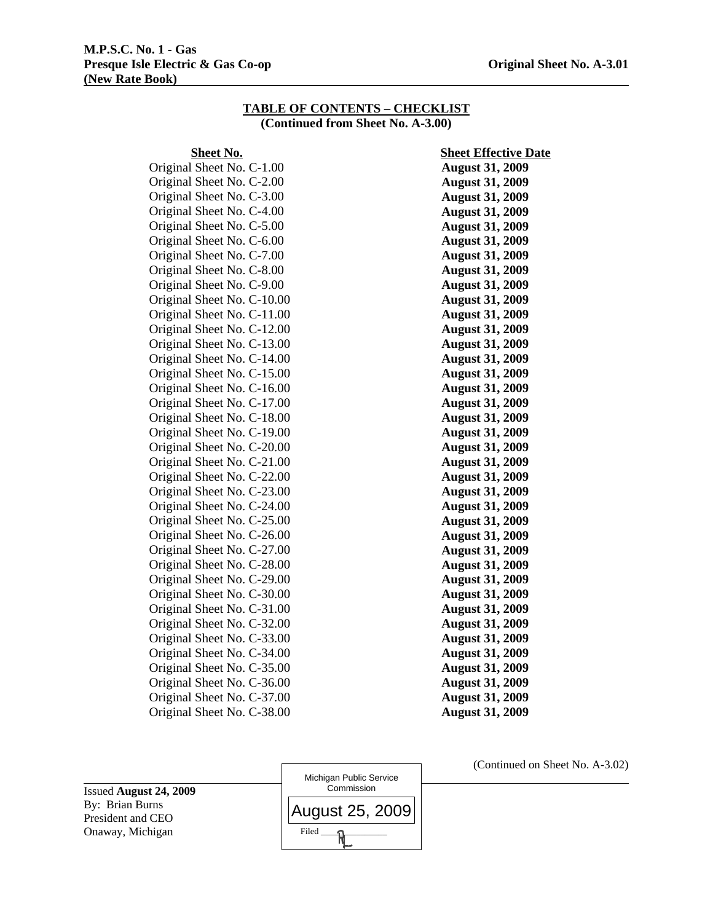**M.P.S.C. No. 1 - Gas**
**Presque Isle Electric & Gas Co-op** **Original Sheet No. A-3.01**
**(New Rate Book)**

## TABLE OF CONTENTS – CHECKLIST
**(Continued from Sheet No. A-3.00)**

| Sheet No. | Sheet Effective Date |
|---|---|
| Original Sheet No. C-1.00 | **August 31, 2009** |
| Original Sheet No. C-2.00 | **August 31, 2009** |
| Original Sheet No. C-3.00 | **August 31, 2009** |
| Original Sheet No. C-4.00 | **August 31, 2009** |
| Original Sheet No. C-5.00 | **August 31, 2009** |
| Original Sheet No. C-6.00 | **August 31, 2009** |
| Original Sheet No. C-7.00 | **August 31, 2009** |
| Original Sheet No. C-8.00 | **August 31, 2009** |
| Original Sheet No. C-9.00 | **August 31, 2009** |
| Original Sheet No. C-10.00 | **August 31, 2009** |
| Original Sheet No. C-11.00 | **August 31, 2009** |
| Original Sheet No. C-12.00 | **August 31, 2009** |
| Original Sheet No. C-13.00 | **August 31, 2009** |
| Original Sheet No. C-14.00 | **August 31, 2009** |
| Original Sheet No. C-15.00 | **August 31, 2009** |
| Original Sheet No. C-16.00 | **August 31, 2009** |
| Original Sheet No. C-17.00 | **August 31, 2009** |
| Original Sheet No. C-18.00 | **August 31, 2009** |
| Original Sheet No. C-19.00 | **August 31, 2009** |
| Original Sheet No. C-20.00 | **August 31, 2009** |
| Original Sheet No. C-21.00 | **August 31, 2009** |
| Original Sheet No. C-22.00 | **August 31, 2009** |
| Original Sheet No. C-23.00 | **August 31, 2009** |
| Original Sheet No. C-24.00 | **August 31, 2009** |
| Original Sheet No. C-25.00 | **August 31, 2009** |
| Original Sheet No. C-26.00 | **August 31, 2009** |
| Original Sheet No. C-27.00 | **August 31, 2009** |
| Original Sheet No. C-28.00 | **August 31, 2009** |
| Original Sheet No. C-29.00 | **August 31, 2009** |
| Original Sheet No. C-30.00 | **August 31, 2009** |
| Original Sheet No. C-31.00 | **August 31, 2009** |
| Original Sheet No. C-32.00 | **August 31, 2009** |
| Original Sheet No. C-33.00 | **August 31, 2009** |
| Original Sheet No. C-34.00 | **August 31, 2009** |
| Original Sheet No. C-35.00 | **August 31, 2009** |
| Original Sheet No. C-36.00 | **August 31, 2009** |
| Original Sheet No. C-37.00 | **August 31, 2009** |
| Original Sheet No. C-38.00 | **August 31, 2009** |

(Continued on Sheet No. A-3.02)

Issued **August 24, 2009**
By: Brian Burns
President and CEO
Onaway, Michigan

Michigan Public Service Commission
August 25, 2009
Filed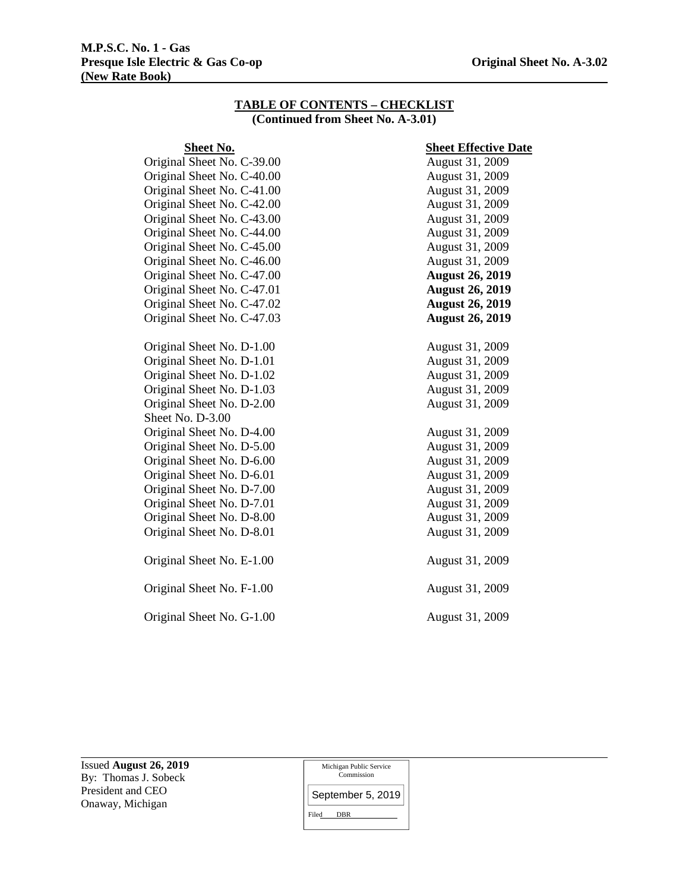**M.P.S.C. No. 1 - Gas**
**Presque Isle Electric & Gas Co-op**
**(New Rate Book)**

**Original Sheet No. A-3.02**

## TABLE OF CONTENTS – CHECKLIST
**(Continued from Sheet No. A-3.01)**

| Sheet No. | Sheet Effective Date |
|---|---|
| Original Sheet No. C-39.00 | August 31, 2009 |
| Original Sheet No. C-40.00 | August 31, 2009 |
| Original Sheet No. C-41.00 | August 31, 2009 |
| Original Sheet No. C-42.00 | August 31, 2009 |
| Original Sheet No. C-43.00 | August 31, 2009 |
| Original Sheet No. C-44.00 | August 31, 2009 |
| Original Sheet No. C-45.00 | August 31, 2009 |
| Original Sheet No. C-46.00 | August 31, 2009 |
| Original Sheet No. C-47.00 | **August 26, 2019** |
| Original Sheet No. C-47.01 | **August 26, 2019** |
| Original Sheet No. C-47.02 | **August 26, 2019** |
| Original Sheet No. C-47.03 | **August 26, 2019** |
| | |
| Original Sheet No. D-1.00 | August 31, 2009 |
| Original Sheet No. D-1.01 | August 31, 2009 |
| Original Sheet No. D-1.02 | August 31, 2009 |
| Original Sheet No. D-1.03 | August 31, 2009 |
| Original Sheet No. D-2.00 | August 31, 2009 |
| Sheet No. D-3.00 | |
| Original Sheet No. D-4.00 | August 31, 2009 |
| Original Sheet No. D-5.00 | August 31, 2009 |
| Original Sheet No. D-6.00 | August 31, 2009 |
| Original Sheet No. D-6.01 | August 31, 2009 |
| Original Sheet No. D-7.00 | August 31, 2009 |
| Original Sheet No. D-7.01 | August 31, 2009 |
| Original Sheet No. D-8.00 | August 31, 2009 |
| Original Sheet No. D-8.01 | August 31, 2009 |
| | |
| Original Sheet No. E-1.00 | August 31, 2009 |
| | |
| Original Sheet No. F-1.00 | August 31, 2009 |
| | |
| Original Sheet No. G-1.00 | August 31, 2009 |

Issued **August 26, 2019**
By: Thomas J. Sobeck
President and CEO
Onaway, Michigan

Michigan Public Service Commission
September 5, 2019
Filed DBR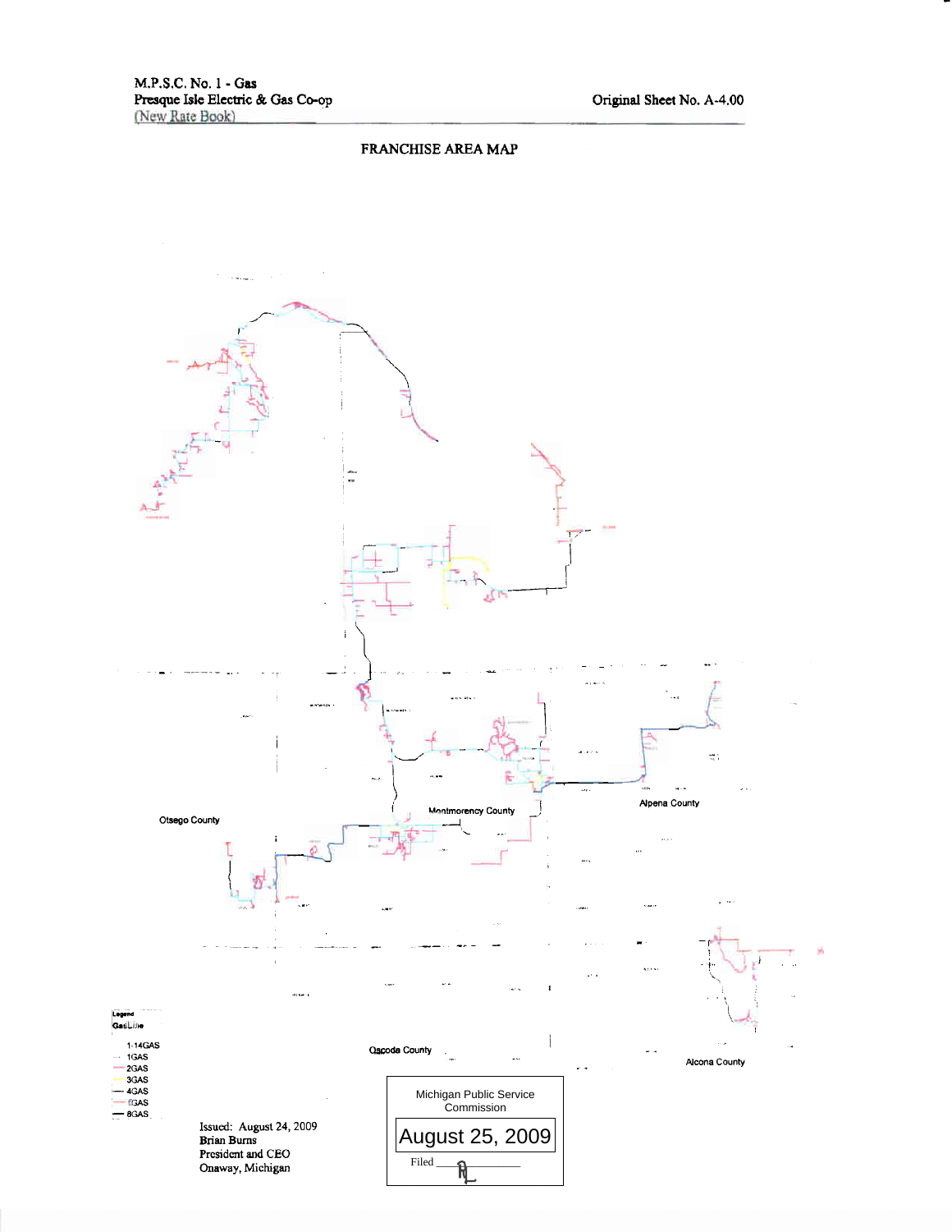M.P.S.C. No. 1 - Gas
Presque Isle Electric & Gas Co-op
(New Rate Book)

Original Sheet No. A-4.00

# FRANCHISE AREA MAP

Otsego County

Montmorency County

Alpena County

Oscoda County

Alcona County

Legend
GasLine

- 1-14GAS
- 1GAS
- 2GAS
- 3GAS
- 4GAS
- 5GAS
- 8GAS

Issued: August 24, 2009
Brian Burns
President and CEO
Onaway, Michigan

Michigan Public Service Commission
August 25, 2009
Filed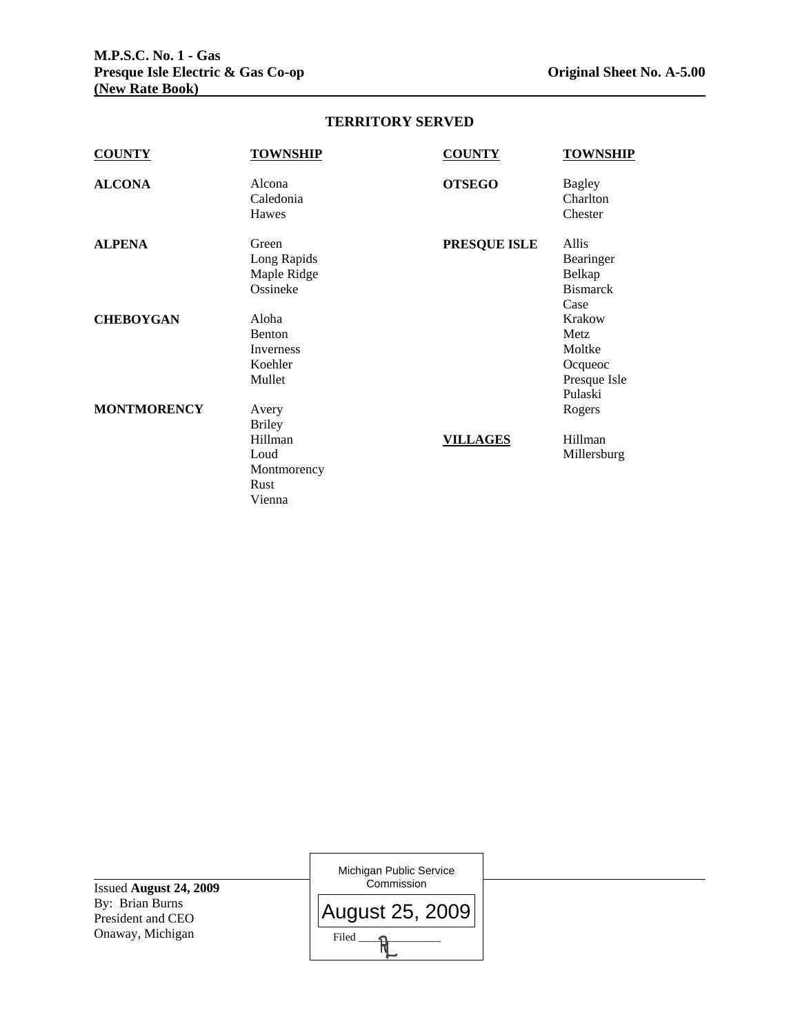## TERRITORY SERVED

| COUNTY | TOWNSHIP | COUNTY | TOWNSHIP |
|---|---|---|---|
| **ALCONA** | Alcona<br>Caledonia<br>Hawes | **OTSEGO** | Bagley<br>Charlton<br>Chester |
| **ALPENA** | Green<br>Long Rapids<br>Maple Ridge<br>Ossineke | **PRESQUE ISLE** | Allis<br>Bearinger<br>Belkap<br>Bismarck<br>Case<br>Krakow<br>Metz<br>Moltke<br>Ocqueoc<br>Presque Isle<br>Pulaski<br>Rogers |
| **CHEBOYGAN** | Aloha<br>Benton<br>Inverness<br>Koehler<br>Mullet | | |
| **MONTMORENCY** | Avery<br>Briley<br>Hillman<br>Loud<br>Montmorency<br>Rust<br>Vienna | **VILLAGES** | Hillman<br>Millersburg |

Issued **August 24, 2009**
By: Brian Burns
President and CEO
Onaway, Michigan

Michigan Public Service Commission
August 25, 2009
Filed ____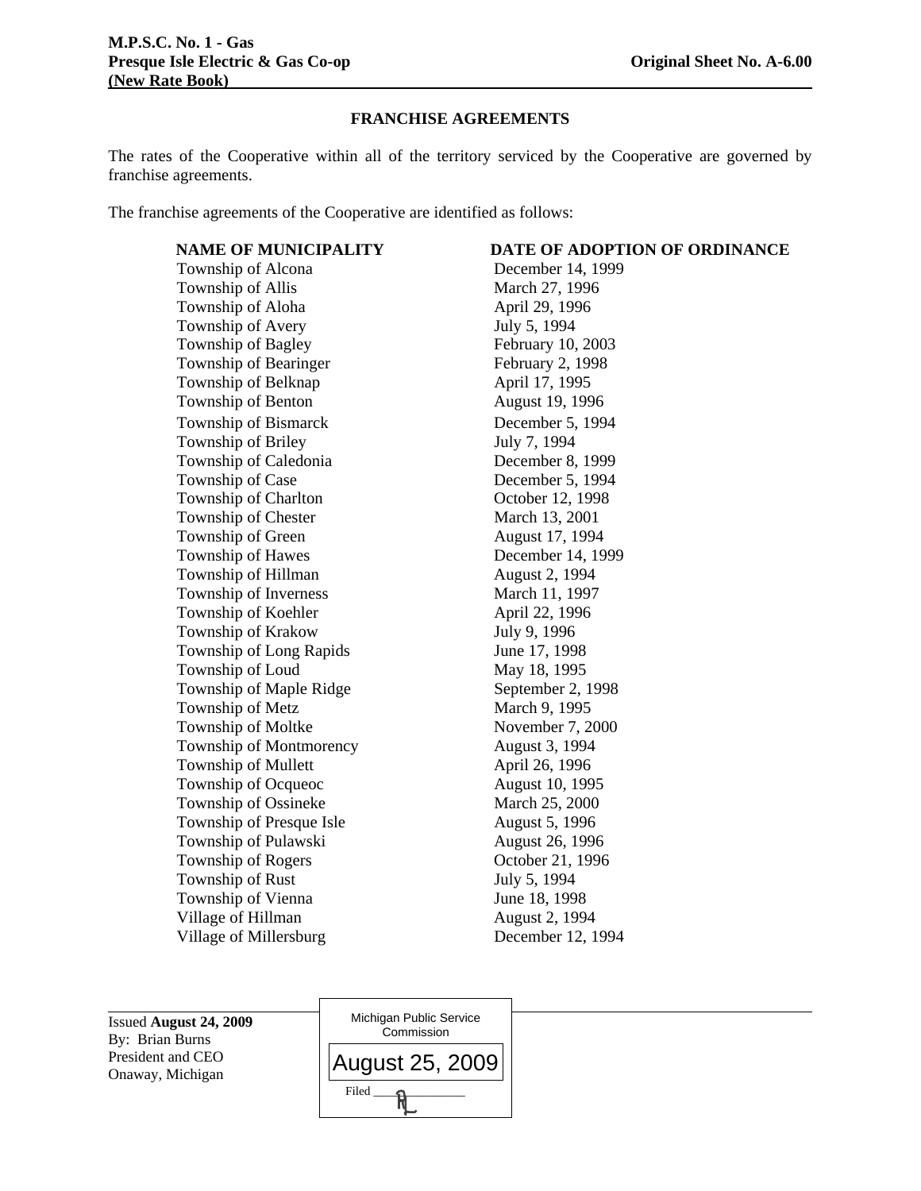## FRANCHISE AGREEMENTS

The rates of the Cooperative within all of the territory serviced by the Cooperative are governed by franchise agreements.

The franchise agreements of the Cooperative are identified as follows:

| NAME OF MUNICIPALITY | DATE OF ADOPTION OF ORDINANCE |
|---|---|
| Township of Alcona | December 14, 1999 |
| Township of Allis | March 27, 1996 |
| Township of Aloha | April 29, 1996 |
| Township of Avery | July 5, 1994 |
| Township of Bagley | February 10, 2003 |
| Township of Bearinger | February 2, 1998 |
| Township of Belknap | April 17, 1995 |
| Township of Benton | August 19, 1996 |
| Township of Bismarck | December 5, 1994 |
| Township of Briley | July 7, 1994 |
| Township of Caledonia | December 8, 1999 |
| Township of Case | December 5, 1994 |
| Township of Charlton | October 12, 1998 |
| Township of Chester | March 13, 2001 |
| Township of Green | August 17, 1994 |
| Township of Hawes | December 14, 1999 |
| Township of Hillman | August 2, 1994 |
| Township of Inverness | March 11, 1997 |
| Township of Koehler | April 22, 1996 |
| Township of Krakow | July 9, 1996 |
| Township of Long Rapids | June 17, 1998 |
| Township of Loud | May 18, 1995 |
| Township of Maple Ridge | September 2, 1998 |
| Township of Metz | March 9, 1995 |
| Township of Moltke | November 7, 2000 |
| Township of Montmorency | August 3, 1994 |
| Township of Mullett | April 26, 1996 |
| Township of Ocqueoc | August 10, 1995 |
| Township of Ossineke | March 25, 2000 |
| Township of Presque Isle | August 5, 1996 |
| Township of Pulawski | August 26, 1996 |
| Township of Rogers | October 21, 1996 |
| Township of Rust | July 5, 1994 |
| Township of Vienna | June 18, 1998 |
| Village of Hillman | August 2, 1994 |
| Village of Millersburg | December 12, 1994 |

Issued **August 24, 2009**
By: Brian Burns
President and CEO
Onaway, Michigan

Michigan Public Service Commission
August 25, 2009
Filed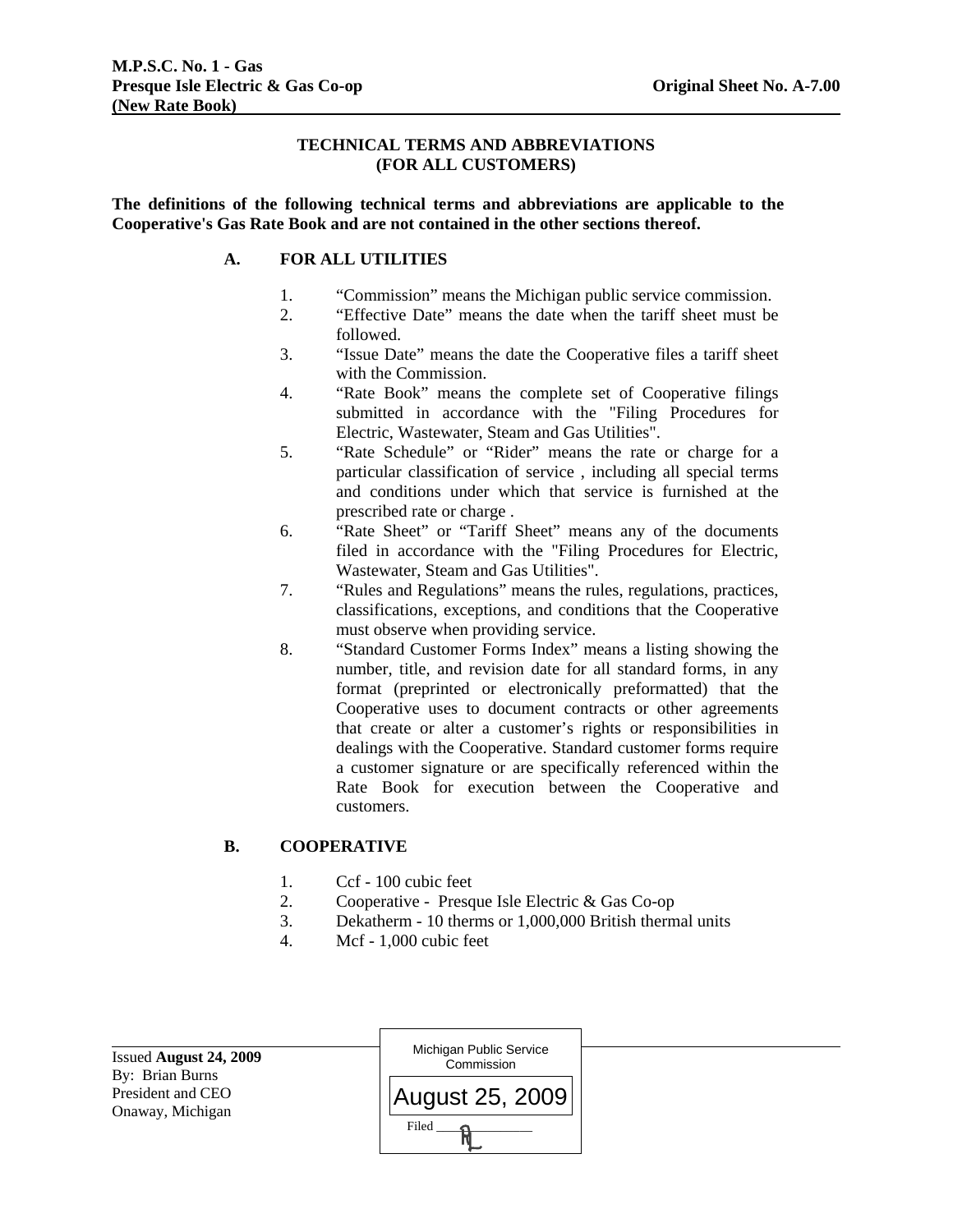# TECHNICAL TERMS AND ABBREVIATIONS
# (FOR ALL CUSTOMERS)

**The definitions of the following technical terms and abbreviations are applicable to the Cooperative's Gas Rate Book and are not contained in the other sections thereof.**

## A. FOR ALL UTILITIES

1. "Commission" means the Michigan public service commission.
2. "Effective Date" means the date when the tariff sheet must be followed.
3. "Issue Date" means the date the Cooperative files a tariff sheet with the Commission.
4. "Rate Book" means the complete set of Cooperative filings submitted in accordance with the "Filing Procedures for Electric, Wastewater, Steam and Gas Utilities".
5. "Rate Schedule" or "Rider" means the rate or charge for a particular classification of service , including all special terms and conditions under which that service is furnished at the prescribed rate or charge .
6. "Rate Sheet" or "Tariff Sheet" means any of the documents filed in accordance with the "Filing Procedures for Electric, Wastewater, Steam and Gas Utilities".
7. "Rules and Regulations" means the rules, regulations, practices, classifications, exceptions, and conditions that the Cooperative must observe when providing service.
8. "Standard Customer Forms Index" means a listing showing the number, title, and revision date for all standard forms, in any format (preprinted or electronically preformatted) that the Cooperative uses to document contracts or other agreements that create or alter a customer's rights or responsibilities in dealings with the Cooperative. Standard customer forms require a customer signature or are specifically referenced within the Rate Book for execution between the Cooperative and customers.

## B. COOPERATIVE

1. Ccf - 100 cubic feet
2. Cooperative - Presque Isle Electric & Gas Co-op
3. Dekatherm - 10 therms or 1,000,000 British thermal units
4. Mcf - 1,000 cubic feet

Issued **August 24, 2009**
By: Brian Burns
President and CEO
Onaway, Michigan

Michigan Public Service Commission
August 25, 2009
Filed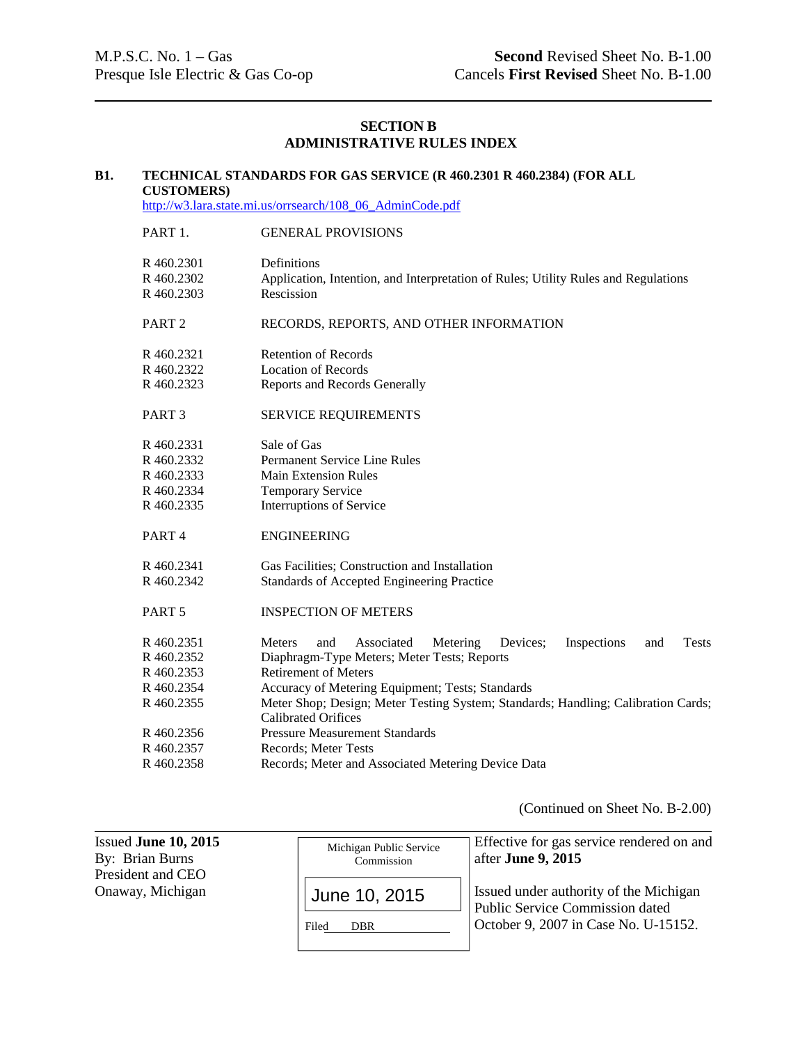M.P.S.C. No. 1 – Gas
Presque Isle Electric & Gas Co-op

**Second** Revised Sheet No. B-1.00
Cancels **First Revised** Sheet No. B-1.00

## SECTION B
## ADMINISTRATIVE RULES INDEX

**B1. TECHNICAL STANDARDS FOR GAS SERVICE (R 460.2301 R 460.2384) (FOR ALL CUSTOMERS)**

http://w3.lara.state.mi.us/orrsearch/108_06_AdminCode.pdf

| | |
|---|---|
| PART 1. | GENERAL PROVISIONS |
| R 460.2301 | Definitions |
| R 460.2302 | Application, Intention, and Interpretation of Rules; Utility Rules and Regulations |
| R 460.2303 | Rescission |
| PART 2 | RECORDS, REPORTS, AND OTHER INFORMATION |
| R 460.2321 | Retention of Records |
| R 460.2322 | Location of Records |
| R 460.2323 | Reports and Records Generally |
| PART 3 | SERVICE REQUIREMENTS |
| R 460.2331 | Sale of Gas |
| R 460.2332 | Permanent Service Line Rules |
| R 460.2333 | Main Extension Rules |
| R 460.2334 | Temporary Service |
| R 460.2335 | Interruptions of Service |
| PART 4 | ENGINEERING |
| R 460.2341 | Gas Facilities; Construction and Installation |
| R 460.2342 | Standards of Accepted Engineering Practice |
| PART 5 | INSPECTION OF METERS |
| R 460.2351 | Meters and Associated Metering Devices; Inspections and Tests |
| R 460.2352 | Diaphragm-Type Meters; Meter Tests; Reports |
| R 460.2353 | Retirement of Meters |
| R 460.2354 | Accuracy of Metering Equipment; Tests; Standards |
| R 460.2355 | Meter Shop; Design; Meter Testing System; Standards; Handling; Calibration Cards; Calibrated Orifices |
| R 460.2356 | Pressure Measurement Standards |
| R 460.2357 | Records; Meter Tests |
| R 460.2358 | Records; Meter and Associated Metering Device Data |

(Continued on Sheet No. B-2.00)

Issued **June 10, 2015**
By: Brian Burns
President and CEO
Onaway, Michigan

Michigan Public Service Commission
June 10, 2015
Filed DBR

Effective for gas service rendered on and after **June 9, 2015**

Issued under authority of the Michigan Public Service Commission dated October 9, 2007 in Case No. U-15152.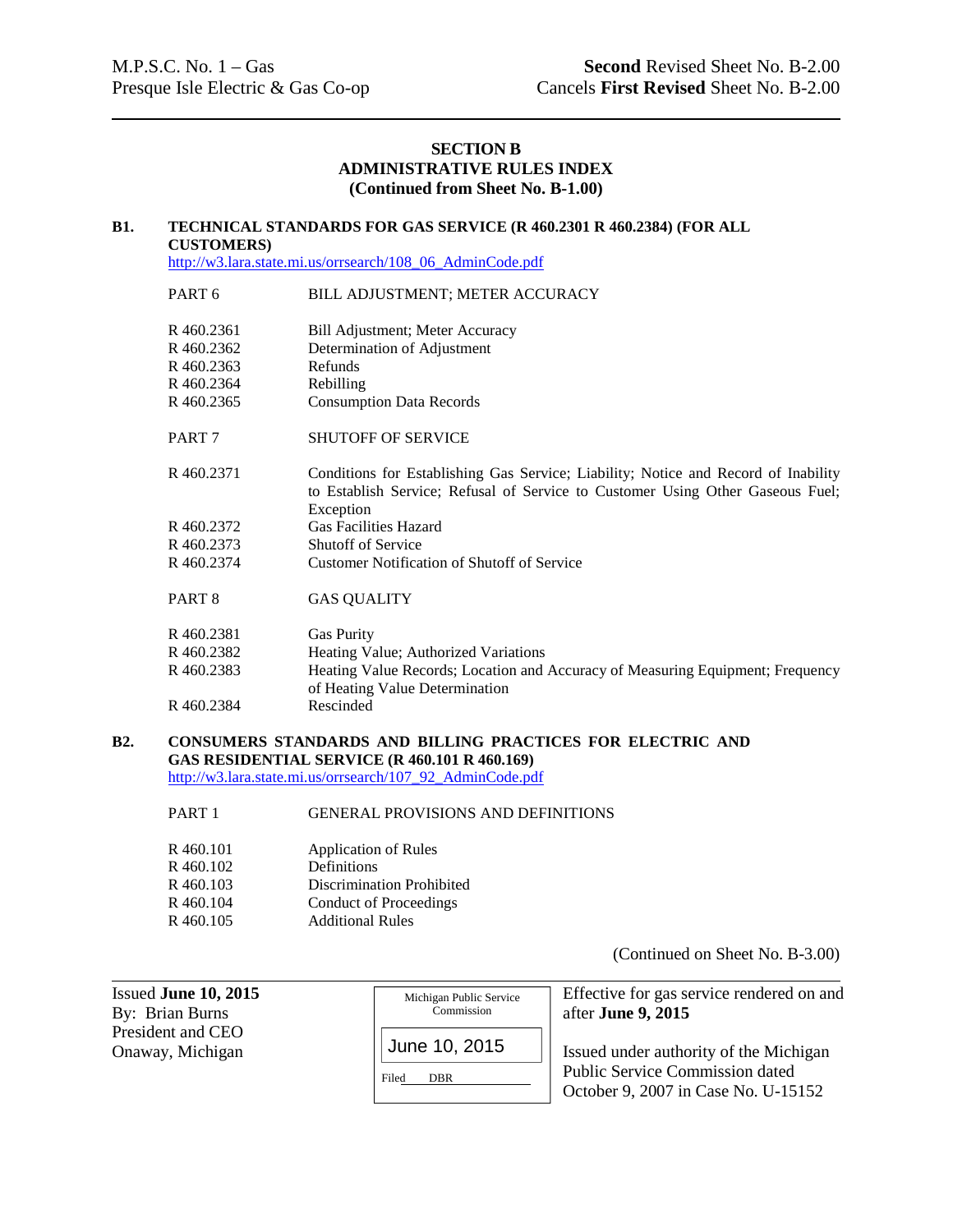M.P.S.C. No. 1 – Gas
Presque Isle Electric & Gas Co-op

**Second** Revised Sheet No. B-2.00
Cancels **First Revised** Sheet No. B-2.00

---

## SECTION B
## ADMINISTRATIVE RULES INDEX
### (Continued from Sheet No. B-1.00)

**B1. TECHNICAL STANDARDS FOR GAS SERVICE (R 460.2301 R 460.2384) (FOR ALL CUSTOMERS)**
http://w3.lara.state.mi.us/orrsearch/108_06_AdminCode.pdf

| | |
|---|---|
| PART 6 | BILL ADJUSTMENT; METER ACCURACY |
| R 460.2361 | Bill Adjustment; Meter Accuracy |
| R 460.2362 | Determination of Adjustment |
| R 460.2363 | Refunds |
| R 460.2364 | Rebilling |
| R 460.2365 | Consumption Data Records |
| PART 7 | SHUTOFF OF SERVICE |
| R 460.2371 | Conditions for Establishing Gas Service; Liability; Notice and Record of Inability to Establish Service; Refusal of Service to Customer Using Other Gaseous Fuel; Exception |
| R 460.2372 | Gas Facilities Hazard |
| R 460.2373 | Shutoff of Service |
| R 460.2374 | Customer Notification of Shutoff of Service |
| PART 8 | GAS QUALITY |
| R 460.2381 | Gas Purity |
| R 460.2382 | Heating Value; Authorized Variations |
| R 460.2383 | Heating Value Records; Location and Accuracy of Measuring Equipment; Frequency of Heating Value Determination |
| R 460.2384 | Rescinded |

**B2. CONSUMERS STANDARDS AND BILLING PRACTICES FOR ELECTRIC AND GAS RESIDENTIAL SERVICE (R 460.101 R 460.169)**
http://w3.lara.state.mi.us/orrsearch/107_92_AdminCode.pdf

| | |
|---|---|
| PART 1 | GENERAL PROVISIONS AND DEFINITIONS |
| R 460.101 | Application of Rules |
| R 460.102 | Definitions |
| R 460.103 | Discrimination Prohibited |
| R 460.104 | Conduct of Proceedings |
| R 460.105 | Additional Rules |

(Continued on Sheet No. B-3.00)

---

Issued **June 10, 2015**
By: Brian Burns
President and CEO
Onaway, Michigan

Michigan Public Service Commission
June 10, 2015
Filed DBR

Effective for gas service rendered on and after **June 9, 2015**

Issued under authority of the Michigan Public Service Commission dated October 9, 2007 in Case No. U-15152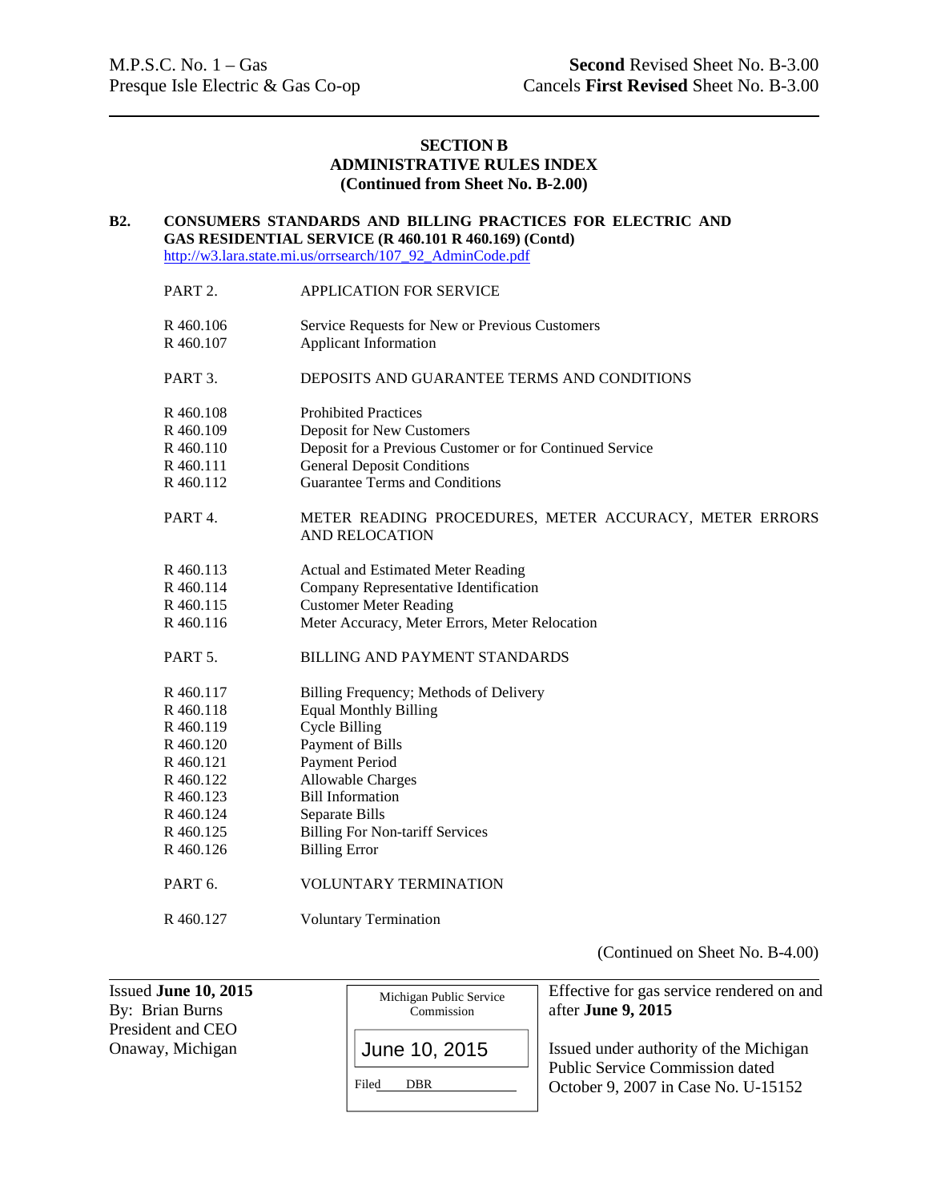M.P.S.C. No. 1 – Gas
Presque Isle Electric & Gas Co-op

**Second** Revised Sheet No. B-3.00
Cancels **First Revised** Sheet No. B-3.00

## SECTION B
## ADMINISTRATIVE RULES INDEX
**(Continued from Sheet No. B-2.00)**

**B2. CONSUMERS STANDARDS AND BILLING PRACTICES FOR ELECTRIC AND GAS RESIDENTIAL SERVICE (R 460.101 R 460.169) (Contd)**
http://w3.lara.state.mi.us/orrsearch/107_92_AdminCode.pdf

PART 2. APPLICATION FOR SERVICE

| | |
|---|---|
| R 460.106 | Service Requests for New or Previous Customers |
| R 460.107 | Applicant Information |

PART 3. DEPOSITS AND GUARANTEE TERMS AND CONDITIONS

| | |
|---|---|
| R 460.108 | Prohibited Practices |
| R 460.109 | Deposit for New Customers |
| R 460.110 | Deposit for a Previous Customer or for Continued Service |
| R 460.111 | General Deposit Conditions |
| R 460.112 | Guarantee Terms and Conditions |

PART 4. METER READING PROCEDURES, METER ACCURACY, METER ERRORS AND RELOCATION

| | |
|---|---|
| R 460.113 | Actual and Estimated Meter Reading |
| R 460.114 | Company Representative Identification |
| R 460.115 | Customer Meter Reading |
| R 460.116 | Meter Accuracy, Meter Errors, Meter Relocation |

PART 5. BILLING AND PAYMENT STANDARDS

| | |
|---|---|
| R 460.117 | Billing Frequency; Methods of Delivery |
| R 460.118 | Equal Monthly Billing |
| R 460.119 | Cycle Billing |
| R 460.120 | Payment of Bills |
| R 460.121 | Payment Period |
| R 460.122 | Allowable Charges |
| R 460.123 | Bill Information |
| R 460.124 | Separate Bills |
| R 460.125 | Billing For Non-tariff Services |
| R 460.126 | Billing Error |

PART 6. VOLUNTARY TERMINATION

| | |
|---|---|
| R 460.127 | Voluntary Termination |

(Continued on Sheet No. B-4.00)

Issued **June 10, 2015**
By: Brian Burns
President and CEO
Onaway, Michigan

Michigan Public Service Commission
June 10, 2015
Filed DBR

Effective for gas service rendered on and after **June 9, 2015**

Issued under authority of the Michigan Public Service Commission dated October 9, 2007 in Case No. U-15152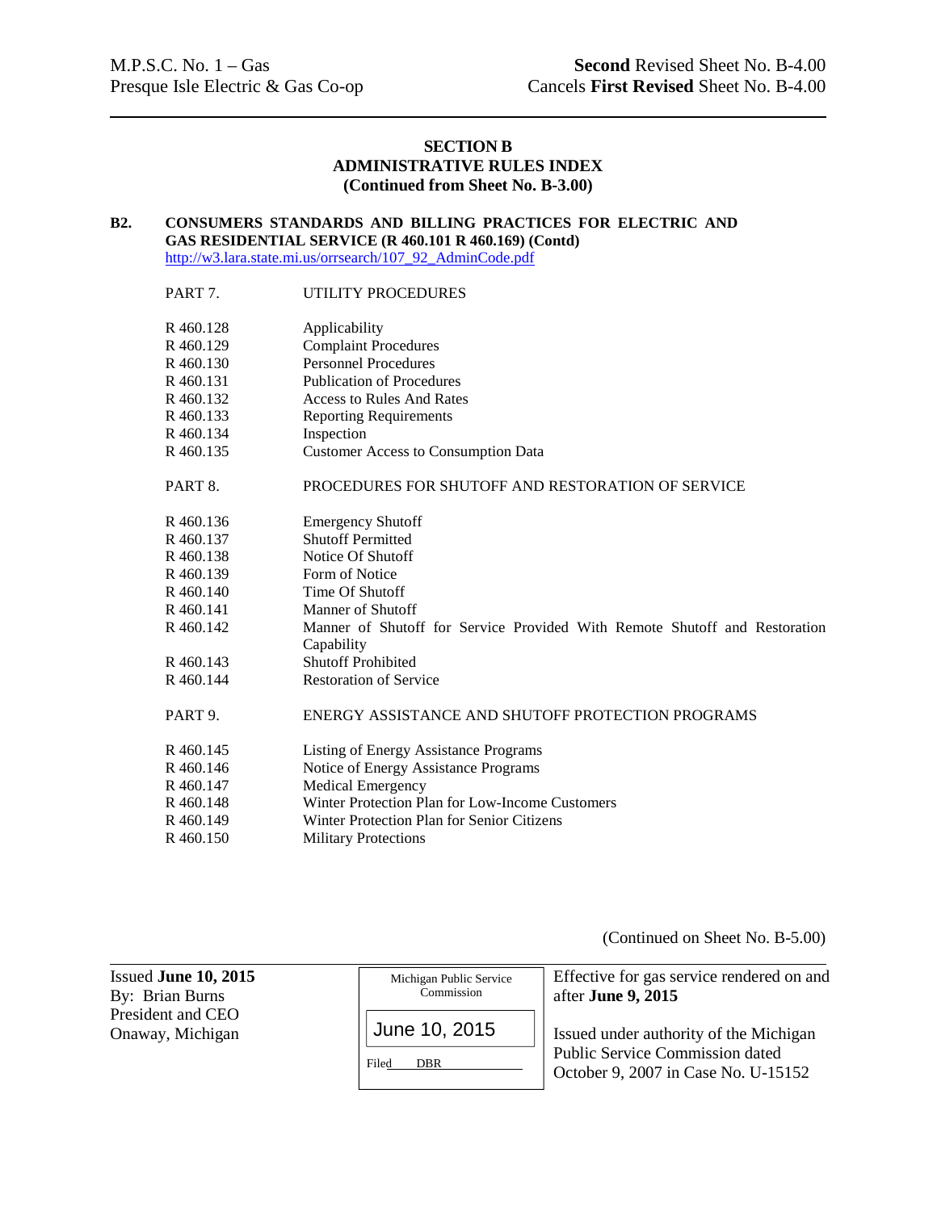## SECTION B
## ADMINISTRATIVE RULES INDEX
**(Continued from Sheet No. B-3.00)**

**B2. CONSUMERS STANDARDS AND BILLING PRACTICES FOR ELECTRIC AND GAS RESIDENTIAL SERVICE (R 460.101 R 460.169) (Contd)**
http://w3.lara.state.mi.us/orrsearch/107_92_AdminCode.pdf

| | |
|---|---|
| PART 7. | UTILITY PROCEDURES |
| R 460.128 | Applicability |
| R 460.129 | Complaint Procedures |
| R 460.130 | Personnel Procedures |
| R 460.131 | Publication of Procedures |
| R 460.132 | Access to Rules And Rates |
| R 460.133 | Reporting Requirements |
| R 460.134 | Inspection |
| R 460.135 | Customer Access to Consumption Data |
| PART 8. | PROCEDURES FOR SHUTOFF AND RESTORATION OF SERVICE |
| R 460.136 | Emergency Shutoff |
| R 460.137 | Shutoff Permitted |
| R 460.138 | Notice Of Shutoff |
| R 460.139 | Form of Notice |
| R 460.140 | Time Of Shutoff |
| R 460.141 | Manner of Shutoff |
| R 460.142 | Manner of Shutoff for Service Provided With Remote Shutoff and Restoration Capability |
| R 460.143 | Shutoff Prohibited |
| R 460.144 | Restoration of Service |
| PART 9. | ENERGY ASSISTANCE AND SHUTOFF PROTECTION PROGRAMS |
| R 460.145 | Listing of Energy Assistance Programs |
| R 460.146 | Notice of Energy Assistance Programs |
| R 460.147 | Medical Emergency |
| R 460.148 | Winter Protection Plan for Low-Income Customers |
| R 460.149 | Winter Protection Plan for Senior Citizens |
| R 460.150 | Military Protections |

(Continued on Sheet No. B-5.00)

Issued **June 10, 2015**
By: Brian Burns
President and CEO
Onaway, Michigan

Michigan Public Service Commission
June 10, 2015
Filed DBR

Effective for gas service rendered on and after **June 9, 2015**

Issued under authority of the Michigan Public Service Commission dated October 9, 2007 in Case No. U-15152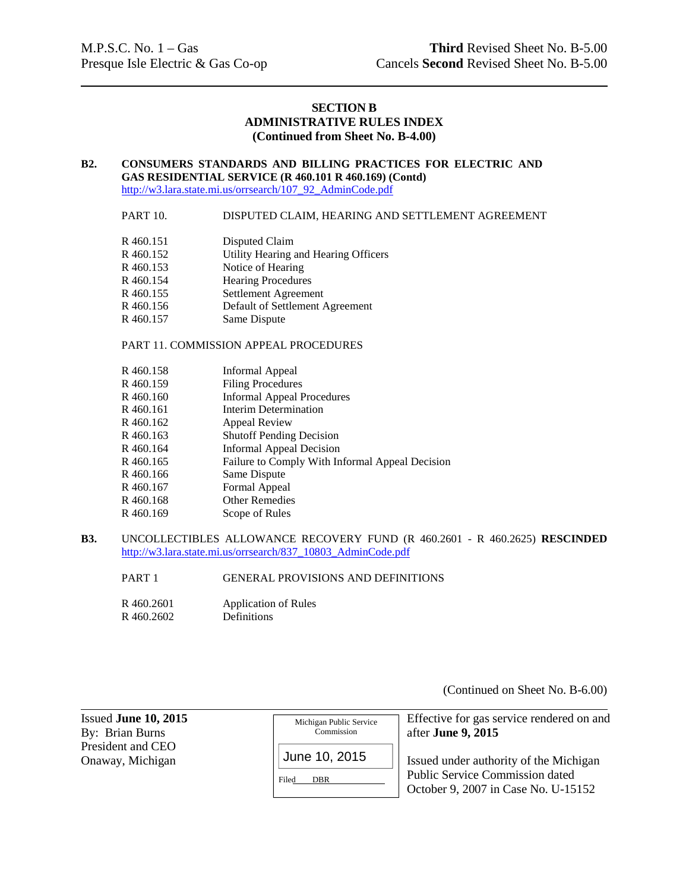## SECTION B
## ADMINISTRATIVE RULES INDEX
**(Continued from Sheet No. B-4.00)**

**B2. CONSUMERS STANDARDS AND BILLING PRACTICES FOR ELECTRIC AND GAS RESIDENTIAL SERVICE (R 460.101 R 460.169) (Contd)**
http://w3.lara.state.mi.us/orrsearch/107_92_AdminCode.pdf

PART 10. DISPUTED CLAIM, HEARING AND SETTLEMENT AGREEMENT

| | |
|---|---|
| R 460.151 | Disputed Claim |
| R 460.152 | Utility Hearing and Hearing Officers |
| R 460.153 | Notice of Hearing |
| R 460.154 | Hearing Procedures |
| R 460.155 | Settlement Agreement |
| R 460.156 | Default of Settlement Agreement |
| R 460.157 | Same Dispute |

PART 11. COMMISSION APPEAL PROCEDURES

| | |
|---|---|
| R 460.158 | Informal Appeal |
| R 460.159 | Filing Procedures |
| R 460.160 | Informal Appeal Procedures |
| R 460.161 | Interim Determination |
| R 460.162 | Appeal Review |
| R 460.163 | Shutoff Pending Decision |
| R 460.164 | Informal Appeal Decision |
| R 460.165 | Failure to Comply With Informal Appeal Decision |
| R 460.166 | Same Dispute |
| R 460.167 | Formal Appeal |
| R 460.168 | Other Remedies |
| R 460.169 | Scope of Rules |

**B3.** UNCOLLECTIBLES ALLOWANCE RECOVERY FUND (R 460.2601 - R 460.2625) **RESCINDED**
http://w3.lara.state.mi.us/orrsearch/837_10803_AdminCode.pdf

PART 1 GENERAL PROVISIONS AND DEFINITIONS

| | |
|---|---|
| R 460.2601 | Application of Rules |
| R 460.2602 | Definitions |

(Continued on Sheet No. B-6.00)

Issued **June 10, 2015**
By: Brian Burns
President and CEO
Onaway, Michigan

Michigan Public Service Commission
June 10, 2015
Filed DBR

Effective for gas service rendered on and after **June 9, 2015**

Issued under authority of the Michigan Public Service Commission dated October 9, 2007 in Case No. U-15152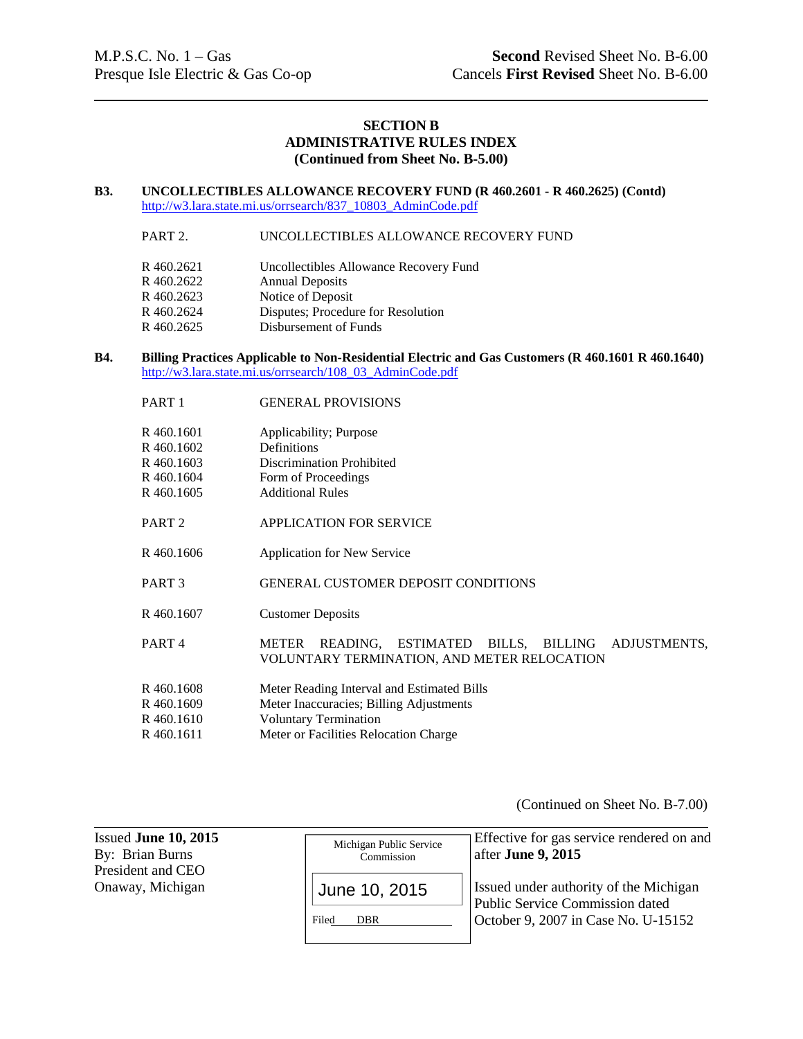M.P.S.C. No. 1 – Gas
Presque Isle Electric & Gas Co-op

**Second** Revised Sheet No. B-6.00
Cancels **First Revised** Sheet No. B-6.00

---

## SECTION B
## ADMINISTRATIVE RULES INDEX
**(Continued from Sheet No. B-5.00)**

**B3. UNCOLLECTIBLES ALLOWANCE RECOVERY FUND (R 460.2601 - R 460.2625) (Contd)**
http://w3.lara.state.mi.us/orrsearch/837_10803_AdminCode.pdf

| | |
|---|---|
| PART 2. | UNCOLLECTIBLES ALLOWANCE RECOVERY FUND |
| R 460.2621 | Uncollectibles Allowance Recovery Fund |
| R 460.2622 | Annual Deposits |
| R 460.2623 | Notice of Deposit |
| R 460.2624 | Disputes; Procedure for Resolution |
| R 460.2625 | Disbursement of Funds |

**B4. Billing Practices Applicable to Non-Residential Electric and Gas Customers (R 460.1601 R 460.1640)**
http://w3.lara.state.mi.us/orrsearch/108_03_AdminCode.pdf

| | |
|---|---|
| PART 1 | GENERAL PROVISIONS |
| R 460.1601 | Applicability; Purpose |
| R 460.1602 | Definitions |
| R 460.1603 | Discrimination Prohibited |
| R 460.1604 | Form of Proceedings |
| R 460.1605 | Additional Rules |
| PART 2 | APPLICATION FOR SERVICE |
| R 460.1606 | Application for New Service |
| PART 3 | GENERAL CUSTOMER DEPOSIT CONDITIONS |
| R 460.1607 | Customer Deposits |
| PART 4 | METER READING, ESTIMATED BILLS, BILLING ADJUSTMENTS, VOLUNTARY TERMINATION, AND METER RELOCATION |
| R 460.1608 | Meter Reading Interval and Estimated Bills |
| R 460.1609 | Meter Inaccuracies; Billing Adjustments |
| R 460.1610 | Voluntary Termination |
| R 460.1611 | Meter or Facilities Relocation Charge |

(Continued on Sheet No. B-7.00)

---

Issued **June 10, 2015**
By: Brian Burns
President and CEO
Onaway, Michigan

Michigan Public Service Commission
June 10, 2015
Filed DBR

Effective for gas service rendered on and after **June 9, 2015**

Issued under authority of the Michigan Public Service Commission dated October 9, 2007 in Case No. U-15152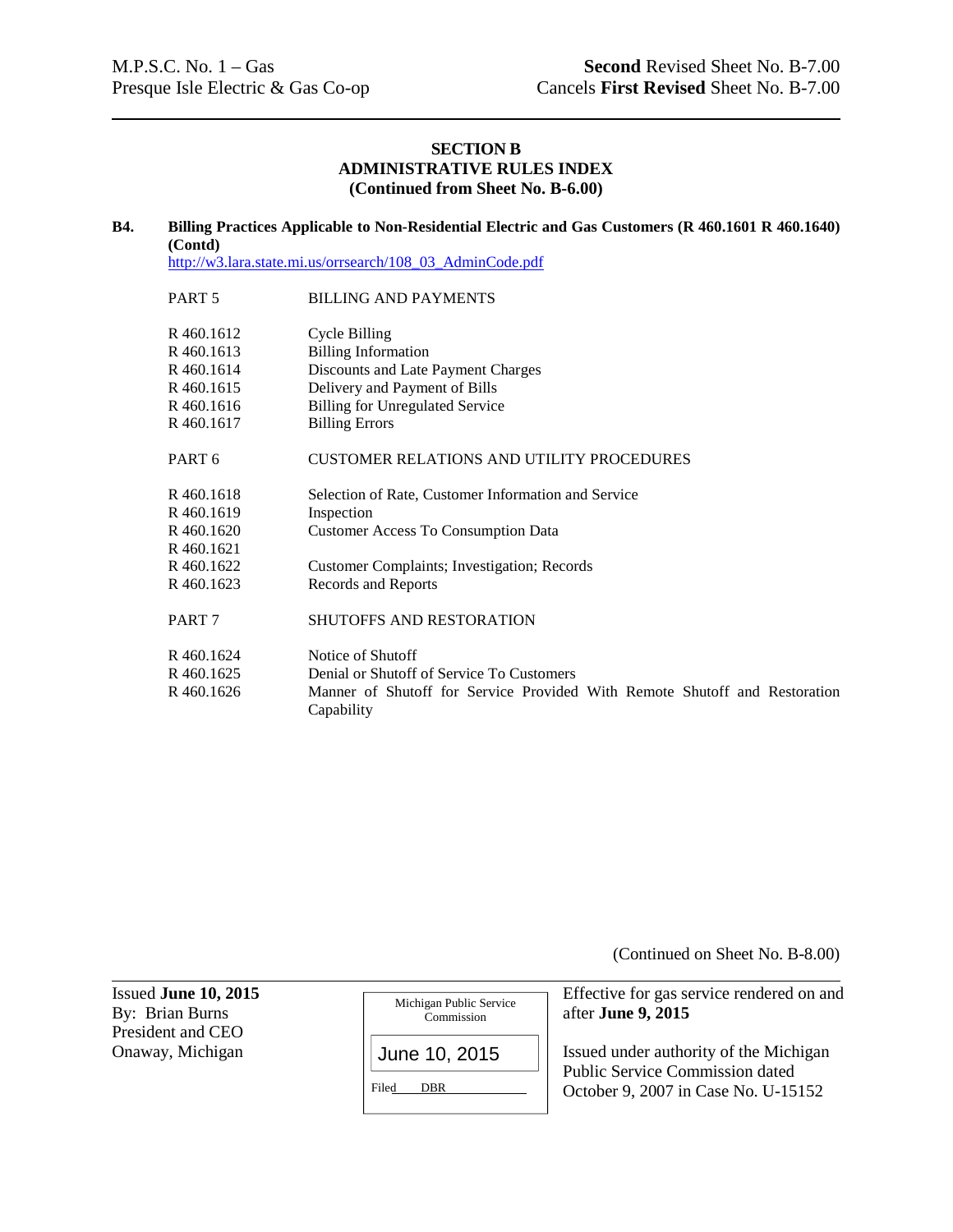M.P.S.C. No. 1 – Gas
Presque Isle Electric & Gas Co-op

**Second** Revised Sheet No. B-7.00
Cancels **First Revised** Sheet No. B-7.00

## SECTION B
## ADMINISTRATIVE RULES INDEX
**(Continued from Sheet No. B-6.00)**

**B4. Billing Practices Applicable to Non-Residential Electric and Gas Customers (R 460.1601 R 460.1640) (Contd)**

http://w3.lara.state.mi.us/orrsearch/108_03_AdminCode.pdf

| | |
|---|---|
| PART 5 | BILLING AND PAYMENTS |
| R 460.1612 | Cycle Billing |
| R 460.1613 | Billing Information |
| R 460.1614 | Discounts and Late Payment Charges |
| R 460.1615 | Delivery and Payment of Bills |
| R 460.1616 | Billing for Unregulated Service |
| R 460.1617 | Billing Errors |
| PART 6 | CUSTOMER RELATIONS AND UTILITY PROCEDURES |
| R 460.1618 | Selection of Rate, Customer Information and Service |
| R 460.1619 | Inspection |
| R 460.1620 | Customer Access To Consumption Data |
| R 460.1621 | |
| R 460.1622 | Customer Complaints; Investigation; Records |
| R 460.1623 | Records and Reports |
| PART 7 | SHUTOFFS AND RESTORATION |
| R 460.1624 | Notice of Shutoff |
| R 460.1625 | Denial or Shutoff of Service To Customers |
| R 460.1626 | Manner of Shutoff for Service Provided With Remote Shutoff and Restoration Capability |

(Continued on Sheet No. B-8.00)

Issued **June 10, 2015**
By: Brian Burns
President and CEO
Onaway, Michigan

Michigan Public Service Commission
June 10, 2015
Filed DBR

Effective for gas service rendered on and after **June 9, 2015**

Issued under authority of the Michigan Public Service Commission dated October 9, 2007 in Case No. U-15152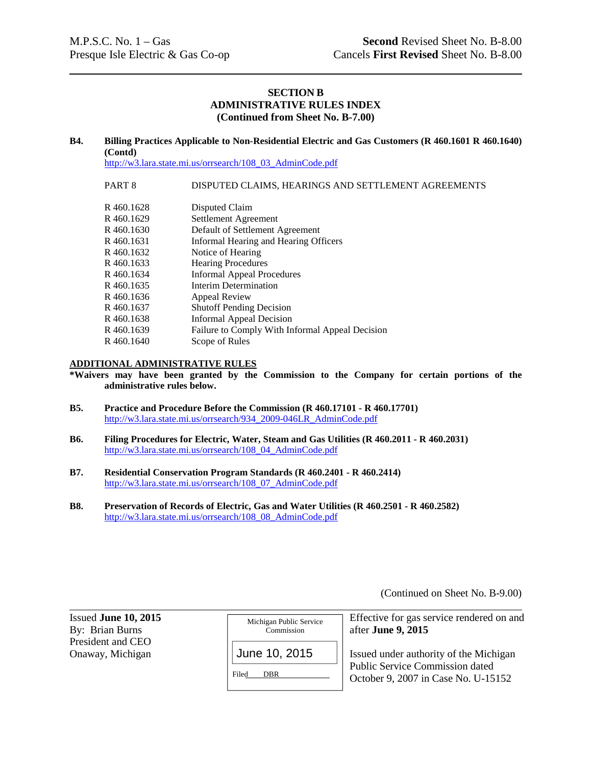M.P.S.C. No. 1 – Gas
Presque Isle Electric & Gas Co-op

**Second** Revised Sheet No. B-8.00
Cancels **First Revised** Sheet No. B-8.00

## SECTION B
## ADMINISTRATIVE RULES INDEX
### (Continued from Sheet No. B-7.00)

**B4. Billing Practices Applicable to Non-Residential Electric and Gas Customers (R 460.1601 R 460.1640) (Contd)**
http://w3.lara.state.mi.us/orrsearch/108_03_AdminCode.pdf

PART 8 DISPUTED CLAIMS, HEARINGS AND SETTLEMENT AGREEMENTS

| | |
|---|---|
| R 460.1628 | Disputed Claim |
| R 460.1629 | Settlement Agreement |
| R 460.1630 | Default of Settlement Agreement |
| R 460.1631 | Informal Hearing and Hearing Officers |
| R 460.1632 | Notice of Hearing |
| R 460.1633 | Hearing Procedures |
| R 460.1634 | Informal Appeal Procedures |
| R 460.1635 | Interim Determination |
| R 460.1636 | Appeal Review |
| R 460.1637 | Shutoff Pending Decision |
| R 460.1638 | Informal Appeal Decision |
| R 460.1639 | Failure to Comply With Informal Appeal Decision |
| R 460.1640 | Scope of Rules |

**ADDITIONAL ADMINISTRATIVE RULES**

***Waivers may have been granted by the Commission to the Company for certain portions of the administrative rules below.**

**B5. Practice and Procedure Before the Commission (R 460.17101 - R 460.17701)**
http://w3.lara.state.mi.us/orrsearch/934_2009-046LR_AdminCode.pdf

**B6. Filing Procedures for Electric, Water, Steam and Gas Utilities (R 460.2011 - R 460.2031)**
http://w3.lara.state.mi.us/orrsearch/108_04_AdminCode.pdf

**B7. Residential Conservation Program Standards (R 460.2401 - R 460.2414)**
http://w3.lara.state.mi.us/orrsearch/108_07_AdminCode.pdf

**B8. Preservation of Records of Electric, Gas and Water Utilities (R 460.2501 - R 460.2582)**
http://w3.lara.state.mi.us/orrsearch/108_08_AdminCode.pdf

(Continued on Sheet No. B-9.00)

Issued **June 10, 2015**
By: Brian Burns
President and CEO
Onaway, Michigan

Michigan Public Service Commission
June 10, 2015
Filed DBR

Effective for gas service rendered on and after **June 9, 2015**

Issued under authority of the Michigan Public Service Commission dated October 9, 2007 in Case No. U-15152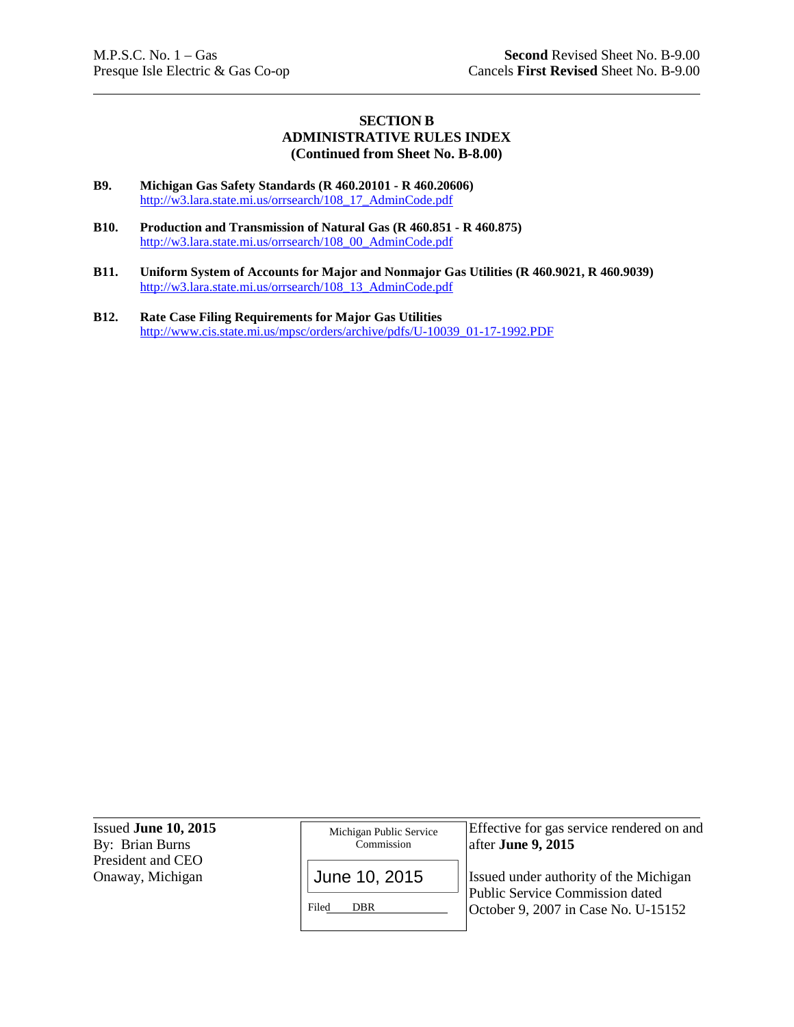M.P.S.C. No. 1 – Gas  
Presque Isle Electric & Gas Co-op

**Second** Revised Sheet No. B-9.00  
Cancels **First Revised** Sheet No. B-9.00

## SECTION B
## ADMINISTRATIVE RULES INDEX
## (Continued from Sheet No. B-8.00)

**B9. Michigan Gas Safety Standards (R 460.20101 - R 460.20606)**  
http://w3.lara.state.mi.us/orrsearch/108_17_AdminCode.pdf

**B10. Production and Transmission of Natural Gas (R 460.851 - R 460.875)**  
http://w3.lara.state.mi.us/orrsearch/108_00_AdminCode.pdf

**B11. Uniform System of Accounts for Major and Nonmajor Gas Utilities (R 460.9021, R 460.9039)**  
http://w3.lara.state.mi.us/orrsearch/108_13_AdminCode.pdf

**B12. Rate Case Filing Requirements for Major Gas Utilities**  
http://www.cis.state.mi.us/mpsc/orders/archive/pdfs/U-10039_01-17-1992.PDF

Issued **June 10, 2015**  
By: Brian Burns  
President and CEO  
Onaway, Michigan

Michigan Public Service Commission  
June 10, 2015  
Filed DBR

Effective for gas service rendered on and after **June 9, 2015**

Issued under authority of the Michigan Public Service Commission dated October 9, 2007 in Case No. U-15152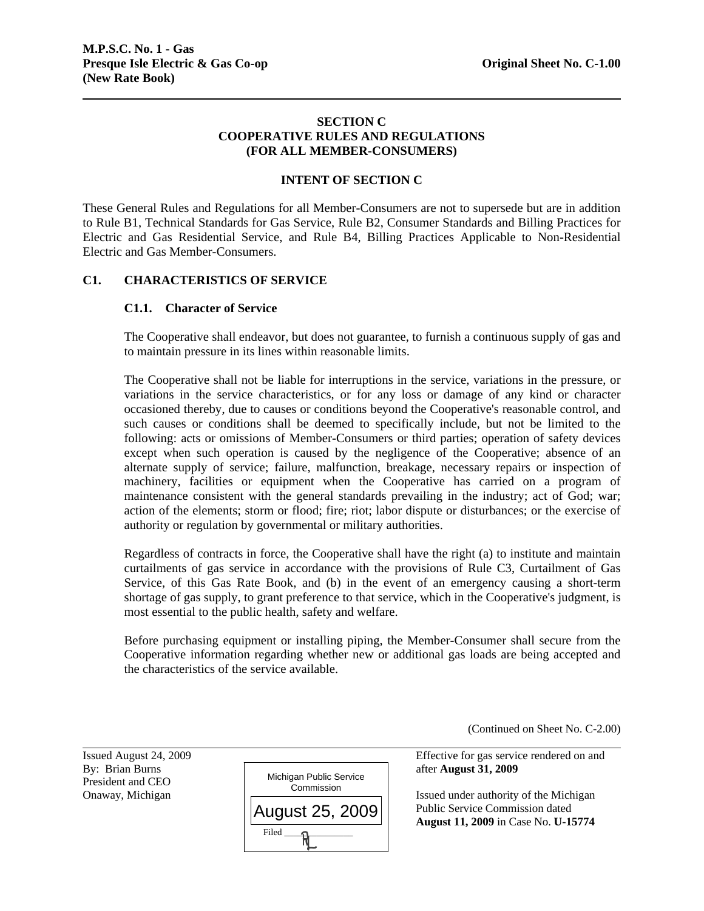# SECTION C
# COOPERATIVE RULES AND REGULATIONS
# (FOR ALL MEMBER-CONSUMERS)

## INTENT OF SECTION C

These General Rules and Regulations for all Member-Consumers are not to supersede but are in addition to Rule B1, Technical Standards for Gas Service, Rule B2, Consumer Standards and Billing Practices for Electric and Gas Residential Service, and Rule B4, Billing Practices Applicable to Non-Residential Electric and Gas Member-Consumers.

## C1. CHARACTERISTICS OF SERVICE

### C1.1. Character of Service

The Cooperative shall endeavor, but does not guarantee, to furnish a continuous supply of gas and to maintain pressure in its lines within reasonable limits.

The Cooperative shall not be liable for interruptions in the service, variations in the pressure, or variations in the service characteristics, or for any loss or damage of any kind or character occasioned thereby, due to causes or conditions beyond the Cooperative's reasonable control, and such causes or conditions shall be deemed to specifically include, but not be limited to the following: acts or omissions of Member-Consumers or third parties; operation of safety devices except when such operation is caused by the negligence of the Cooperative; absence of an alternate supply of service; failure, malfunction, breakage, necessary repairs or inspection of machinery, facilities or equipment when the Cooperative has carried on a program of maintenance consistent with the general standards prevailing in the industry; act of God; war; action of the elements; storm or flood; fire; riot; labor dispute or disturbances; or the exercise of authority or regulation by governmental or military authorities.

Regardless of contracts in force, the Cooperative shall have the right (a) to institute and maintain curtailments of gas service in accordance with the provisions of Rule C3, Curtailment of Gas Service, of this Gas Rate Book, and (b) in the event of an emergency causing a short-term shortage of gas supply, to grant preference to that service, which in the Cooperative's judgment, is most essential to the public health, safety and welfare.

Before purchasing equipment or installing piping, the Member-Consumer shall secure from the Cooperative information regarding whether new or additional gas loads are being accepted and the characteristics of the service available.

(Continued on Sheet No. C-2.00)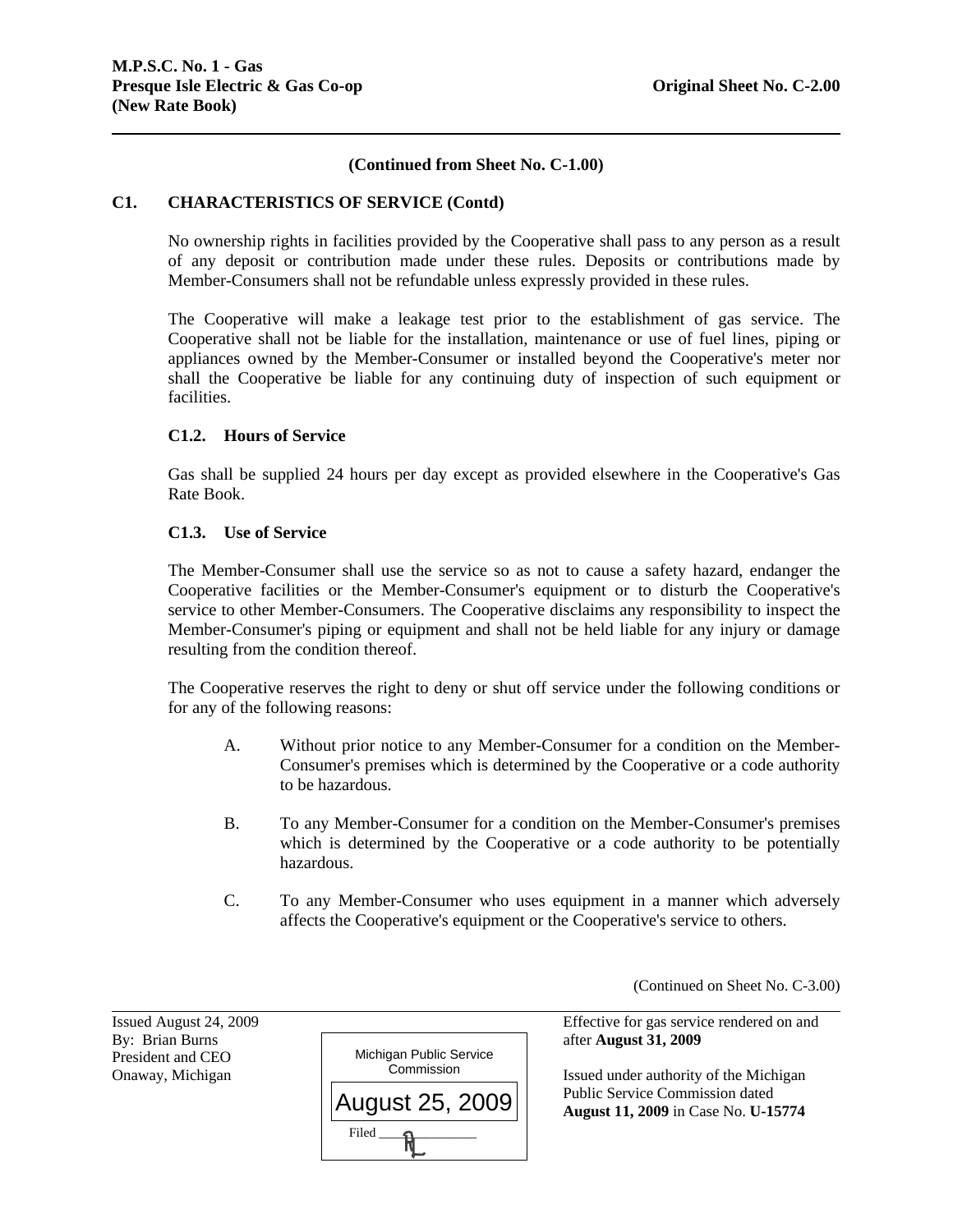(Continued from Sheet No. C-1.00)

## C1. CHARACTERISTICS OF SERVICE (Contd)

No ownership rights in facilities provided by the Cooperative shall pass to any person as a result of any deposit or contribution made under these rules. Deposits or contributions made by Member-Consumers shall not be refundable unless expressly provided in these rules.

The Cooperative will make a leakage test prior to the establishment of gas service. The Cooperative shall not be liable for the installation, maintenance or use of fuel lines, piping or appliances owned by the Member-Consumer or installed beyond the Cooperative's meter nor shall the Cooperative be liable for any continuing duty of inspection of such equipment or facilities.

### C1.2. Hours of Service

Gas shall be supplied 24 hours per day except as provided elsewhere in the Cooperative's Gas Rate Book.

### C1.3. Use of Service

The Member-Consumer shall use the service so as not to cause a safety hazard, endanger the Cooperative facilities or the Member-Consumer's equipment or to disturb the Cooperative's service to other Member-Consumers. The Cooperative disclaims any responsibility to inspect the Member-Consumer's piping or equipment and shall not be held liable for any injury or damage resulting from the condition thereof.

The Cooperative reserves the right to deny or shut off service under the following conditions or for any of the following reasons:

A. Without prior notice to any Member-Consumer for a condition on the Member-Consumer's premises which is determined by the Cooperative or a code authority to be hazardous.

B. To any Member-Consumer for a condition on the Member-Consumer's premises which is determined by the Cooperative or a code authority to be potentially hazardous.

C. To any Member-Consumer who uses equipment in a manner which adversely affects the Cooperative's equipment or the Cooperative's service to others.

(Continued on Sheet No. C-3.00)

Issued August 24, 2009
By: Brian Burns
President and CEO
Onaway, Michigan

Michigan Public Service Commission
August 25, 2009
Filed

Effective for gas service rendered on and after **August 31, 2009**

Issued under authority of the Michigan Public Service Commission dated **August 11, 2009** in Case No. **U-15774**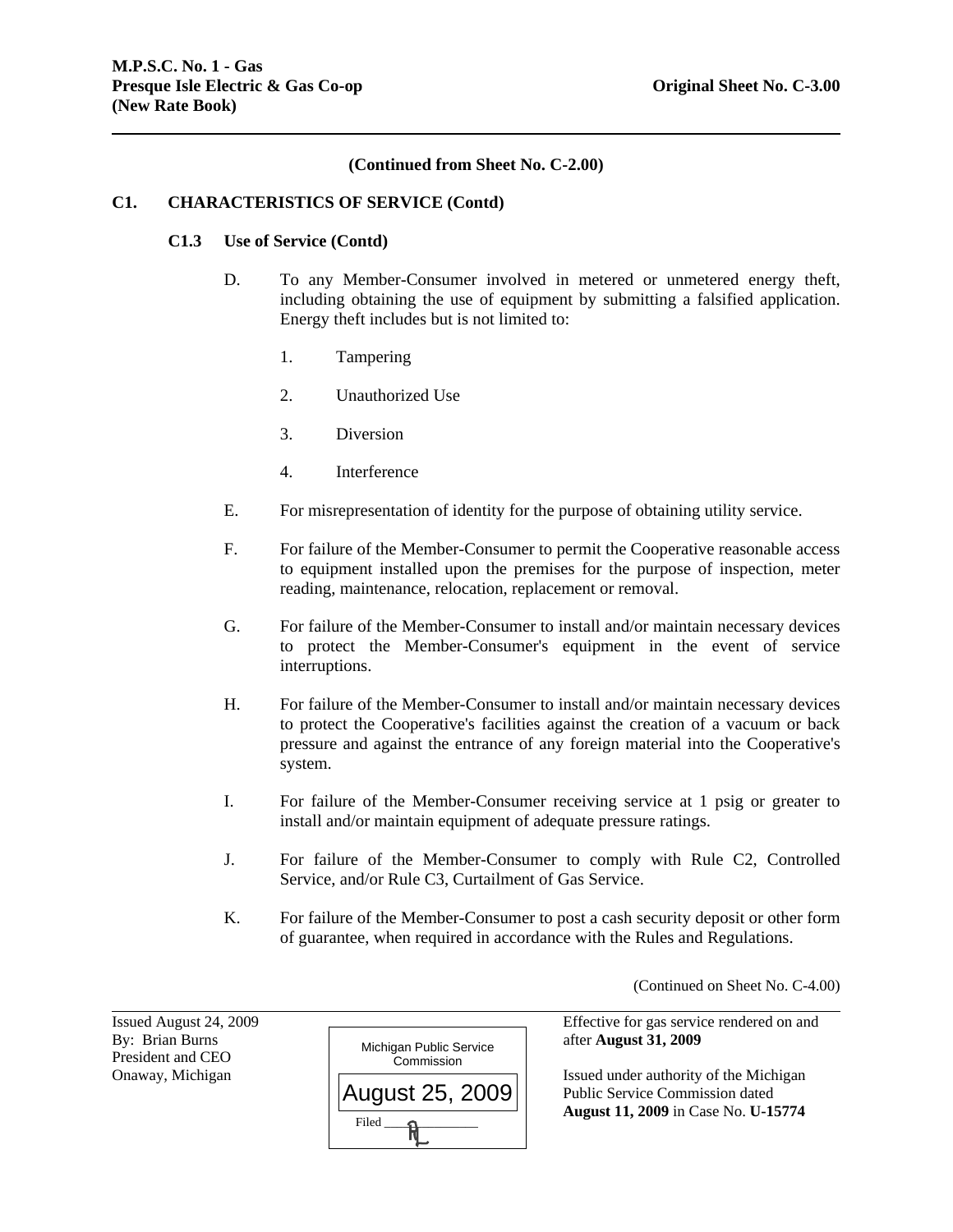(Continued from Sheet No. C-2.00)

## C1. CHARACTERISTICS OF SERVICE (Contd)

### C1.3 Use of Service (Contd)

D. To any Member-Consumer involved in metered or unmetered energy theft, including obtaining the use of equipment by submitting a falsified application. Energy theft includes but is not limited to:

1. Tampering
2. Unauthorized Use
3. Diversion
4. Interference

E. For misrepresentation of identity for the purpose of obtaining utility service.

F. For failure of the Member-Consumer to permit the Cooperative reasonable access to equipment installed upon the premises for the purpose of inspection, meter reading, maintenance, relocation, replacement or removal.

G. For failure of the Member-Consumer to install and/or maintain necessary devices to protect the Member-Consumer's equipment in the event of service interruptions.

H. For failure of the Member-Consumer to install and/or maintain necessary devices to protect the Cooperative's facilities against the creation of a vacuum or back pressure and against the entrance of any foreign material into the Cooperative's system.

I. For failure of the Member-Consumer receiving service at 1 psig or greater to install and/or maintain equipment of adequate pressure ratings.

J. For failure of the Member-Consumer to comply with Rule C2, Controlled Service, and/or Rule C3, Curtailment of Gas Service.

K. For failure of the Member-Consumer to post a cash security deposit or other form of guarantee, when required in accordance with the Rules and Regulations.

(Continued on Sheet No. C-4.00)

Issued August 24, 2009
By: Brian Burns
President and CEO
Onaway, Michigan

Michigan Public Service Commission
August 25, 2009
Filed

Effective for gas service rendered on and after **August 31, 2009**

Issued under authority of the Michigan Public Service Commission dated **August 11, 2009** in Case No. **U-15774**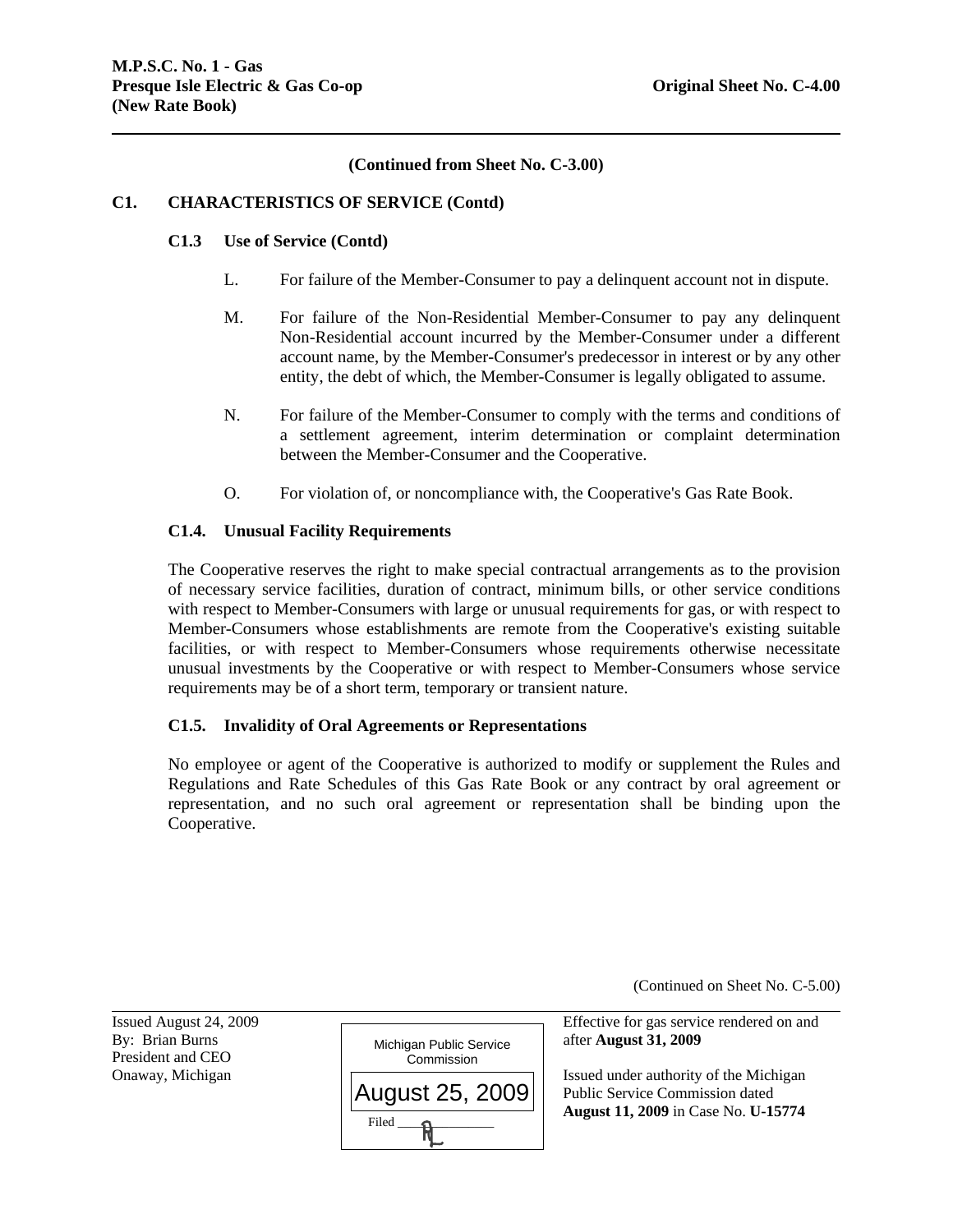(Continued from Sheet No. C-3.00)

## C1. CHARACTERISTICS OF SERVICE (Contd)

### C1.3 Use of Service (Contd)

L. For failure of the Member-Consumer to pay a delinquent account not in dispute.

M. For failure of the Non-Residential Member-Consumer to pay any delinquent Non-Residential account incurred by the Member-Consumer under a different account name, by the Member-Consumer's predecessor in interest or by any other entity, the debt of which, the Member-Consumer is legally obligated to assume.

N. For failure of the Member-Consumer to comply with the terms and conditions of a settlement agreement, interim determination or complaint determination between the Member-Consumer and the Cooperative.

O. For violation of, or noncompliance with, the Cooperative's Gas Rate Book.

### C1.4. Unusual Facility Requirements

The Cooperative reserves the right to make special contractual arrangements as to the provision of necessary service facilities, duration of contract, minimum bills, or other service conditions with respect to Member-Consumers with large or unusual requirements for gas, or with respect to Member-Consumers whose establishments are remote from the Cooperative's existing suitable facilities, or with respect to Member-Consumers whose requirements otherwise necessitate unusual investments by the Cooperative or with respect to Member-Consumers whose service requirements may be of a short term, temporary or transient nature.

### C1.5. Invalidity of Oral Agreements or Representations

No employee or agent of the Cooperative is authorized to modify or supplement the Rules and Regulations and Rate Schedules of this Gas Rate Book or any contract by oral agreement or representation, and no such oral agreement or representation shall be binding upon the Cooperative.

(Continued on Sheet No. C-5.00)

Issued August 24, 2009
By: Brian Burns
President and CEO
Onaway, Michigan

Michigan Public Service Commission
August 25, 2009
Filed

Effective for gas service rendered on and after **August 31, 2009**

Issued under authority of the Michigan Public Service Commission dated **August 11, 2009** in Case No. **U-15774**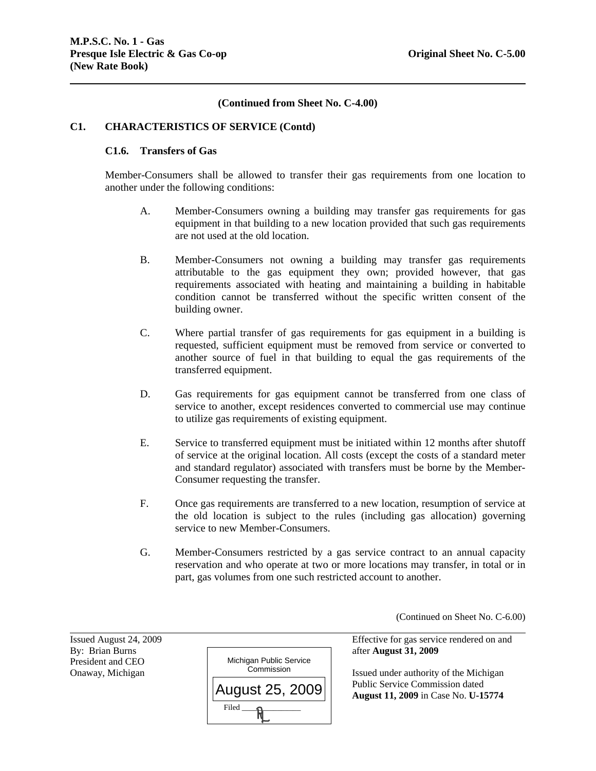(Continued from Sheet No. C-4.00)

## C1. CHARACTERISTICS OF SERVICE (Contd)

### C1.6. Transfers of Gas

Member-Consumers shall be allowed to transfer their gas requirements from one location to another under the following conditions:

A. Member-Consumers owning a building may transfer gas requirements for gas equipment in that building to a new location provided that such gas requirements are not used at the old location.

B. Member-Consumers not owning a building may transfer gas requirements attributable to the gas equipment they own; provided however, that gas requirements associated with heating and maintaining a building in habitable condition cannot be transferred without the specific written consent of the building owner.

C. Where partial transfer of gas requirements for gas equipment in a building is requested, sufficient equipment must be removed from service or converted to another source of fuel in that building to equal the gas requirements of the transferred equipment.

D. Gas requirements for gas equipment cannot be transferred from one class of service to another, except residences converted to commercial use may continue to utilize gas requirements of existing equipment.

E. Service to transferred equipment must be initiated within 12 months after shutoff of service at the original location. All costs (except the costs of a standard meter and standard regulator) associated with transfers must be borne by the Member-Consumer requesting the transfer.

F. Once gas requirements are transferred to a new location, resumption of service at the old location is subject to the rules (including gas allocation) governing service to new Member-Consumers.

G. Member-Consumers restricted by a gas service contract to an annual capacity reservation and who operate at two or more locations may transfer, in total or in part, gas volumes from one such restricted account to another.

(Continued on Sheet No. C-6.00)

Issued August 24, 2009
By: Brian Burns
President and CEO
Onaway, Michigan

Michigan Public Service Commission
August 25, 2009
Filed

Effective for gas service rendered on and after **August 31, 2009**

Issued under authority of the Michigan Public Service Commission dated **August 11, 2009** in Case No. **U-15774**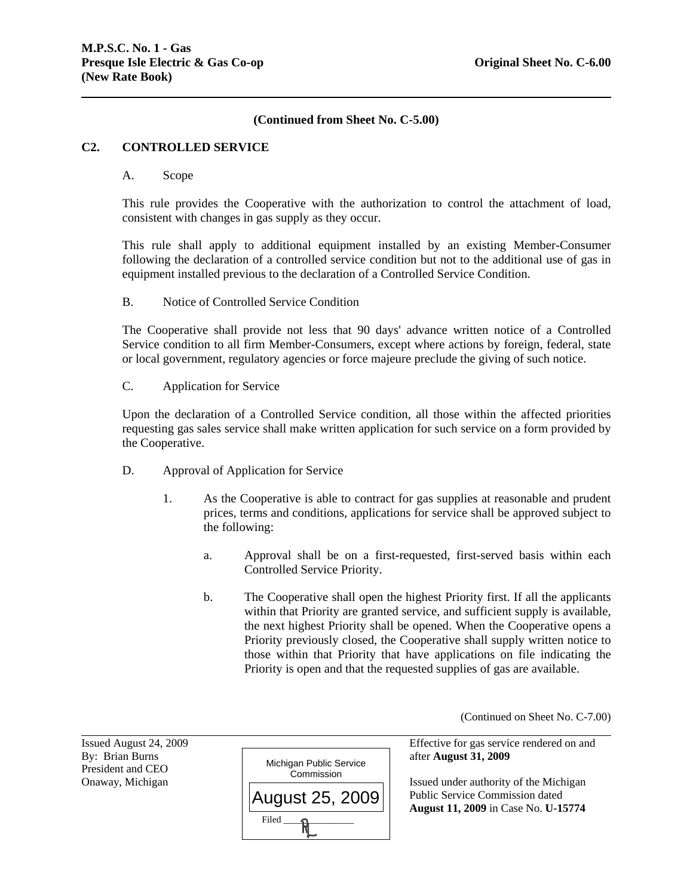(Continued from Sheet No. C-5.00)

## C2. CONTROLLED SERVICE

### A. Scope

This rule provides the Cooperative with the authorization to control the attachment of load, consistent with changes in gas supply as they occur.

This rule shall apply to additional equipment installed by an existing Member-Consumer following the declaration of a controlled service condition but not to the additional use of gas in equipment installed previous to the declaration of a Controlled Service Condition.

### B. Notice of Controlled Service Condition

The Cooperative shall provide not less that 90 days' advance written notice of a Controlled Service condition to all firm Member-Consumers, except where actions by foreign, federal, state or local government, regulatory agencies or force majeure preclude the giving of such notice.

### C. Application for Service

Upon the declaration of a Controlled Service condition, all those within the affected priorities requesting gas sales service shall make written application for such service on a form provided by the Cooperative.

### D. Approval of Application for Service

1. As the Cooperative is able to contract for gas supplies at reasonable and prudent prices, terms and conditions, applications for service shall be approved subject to the following:

   a. Approval shall be on a first-requested, first-served basis within each Controlled Service Priority.

   b. The Cooperative shall open the highest Priority first. If all the applicants within that Priority are granted service, and sufficient supply is available, the next highest Priority shall be opened. When the Cooperative opens a Priority previously closed, the Cooperative shall supply written notice to those within that Priority that have applications on file indicating the Priority is open and that the requested supplies of gas are available.

(Continued on Sheet No. C-7.00)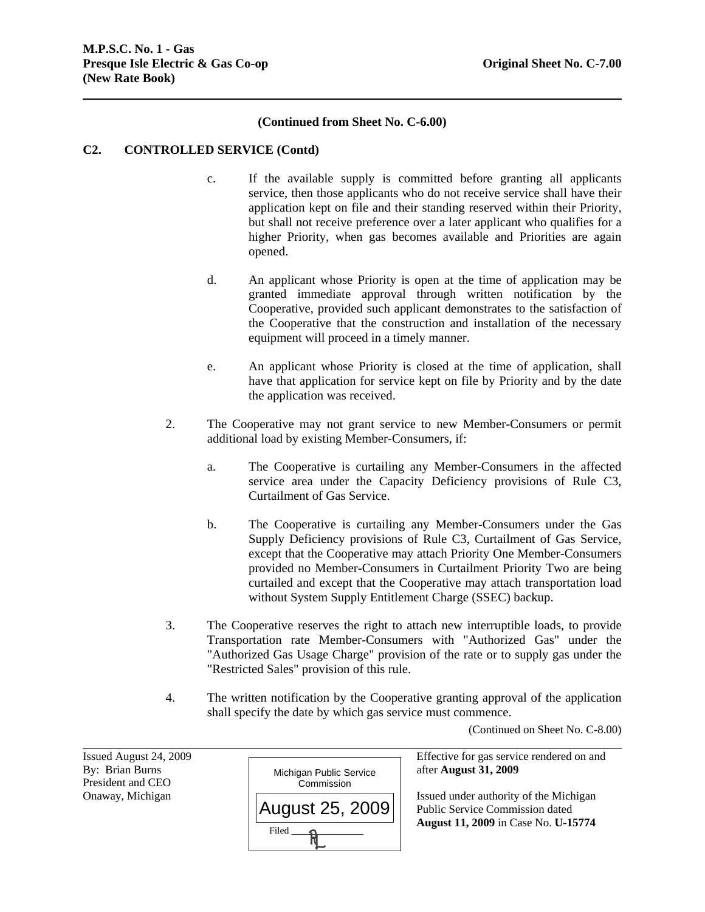(Continued from Sheet No. C-6.00)

**C2. CONTROLLED SERVICE (Contd)**

c. If the available supply is committed before granting all applicants service, then those applicants who do not receive service shall have their application kept on file and their standing reserved within their Priority, but shall not receive preference over a later applicant who qualifies for a higher Priority, when gas becomes available and Priorities are again opened.

d. An applicant whose Priority is open at the time of application may be granted immediate approval through written notification by the Cooperative, provided such applicant demonstrates to the satisfaction of the Cooperative that the construction and installation of the necessary equipment will proceed in a timely manner.

e. An applicant whose Priority is closed at the time of application, shall have that application for service kept on file by Priority and by the date the application was received.

2. The Cooperative may not grant service to new Member-Consumers or permit additional load by existing Member-Consumers, if:

   a. The Cooperative is curtailing any Member-Consumers in the affected service area under the Capacity Deficiency provisions of Rule C3, Curtailment of Gas Service.

   b. The Cooperative is curtailing any Member-Consumers under the Gas Supply Deficiency provisions of Rule C3, Curtailment of Gas Service, except that the Cooperative may attach Priority One Member-Consumers provided no Member-Consumers in Curtailment Priority Two are being curtailed and except that the Cooperative may attach transportation load without System Supply Entitlement Charge (SSEC) backup.

3. The Cooperative reserves the right to attach new interruptible loads, to provide Transportation rate Member-Consumers with "Authorized Gas" under the "Authorized Gas Usage Charge" provision of the rate or to supply gas under the "Restricted Sales" provision of this rule.

4. The written notification by the Cooperative granting approval of the application shall specify the date by which gas service must commence.

(Continued on Sheet No. C-8.00)

Issued August 24, 2009
By: Brian Burns
President and CEO
Onaway, Michigan

Michigan Public Service Commission
August 25, 2009
Filed

Effective for gas service rendered on and after **August 31, 2009**

Issued under authority of the Michigan Public Service Commission dated **August 11, 2009** in Case No. **U-15774**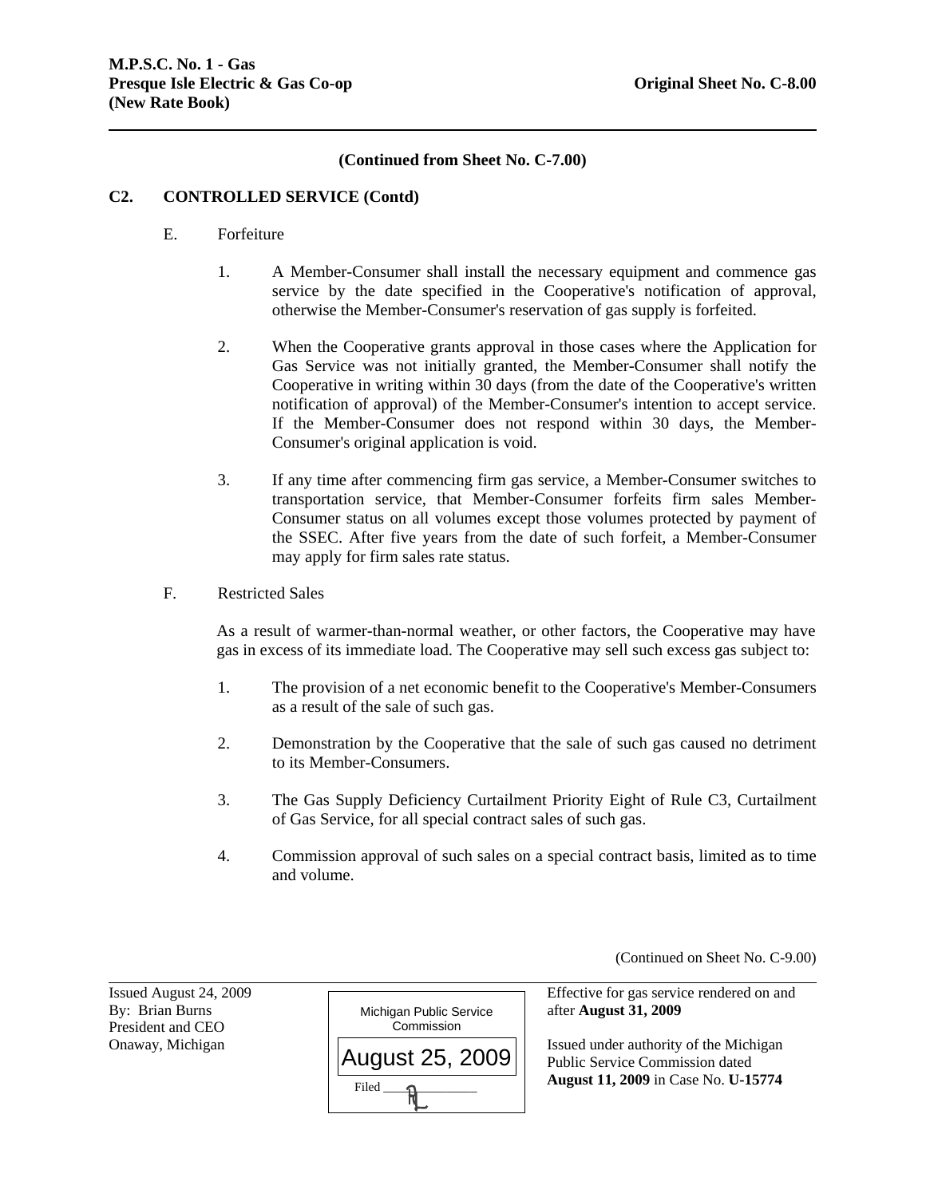M.P.S.C. No. 1 - Gas
Presque Isle Electric & Gas Co-op
(New Rate Book)

Original Sheet No. C-8.00

**(Continued from Sheet No. C-7.00)**

## C2. CONTROLLED SERVICE (Contd)

E. Forfeiture

1. A Member-Consumer shall install the necessary equipment and commence gas service by the date specified in the Cooperative's notification of approval, otherwise the Member-Consumer's reservation of gas supply is forfeited.

2. When the Cooperative grants approval in those cases where the Application for Gas Service was not initially granted, the Member-Consumer shall notify the Cooperative in writing within 30 days (from the date of the Cooperative's written notification of approval) of the Member-Consumer's intention to accept service. If the Member-Consumer does not respond within 30 days, the Member-Consumer's original application is void.

3. If any time after commencing firm gas service, a Member-Consumer switches to transportation service, that Member-Consumer forfeits firm sales Member-Consumer status on all volumes except those volumes protected by payment of the SSEC. After five years from the date of such forfeit, a Member-Consumer may apply for firm sales rate status.

F. Restricted Sales

As a result of warmer-than-normal weather, or other factors, the Cooperative may have gas in excess of its immediate load. The Cooperative may sell such excess gas subject to:

1. The provision of a net economic benefit to the Cooperative's Member-Consumers as a result of the sale of such gas.

2. Demonstration by the Cooperative that the sale of such gas caused no detriment to its Member-Consumers.

3. The Gas Supply Deficiency Curtailment Priority Eight of Rule C3, Curtailment of Gas Service, for all special contract sales of such gas.

4. Commission approval of such sales on a special contract basis, limited as to time and volume.

(Continued on Sheet No. C-9.00)

Issued August 24, 2009
By: Brian Burns
President and CEO
Onaway, Michigan

Michigan Public Service Commission
August 25, 2009
Filed

Effective for gas service rendered on and after **August 31, 2009**

Issued under authority of the Michigan Public Service Commission dated **August 11, 2009** in Case No. **U-15774**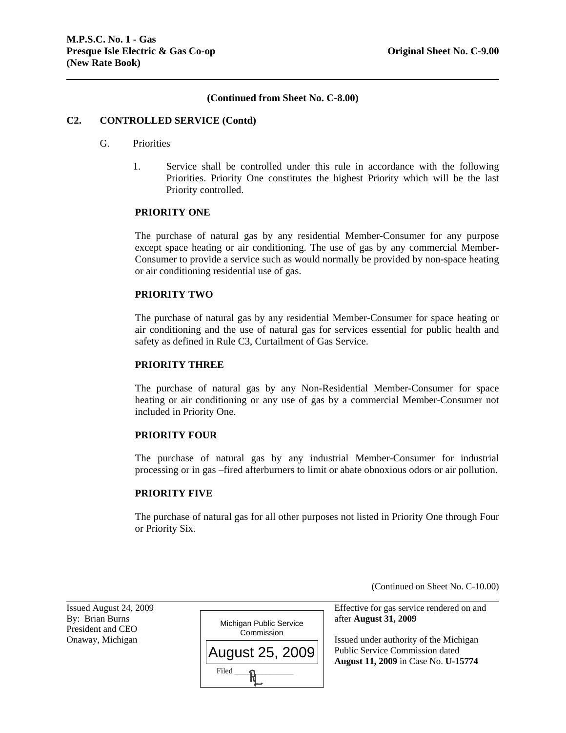**M.P.S.C. No. 1 - Gas**
**Presque Isle Electric & Gas Co-op** **Original Sheet No. C-9.00**
**(New Rate Book)**

**(Continued from Sheet No. C-8.00)**

**C2. CONTROLLED SERVICE (Contd)**

G. Priorities

1. Service shall be controlled under this rule in accordance with the following Priorities. Priority One constitutes the highest Priority which will be the last Priority controlled.

**PRIORITY ONE**

The purchase of natural gas by any residential Member-Consumer for any purpose except space heating or air conditioning. The use of gas by any commercial Member-Consumer to provide a service such as would normally be provided by non-space heating or air conditioning residential use of gas.

**PRIORITY TWO**

The purchase of natural gas by any residential Member-Consumer for space heating or air conditioning and the use of natural gas for services essential for public health and safety as defined in Rule C3, Curtailment of Gas Service.

**PRIORITY THREE**

The purchase of natural gas by any Non-Residential Member-Consumer for space heating or air conditioning or any use of gas by a commercial Member-Consumer not included in Priority One.

**PRIORITY FOUR**

The purchase of natural gas by any industrial Member-Consumer for industrial processing or in gas –fired afterburners to limit or abate obnoxious odors or air pollution.

**PRIORITY FIVE**

The purchase of natural gas for all other purposes not listed in Priority One through Four or Priority Six.

(Continued on Sheet No. C-10.00)

Issued August 24, 2009
By: Brian Burns
President and CEO
Onaway, Michigan

Michigan Public Service Commission
August 25, 2009
Filed

Effective for gas service rendered on and after **August 31, 2009**

Issued under authority of the Michigan Public Service Commission dated **August 11, 2009** in Case No. **U-15774**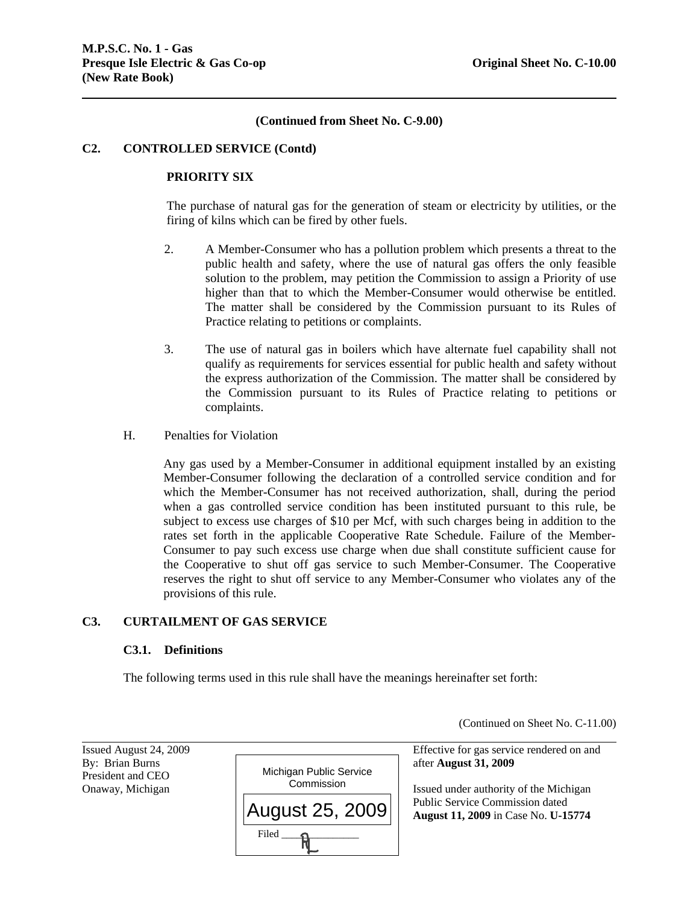(Continued from Sheet No. C-9.00)

**C2. CONTROLLED SERVICE (Contd)**

**PRIORITY SIX**

The purchase of natural gas for the generation of steam or electricity by utilities, or the firing of kilns which can be fired by other fuels.

2. A Member-Consumer who has a pollution problem which presents a threat to the public health and safety, where the use of natural gas offers the only feasible solution to the problem, may petition the Commission to assign a Priority of use higher than that to which the Member-Consumer would otherwise be entitled. The matter shall be considered by the Commission pursuant to its Rules of Practice relating to petitions or complaints.

3. The use of natural gas in boilers which have alternate fuel capability shall not qualify as requirements for services essential for public health and safety without the express authorization of the Commission. The matter shall be considered by the Commission pursuant to its Rules of Practice relating to petitions or complaints.

H. Penalties for Violation

Any gas used by a Member-Consumer in additional equipment installed by an existing Member-Consumer following the declaration of a controlled service condition and for which the Member-Consumer has not received authorization, shall, during the period when a gas controlled service condition has been instituted pursuant to this rule, be subject to excess use charges of $10 per Mcf, with such charges being in addition to the rates set forth in the applicable Cooperative Rate Schedule. Failure of the Member-Consumer to pay such excess use charge when due shall constitute sufficient cause for the Cooperative to shut off gas service to such Member-Consumer. The Cooperative reserves the right to shut off service to any Member-Consumer who violates any of the provisions of this rule.

**C3. CURTAILMENT OF GAS SERVICE**

**C3.1. Definitions**

The following terms used in this rule shall have the meanings hereinafter set forth:

(Continued on Sheet No. C-11.00)

Issued August 24, 2009
By: Brian Burns
President and CEO
Onaway, Michigan

Michigan Public Service Commission
August 25, 2009
Filed

Effective for gas service rendered on and after **August 31, 2009**

Issued under authority of the Michigan Public Service Commission dated **August 11, 2009** in Case No. **U-15774**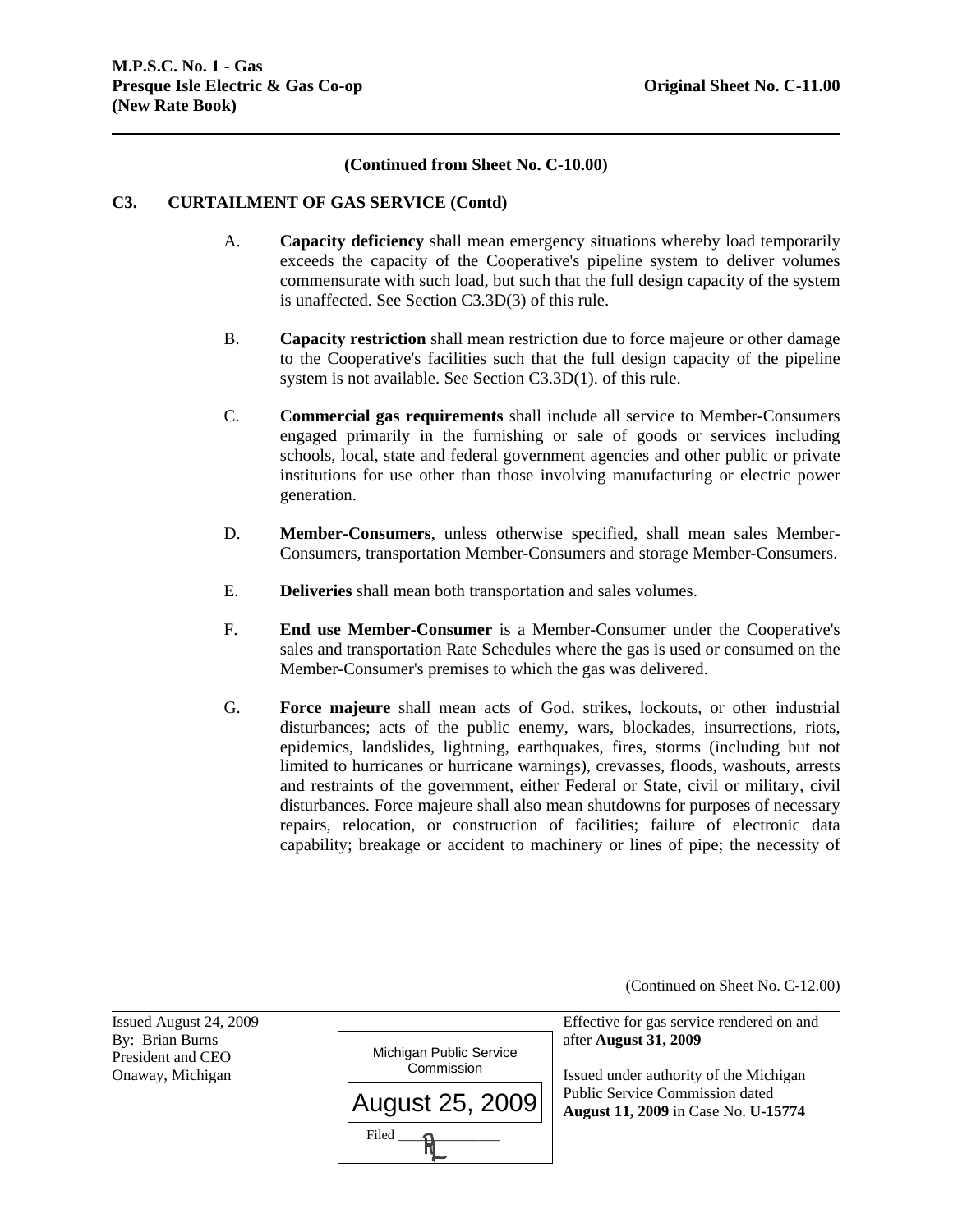(Continued from Sheet No. C-10.00)

## C3. CURTAILMENT OF GAS SERVICE (Contd)

A. **Capacity deficiency** shall mean emergency situations whereby load temporarily exceeds the capacity of the Cooperative's pipeline system to deliver volumes commensurate with such load, but such that the full design capacity of the system is unaffected. See Section C3.3D(3) of this rule.

B. **Capacity restriction** shall mean restriction due to force majeure or other damage to the Cooperative's facilities such that the full design capacity of the pipeline system is not available. See Section C3.3D(1). of this rule.

C. **Commercial gas requirements** shall include all service to Member-Consumers engaged primarily in the furnishing or sale of goods or services including schools, local, state and federal government agencies and other public or private institutions for use other than those involving manufacturing or electric power generation.

D. **Member-Consumers**, unless otherwise specified, shall mean sales Member-Consumers, transportation Member-Consumers and storage Member-Consumers.

E. **Deliveries** shall mean both transportation and sales volumes.

F. **End use Member-Consumer** is a Member-Consumer under the Cooperative's sales and transportation Rate Schedules where the gas is used or consumed on the Member-Consumer's premises to which the gas was delivered.

G. **Force majeure** shall mean acts of God, strikes, lockouts, or other industrial disturbances; acts of the public enemy, wars, blockades, insurrections, riots, epidemics, landslides, lightning, earthquakes, fires, storms (including but not limited to hurricanes or hurricane warnings), crevasses, floods, washouts, arrests and restraints of the government, either Federal or State, civil or military, civil disturbances. Force majeure shall also mean shutdowns for purposes of necessary repairs, relocation, or construction of facilities; failure of electronic data capability; breakage or accident to machinery or lines of pipe; the necessity of

(Continued on Sheet No. C-12.00)

Issued August 24, 2009
By: Brian Burns
President and CEO
Onaway, Michigan

Michigan Public Service Commission
August 25, 2009
Filed

Effective for gas service rendered on and after **August 31, 2009**

Issued under authority of the Michigan Public Service Commission dated **August 11, 2009** in Case No. **U-15774**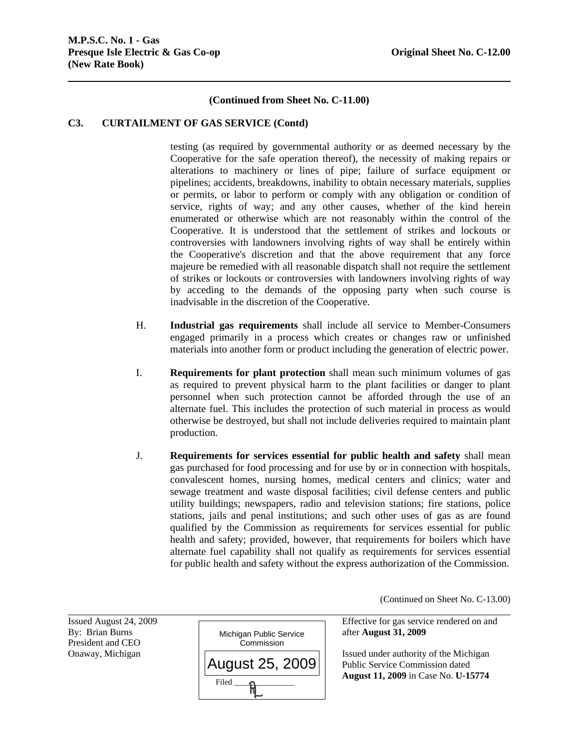**(Continued from Sheet No. C-11.00)**

## C3. CURTAILMENT OF GAS SERVICE (Contd)

testing (as required by governmental authority or as deemed necessary by the Cooperative for the safe operation thereof), the necessity of making repairs or alterations to machinery or lines of pipe; failure of surface equipment or pipelines; accidents, breakdowns, inability to obtain necessary materials, supplies or permits, or labor to perform or comply with any obligation or condition of service, rights of way; and any other causes, whether of the kind herein enumerated or otherwise which are not reasonably within the control of the Cooperative. It is understood that the settlement of strikes and lockouts or controversies with landowners involving rights of way shall be entirely within the Cooperative's discretion and that the above requirement that any force majeure be remedied with all reasonable dispatch shall not require the settlement of strikes or lockouts or controversies with landowners involving rights of way by acceding to the demands of the opposing party when such course is inadvisable in the discretion of the Cooperative.

H. **Industrial gas requirements** shall include all service to Member-Consumers engaged primarily in a process which creates or changes raw or unfinished materials into another form or product including the generation of electric power.

I. **Requirements for plant protection** shall mean such minimum volumes of gas as required to prevent physical harm to the plant facilities or danger to plant personnel when such protection cannot be afforded through the use of an alternate fuel. This includes the protection of such material in process as would otherwise be destroyed, but shall not include deliveries required to maintain plant production.

J. **Requirements for services essential for public health and safety** shall mean gas purchased for food processing and for use by or in connection with hospitals, convalescent homes, nursing homes, medical centers and clinics; water and sewage treatment and waste disposal facilities; civil defense centers and public utility buildings; newspapers, radio and television stations; fire stations, police stations, jails and penal institutions; and such other uses of gas as are found qualified by the Commission as requirements for services essential for public health and safety; provided, however, that requirements for boilers which have alternate fuel capability shall not qualify as requirements for services essential for public health and safety without the express authorization of the Commission.

(Continued on Sheet No. C-13.00)

Issued August 24, 2009
By: Brian Burns
President and CEO
Onaway, Michigan

Michigan Public Service Commission
August 25, 2009
Filed

Effective for gas service rendered on and after **August 31, 2009**

Issued under authority of the Michigan Public Service Commission dated **August 11, 2009** in Case No. **U-15774**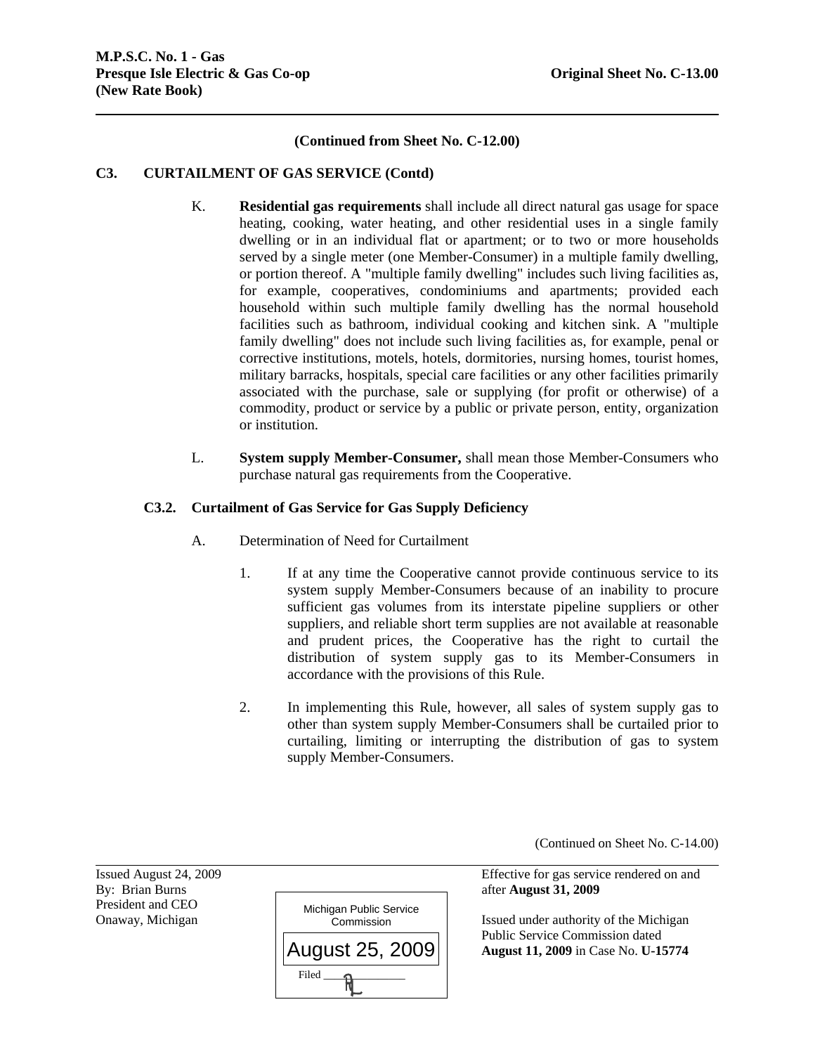(Continued from Sheet No. C-12.00)

## C3. CURTAILMENT OF GAS SERVICE (Contd)

K. **Residential gas requirements** shall include all direct natural gas usage for space heating, cooking, water heating, and other residential uses in a single family dwelling or in an individual flat or apartment; or to two or more households served by a single meter (one Member-Consumer) in a multiple family dwelling, or portion thereof. A "multiple family dwelling" includes such living facilities as, for example, cooperatives, condominiums and apartments; provided each household within such multiple family dwelling has the normal household facilities such as bathroom, individual cooking and kitchen sink. A "multiple family dwelling" does not include such living facilities as, for example, penal or corrective institutions, motels, hotels, dormitories, nursing homes, tourist homes, military barracks, hospitals, special care facilities or any other facilities primarily associated with the purchase, sale or supplying (for profit or otherwise) of a commodity, product or service by a public or private person, entity, organization or institution.

L. **System supply Member-Consumer,** shall mean those Member-Consumers who purchase natural gas requirements from the Cooperative.

### C3.2. Curtailment of Gas Service for Gas Supply Deficiency

A. Determination of Need for Curtailment

1. If at any time the Cooperative cannot provide continuous service to its system supply Member-Consumers because of an inability to procure sufficient gas volumes from its interstate pipeline suppliers or other suppliers, and reliable short term supplies are not available at reasonable and prudent prices, the Cooperative has the right to curtail the distribution of system supply gas to its Member-Consumers in accordance with the provisions of this Rule.

2. In implementing this Rule, however, all sales of system supply gas to other than system supply Member-Consumers shall be curtailed prior to curtailing, limiting or interrupting the distribution of gas to system supply Member-Consumers.

(Continued on Sheet No. C-14.00)

Issued August 24, 2009
By: Brian Burns
President and CEO
Onaway, Michigan

Michigan Public Service Commission
August 25, 2009
Filed

Effective for gas service rendered on and after **August 31, 2009**

Issued under authority of the Michigan Public Service Commission dated **August 11, 2009** in Case No. **U-15774**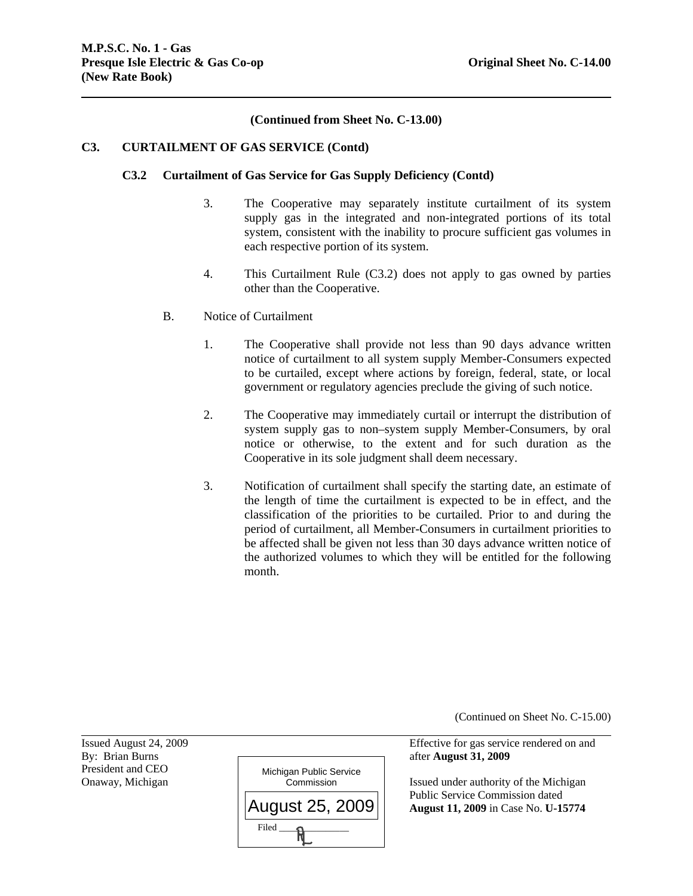(Continued from Sheet No. C-13.00)

**C3. CURTAILMENT OF GAS SERVICE (Contd)**

**C3.2 Curtailment of Gas Service for Gas Supply Deficiency (Contd)**

3. The Cooperative may separately institute curtailment of its system supply gas in the integrated and non-integrated portions of its total system, consistent with the inability to procure sufficient gas volumes in each respective portion of its system.

4. This Curtailment Rule (C3.2) does not apply to gas owned by parties other than the Cooperative.

B. Notice of Curtailment

1. The Cooperative shall provide not less than 90 days advance written notice of curtailment to all system supply Member-Consumers expected to be curtailed, except where actions by foreign, federal, state, or local government or regulatory agencies preclude the giving of such notice.

2. The Cooperative may immediately curtail or interrupt the distribution of system supply gas to non–system supply Member-Consumers, by oral notice or otherwise, to the extent and for such duration as the Cooperative in its sole judgment shall deem necessary.

3. Notification of curtailment shall specify the starting date, an estimate of the length of time the curtailment is expected to be in effect, and the classification of the priorities to be curtailed. Prior to and during the period of curtailment, all Member-Consumers in curtailment priorities to be affected shall be given not less than 30 days advance written notice of the authorized volumes to which they will be entitled for the following month.

(Continued on Sheet No. C-15.00)

Issued August 24, 2009
By: Brian Burns
President and CEO
Onaway, Michigan

Michigan Public Service Commission
August 25, 2009
Filed

Effective for gas service rendered on and after **August 31, 2009**

Issued under authority of the Michigan Public Service Commission dated **August 11, 2009** in Case No. **U-15774**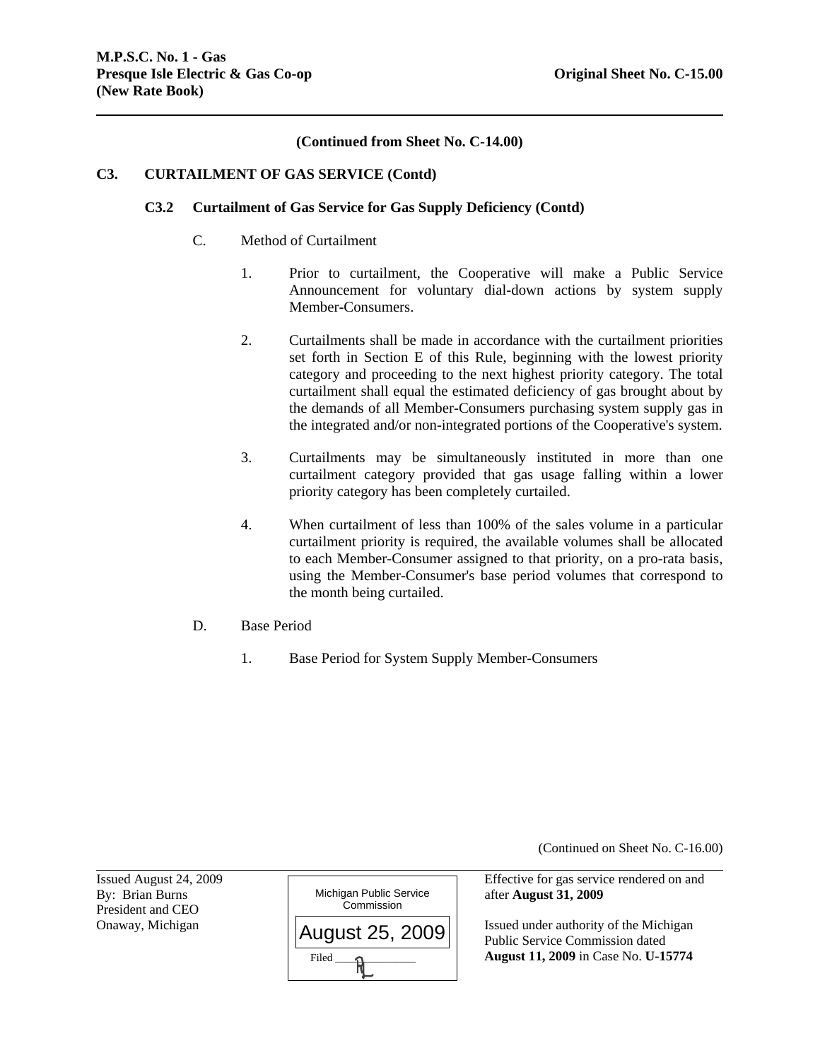**M.P.S.C. No. 1 - Gas**
**Presque Isle Electric & Gas Co-op** **Original Sheet No. C-15.00**
**(New Rate Book)**

**(Continued from Sheet No. C-14.00)**

## C3. CURTAILMENT OF GAS SERVICE (Contd)

### C3.2 Curtailment of Gas Service for Gas Supply Deficiency (Contd)

C. Method of Curtailment

1. Prior to curtailment, the Cooperative will make a Public Service Announcement for voluntary dial-down actions by system supply Member-Consumers.

2. Curtailments shall be made in accordance with the curtailment priorities set forth in Section E of this Rule, beginning with the lowest priority category and proceeding to the next highest priority category. The total curtailment shall equal the estimated deficiency of gas brought about by the demands of all Member-Consumers purchasing system supply gas in the integrated and/or non-integrated portions of the Cooperative's system.

3. Curtailments may be simultaneously instituted in more than one curtailment category provided that gas usage falling within a lower priority category has been completely curtailed.

4. When curtailment of less than 100% of the sales volume in a particular curtailment priority is required, the available volumes shall be allocated to each Member-Consumer assigned to that priority, on a pro-rata basis, using the Member-Consumer's base period volumes that correspond to the month being curtailed.

D. Base Period

1. Base Period for System Supply Member-Consumers

(Continued on Sheet No. C-16.00)

Issued August 24, 2009
By: Brian Burns
President and CEO
Onaway, Michigan

Michigan Public Service Commission
August 25, 2009
Filed

Effective for gas service rendered on and after **August 31, 2009**

Issued under authority of the Michigan Public Service Commission dated **August 11, 2009** in Case No. **U-15774**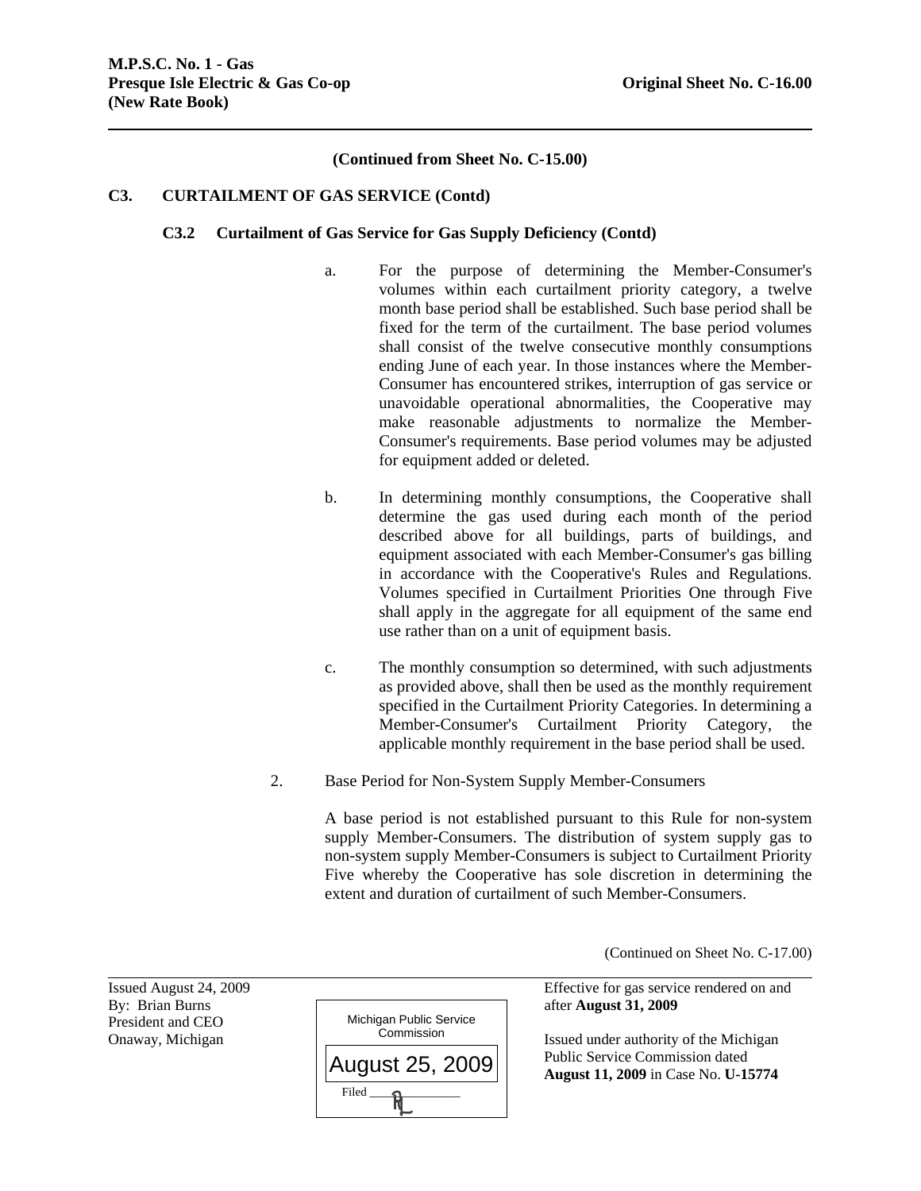(Continued from Sheet No. C-15.00)

**C3. CURTAILMENT OF GAS SERVICE (Contd)**

**C3.2 Curtailment of Gas Service for Gas Supply Deficiency (Contd)**

a. For the purpose of determining the Member-Consumer's volumes within each curtailment priority category, a twelve month base period shall be established. Such base period shall be fixed for the term of the curtailment. The base period volumes shall consist of the twelve consecutive monthly consumptions ending June of each year. In those instances where the Member-Consumer has encountered strikes, interruption of gas service or unavoidable operational abnormalities, the Cooperative may make reasonable adjustments to normalize the Member-Consumer's requirements. Base period volumes may be adjusted for equipment added or deleted.

b. In determining monthly consumptions, the Cooperative shall determine the gas used during each month of the period described above for all buildings, parts of buildings, and equipment associated with each Member-Consumer's gas billing in accordance with the Cooperative's Rules and Regulations. Volumes specified in Curtailment Priorities One through Five shall apply in the aggregate for all equipment of the same end use rather than on a unit of equipment basis.

c. The monthly consumption so determined, with such adjustments as provided above, shall then be used as the monthly requirement specified in the Curtailment Priority Categories. In determining a Member-Consumer's Curtailment Priority Category, the applicable monthly requirement in the base period shall be used.

2. Base Period for Non-System Supply Member-Consumers

A base period is not established pursuant to this Rule for non-system supply Member-Consumers. The distribution of system supply gas to non-system supply Member-Consumers is subject to Curtailment Priority Five whereby the Cooperative has sole discretion in determining the extent and duration of curtailment of such Member-Consumers.

(Continued on Sheet No. C-17.00)

Issued August 24, 2009
By: Brian Burns
President and CEO
Onaway, Michigan

Michigan Public Service Commission
August 25, 2009
Filed

Effective for gas service rendered on and after **August 31, 2009**

Issued under authority of the Michigan Public Service Commission dated **August 11, 2009** in Case No. **U-15774**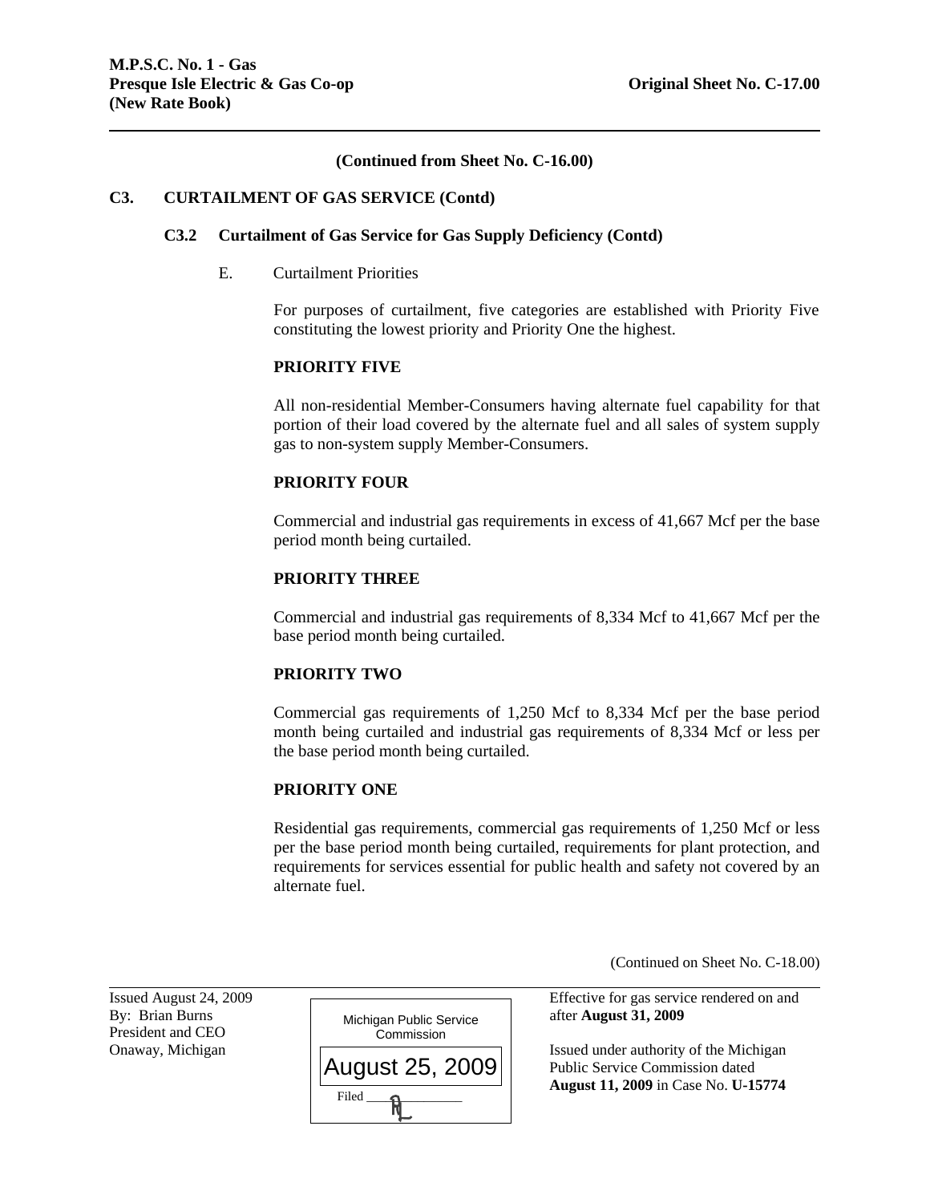(Continued from Sheet No. C-16.00)

## C3. CURTAILMENT OF GAS SERVICE (Contd)

### C3.2 Curtailment of Gas Service for Gas Supply Deficiency (Contd)

E. Curtailment Priorities

For purposes of curtailment, five categories are established with Priority Five constituting the lowest priority and Priority One the highest.

**PRIORITY FIVE**

All non-residential Member-Consumers having alternate fuel capability for that portion of their load covered by the alternate fuel and all sales of system supply gas to non-system supply Member-Consumers.

**PRIORITY FOUR**

Commercial and industrial gas requirements in excess of 41,667 Mcf per the base period month being curtailed.

**PRIORITY THREE**

Commercial and industrial gas requirements of 8,334 Mcf to 41,667 Mcf per the base period month being curtailed.

**PRIORITY TWO**

Commercial gas requirements of 1,250 Mcf to 8,334 Mcf per the base period month being curtailed and industrial gas requirements of 8,334 Mcf or less per the base period month being curtailed.

**PRIORITY ONE**

Residential gas requirements, commercial gas requirements of 1,250 Mcf or less per the base period month being curtailed, requirements for plant protection, and requirements for services essential for public health and safety not covered by an alternate fuel.

(Continued on Sheet No. C-18.00)

Issued August 24, 2009
By: Brian Burns
President and CEO
Onaway, Michigan

Michigan Public Service Commission
August 25, 2009
Filed

Effective for gas service rendered on and after **August 31, 2009**

Issued under authority of the Michigan Public Service Commission dated **August 11, 2009** in Case No. **U-15774**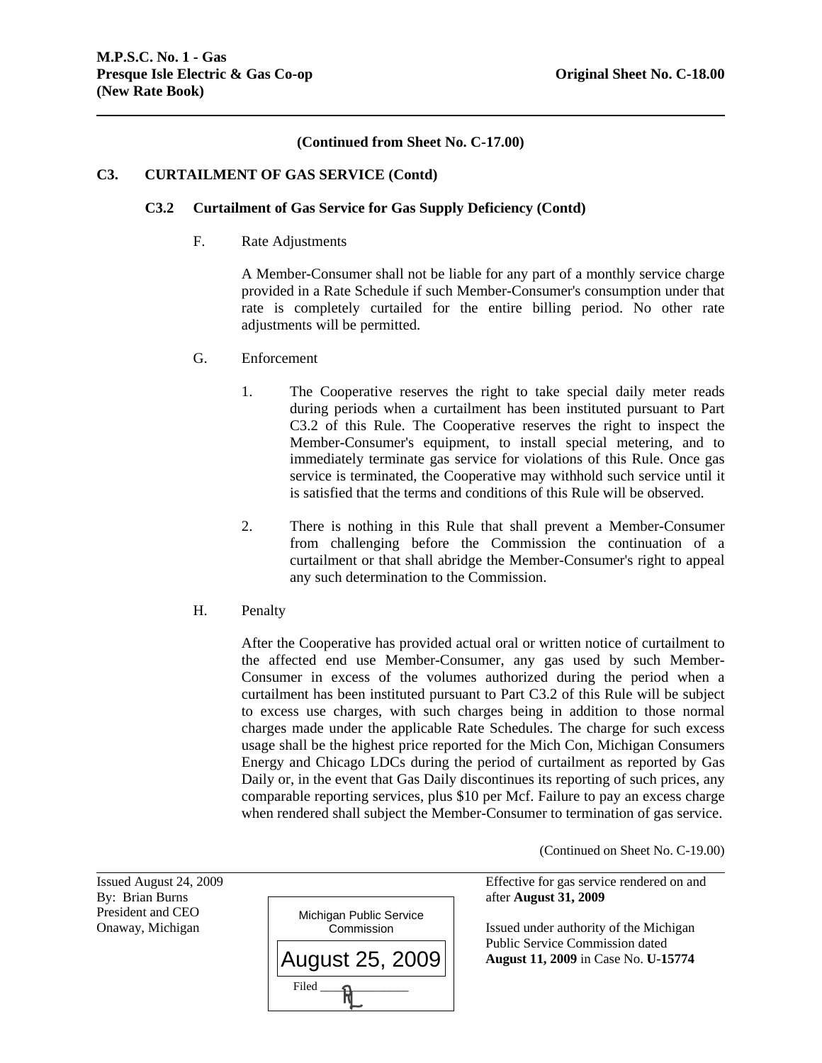**(Continued from Sheet No. C-17.00)**

## C3. CURTAILMENT OF GAS SERVICE (Contd)

### C3.2 Curtailment of Gas Service for Gas Supply Deficiency (Contd)

F. Rate Adjustments

A Member-Consumer shall not be liable for any part of a monthly service charge provided in a Rate Schedule if such Member-Consumer's consumption under that rate is completely curtailed for the entire billing period. No other rate adjustments will be permitted.

G. Enforcement

1. The Cooperative reserves the right to take special daily meter reads during periods when a curtailment has been instituted pursuant to Part C3.2 of this Rule. The Cooperative reserves the right to inspect the Member-Consumer's equipment, to install special metering, and to immediately terminate gas service for violations of this Rule. Once gas service is terminated, the Cooperative may withhold such service until it is satisfied that the terms and conditions of this Rule will be observed.

2. There is nothing in this Rule that shall prevent a Member-Consumer from challenging before the Commission the continuation of a curtailment or that shall abridge the Member-Consumer's right to appeal any such determination to the Commission.

H. Penalty

After the Cooperative has provided actual oral or written notice of curtailment to the affected end use Member-Consumer, any gas used by such Member-Consumer in excess of the volumes authorized during the period when a curtailment has been instituted pursuant to Part C3.2 of this Rule will be subject to excess use charges, with such charges being in addition to those normal charges made under the applicable Rate Schedules. The charge for such excess usage shall be the highest price reported for the Mich Con, Michigan Consumers Energy and Chicago LDCs during the period of curtailment as reported by Gas Daily or, in the event that Gas Daily discontinues its reporting of such prices, any comparable reporting services, plus $10 per Mcf. Failure to pay an excess charge when rendered shall subject the Member-Consumer to termination of gas service.

(Continued on Sheet No. C-19.00)

Issued August 24, 2009
By: Brian Burns
President and CEO
Onaway, Michigan

Michigan Public Service Commission
August 25, 2009
Filed

Effective for gas service rendered on and after **August 31, 2009**

Issued under authority of the Michigan Public Service Commission dated **August 11, 2009** in Case No. **U-15774**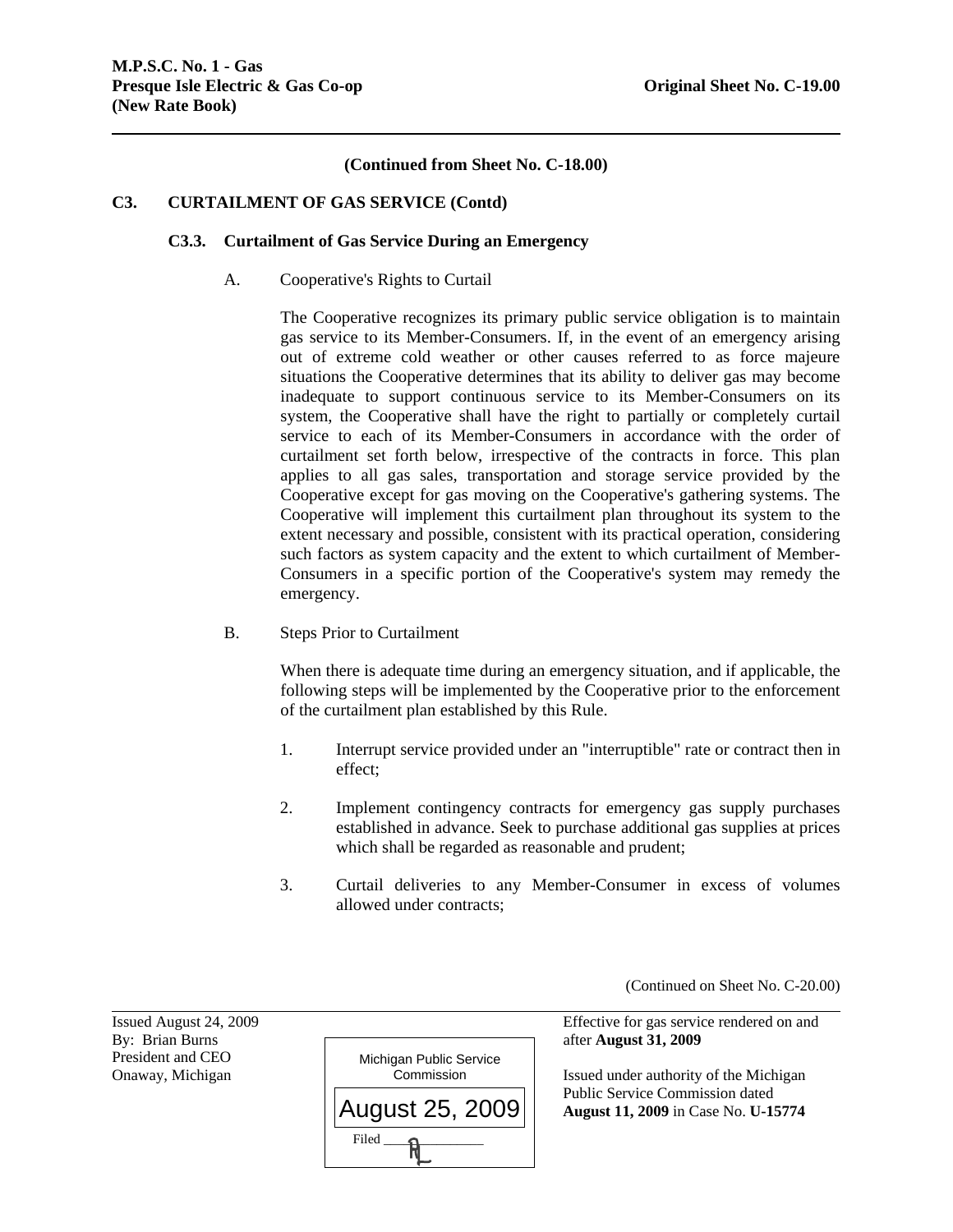(Continued from Sheet No. C-18.00)

## C3. CURTAILMENT OF GAS SERVICE (Contd)

### C3.3. Curtailment of Gas Service During an Emergency

A. Cooperative's Rights to Curtail

The Cooperative recognizes its primary public service obligation is to maintain gas service to its Member-Consumers. If, in the event of an emergency arising out of extreme cold weather or other causes referred to as force majeure situations the Cooperative determines that its ability to deliver gas may become inadequate to support continuous service to its Member-Consumers on its system, the Cooperative shall have the right to partially or completely curtail service to each of its Member-Consumers in accordance with the order of curtailment set forth below, irrespective of the contracts in force. This plan applies to all gas sales, transportation and storage service provided by the Cooperative except for gas moving on the Cooperative's gathering systems. The Cooperative will implement this curtailment plan throughout its system to the extent necessary and possible, consistent with its practical operation, considering such factors as system capacity and the extent to which curtailment of Member-Consumers in a specific portion of the Cooperative's system may remedy the emergency.

B. Steps Prior to Curtailment

When there is adequate time during an emergency situation, and if applicable, the following steps will be implemented by the Cooperative prior to the enforcement of the curtailment plan established by this Rule.

1. Interrupt service provided under an "interruptible" rate or contract then in effect;

2. Implement contingency contracts for emergency gas supply purchases established in advance. Seek to purchase additional gas supplies at prices which shall be regarded as reasonable and prudent;

3. Curtail deliveries to any Member-Consumer in excess of volumes allowed under contracts;

(Continued on Sheet No. C-20.00)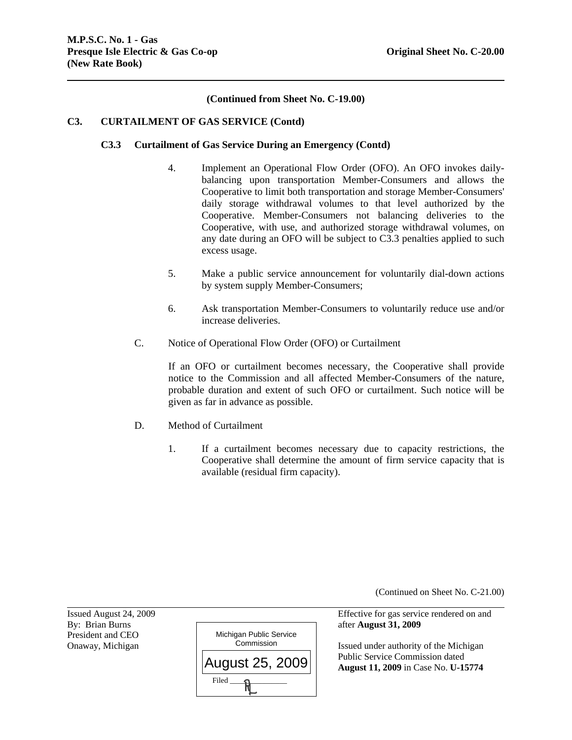(Continued from Sheet No. C-19.00)

**C3. CURTAILMENT OF GAS SERVICE (Contd)**

**C3.3 Curtailment of Gas Service During an Emergency (Contd)**

4. Implement an Operational Flow Order (OFO). An OFO invokes daily-balancing upon transportation Member-Consumers and allows the Cooperative to limit both transportation and storage Member-Consumers' daily storage withdrawal volumes to that level authorized by the Cooperative. Member-Consumers not balancing deliveries to the Cooperative, with use, and authorized storage withdrawal volumes, on any date during an OFO will be subject to C3.3 penalties applied to such excess usage.

5. Make a public service announcement for voluntarily dial-down actions by system supply Member-Consumers;

6. Ask transportation Member-Consumers to voluntarily reduce use and/or increase deliveries.

C. Notice of Operational Flow Order (OFO) or Curtailment

If an OFO or curtailment becomes necessary, the Cooperative shall provide notice to the Commission and all affected Member-Consumers of the nature, probable duration and extent of such OFO or curtailment. Such notice will be given as far in advance as possible.

D. Method of Curtailment

1. If a curtailment becomes necessary due to capacity restrictions, the Cooperative shall determine the amount of firm service capacity that is available (residual firm capacity).

(Continued on Sheet No. C-21.00)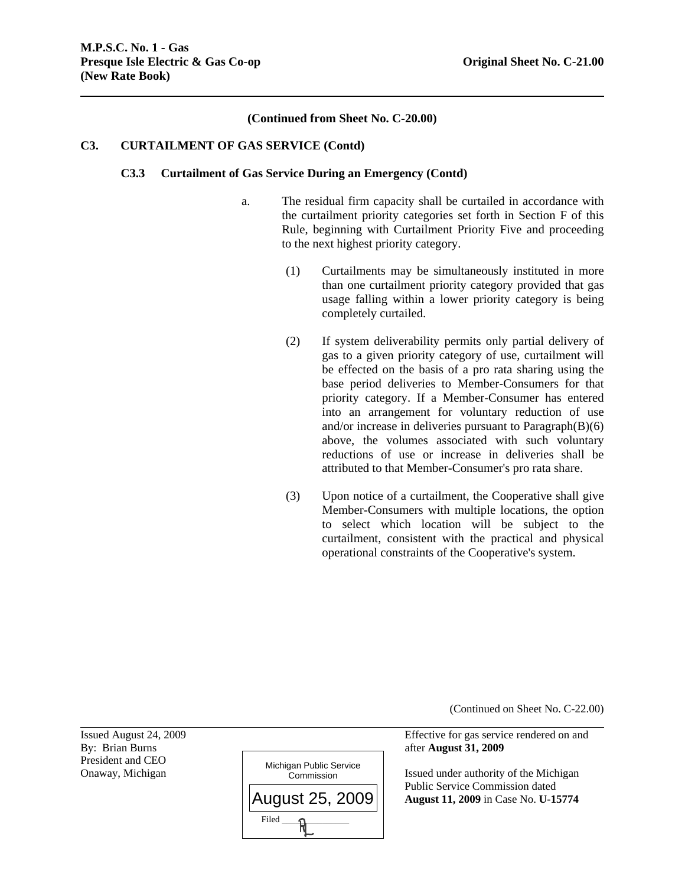(Continued from Sheet No. C-20.00)

**C3. CURTAILMENT OF GAS SERVICE (Contd)**

**C3.3 Curtailment of Gas Service During an Emergency (Contd)**

a. The residual firm capacity shall be curtailed in accordance with the curtailment priority categories set forth in Section F of this Rule, beginning with Curtailment Priority Five and proceeding to the next highest priority category.

(1) Curtailments may be simultaneously instituted in more than one curtailment priority category provided that gas usage falling within a lower priority category is being completely curtailed.

(2) If system deliverability permits only partial delivery of gas to a given priority category of use, curtailment will be effected on the basis of a pro rata sharing using the base period deliveries to Member-Consumers for that priority category. If a Member-Consumer has entered into an arrangement for voluntary reduction of use and/or increase in deliveries pursuant to Paragraph(B)(6) above, the volumes associated with such voluntary reductions of use or increase in deliveries shall be attributed to that Member-Consumer's pro rata share.

(3) Upon notice of a curtailment, the Cooperative shall give Member-Consumers with multiple locations, the option to select which location will be subject to the curtailment, consistent with the practical and physical operational constraints of the Cooperative's system.

(Continued on Sheet No. C-22.00)

Issued August 24, 2009
By: Brian Burns
President and CEO
Onaway, Michigan

Michigan Public Service Commission
August 25, 2009
Filed

Effective for gas service rendered on and after **August 31, 2009**

Issued under authority of the Michigan Public Service Commission dated **August 11, 2009** in Case No. **U-15774**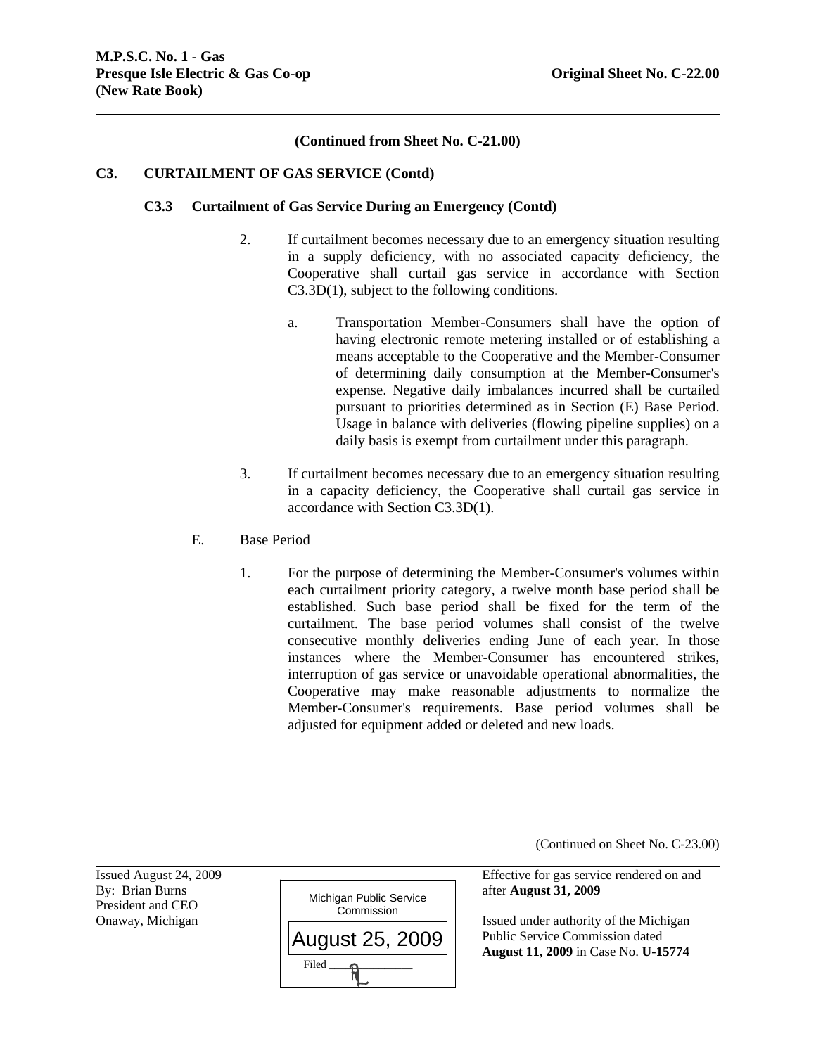**(Continued from Sheet No. C-21.00)**

**C3. CURTAILMENT OF GAS SERVICE (Contd)**

**C3.3 Curtailment of Gas Service During an Emergency (Contd)**

2. If curtailment becomes necessary due to an emergency situation resulting in a supply deficiency, with no associated capacity deficiency, the Cooperative shall curtail gas service in accordance with Section C3.3D(1), subject to the following conditions.

   a. Transportation Member-Consumers shall have the option of having electronic remote metering installed or of establishing a means acceptable to the Cooperative and the Member-Consumer of determining daily consumption at the Member-Consumer's expense. Negative daily imbalances incurred shall be curtailed pursuant to priorities determined as in Section (E) Base Period. Usage in balance with deliveries (flowing pipeline supplies) on a daily basis is exempt from curtailment under this paragraph.

3. If curtailment becomes necessary due to an emergency situation resulting in a capacity deficiency, the Cooperative shall curtail gas service in accordance with Section C3.3D(1).

E. Base Period

1. For the purpose of determining the Member-Consumer's volumes within each curtailment priority category, a twelve month base period shall be established. Such base period shall be fixed for the term of the curtailment. The base period volumes shall consist of the twelve consecutive monthly deliveries ending June of each year. In those instances where the Member-Consumer has encountered strikes, interruption of gas service or unavoidable operational abnormalities, the Cooperative may make reasonable adjustments to normalize the Member-Consumer's requirements. Base period volumes shall be adjusted for equipment added or deleted and new loads.

(Continued on Sheet No. C-23.00)

Issued August 24, 2009
By: Brian Burns
President and CEO
Onaway, Michigan

Michigan Public Service Commission
August 25, 2009
Filed

Effective for gas service rendered on and after **August 31, 2009**

Issued under authority of the Michigan Public Service Commission dated **August 11, 2009** in Case No. **U-15774**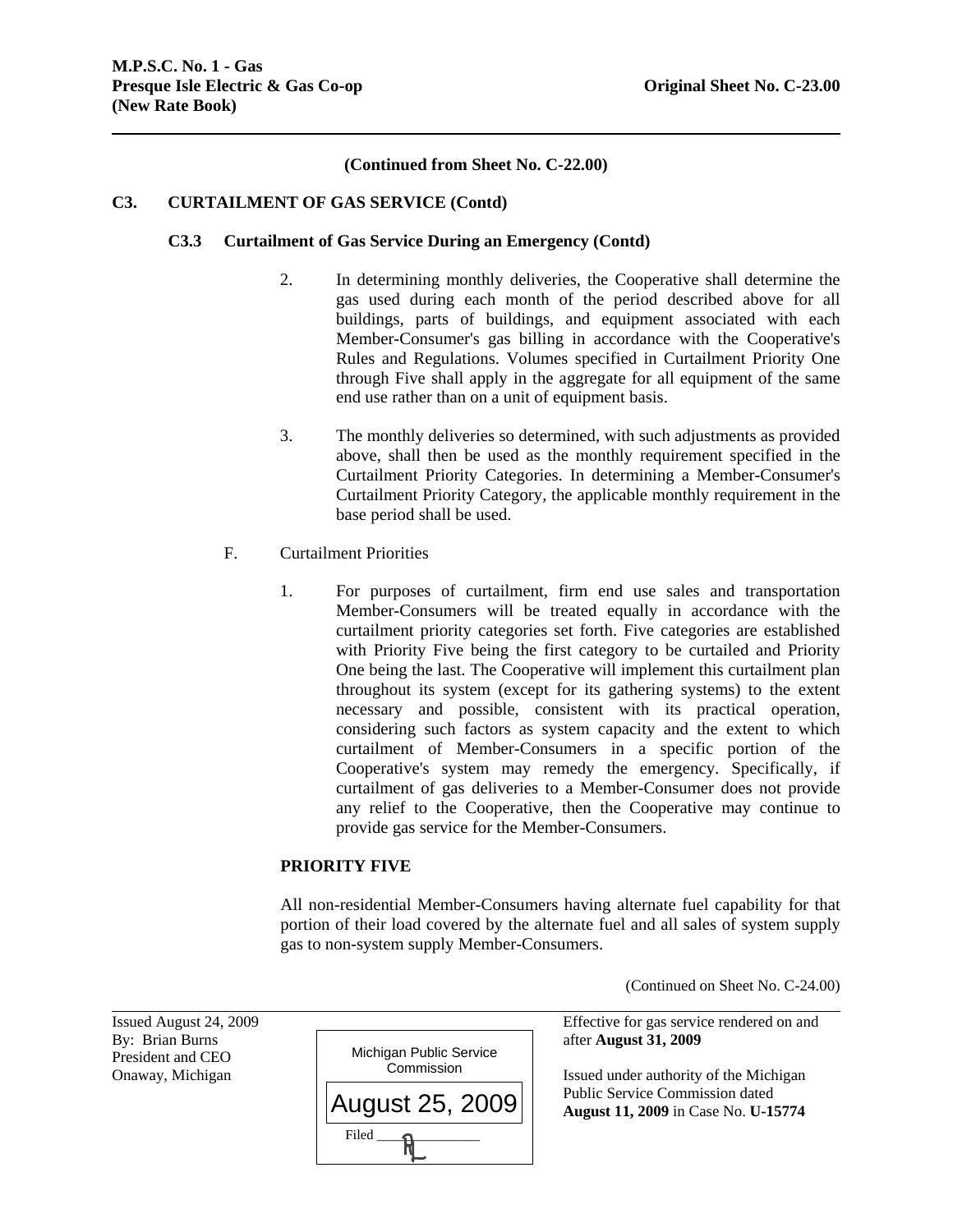(Continued from Sheet No. C-22.00)

**C3. CURTAILMENT OF GAS SERVICE (Contd)**

**C3.3 Curtailment of Gas Service During an Emergency (Contd)**

2. In determining monthly deliveries, the Cooperative shall determine the gas used during each month of the period described above for all buildings, parts of buildings, and equipment associated with each Member-Consumer's gas billing in accordance with the Cooperative's Rules and Regulations. Volumes specified in Curtailment Priority One through Five shall apply in the aggregate for all equipment of the same end use rather than on a unit of equipment basis.

3. The monthly deliveries so determined, with such adjustments as provided above, shall then be used as the monthly requirement specified in the Curtailment Priority Categories. In determining a Member-Consumer's Curtailment Priority Category, the applicable monthly requirement in the base period shall be used.

F. Curtailment Priorities

1. For purposes of curtailment, firm end use sales and transportation Member-Consumers will be treated equally in accordance with the curtailment priority categories set forth. Five categories are established with Priority Five being the first category to be curtailed and Priority One being the last. The Cooperative will implement this curtailment plan throughout its system (except for its gathering systems) to the extent necessary and possible, consistent with its practical operation, considering such factors as system capacity and the extent to which curtailment of Member-Consumers in a specific portion of the Cooperative's system may remedy the emergency. Specifically, if curtailment of gas deliveries to a Member-Consumer does not provide any relief to the Cooperative, then the Cooperative may continue to provide gas service for the Member-Consumers.

**PRIORITY FIVE**

All non-residential Member-Consumers having alternate fuel capability for that portion of their load covered by the alternate fuel and all sales of system supply gas to non-system supply Member-Consumers.

(Continued on Sheet No. C-24.00)

Issued August 24, 2009
By: Brian Burns
President and CEO
Onaway, Michigan

Michigan Public Service Commission
August 25, 2009
Filed

Effective for gas service rendered on and after **August 31, 2009**

Issued under authority of the Michigan Public Service Commission dated **August 11, 2009** in Case No. **U-15774**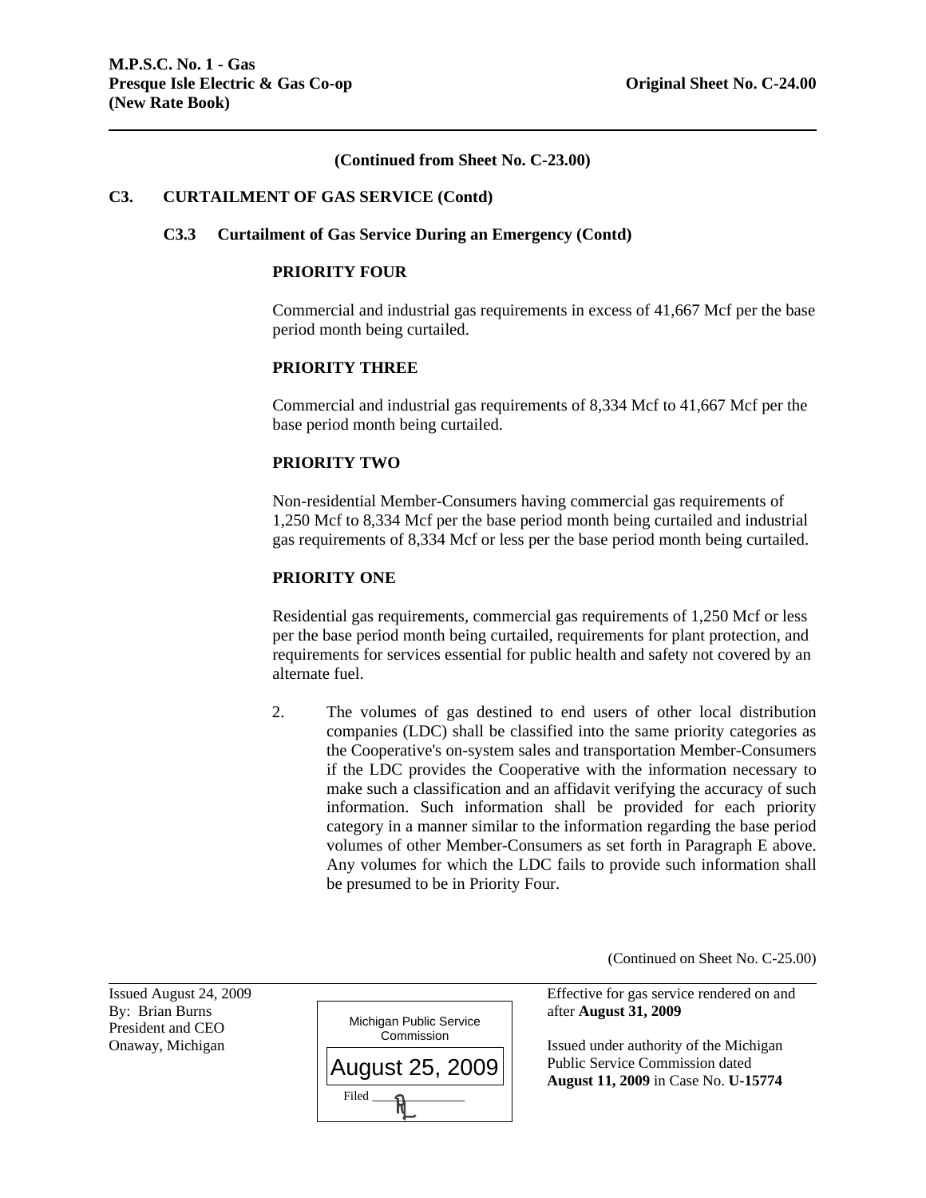(Continued from Sheet No. C-23.00)

**C3. CURTAILMENT OF GAS SERVICE (Contd)**

**C3.3 Curtailment of Gas Service During an Emergency (Contd)**

**PRIORITY FOUR**

Commercial and industrial gas requirements in excess of 41,667 Mcf per the base period month being curtailed.

**PRIORITY THREE**

Commercial and industrial gas requirements of 8,334 Mcf to 41,667 Mcf per the base period month being curtailed.

**PRIORITY TWO**

Non-residential Member-Consumers having commercial gas requirements of 1,250 Mcf to 8,334 Mcf per the base period month being curtailed and industrial gas requirements of 8,334 Mcf or less per the base period month being curtailed.

**PRIORITY ONE**

Residential gas requirements, commercial gas requirements of 1,250 Mcf or less per the base period month being curtailed, requirements for plant protection, and requirements for services essential for public health and safety not covered by an alternate fuel.

2. The volumes of gas destined to end users of other local distribution companies (LDC) shall be classified into the same priority categories as the Cooperative's on-system sales and transportation Member-Consumers if the LDC provides the Cooperative with the information necessary to make such a classification and an affidavit verifying the accuracy of such information. Such information shall be provided for each priority category in a manner similar to the information regarding the base period volumes of other Member-Consumers as set forth in Paragraph E above. Any volumes for which the LDC fails to provide such information shall be presumed to be in Priority Four.

(Continued on Sheet No. C-25.00)

Issued August 24, 2009
By: Brian Burns
President and CEO
Onaway, Michigan

Michigan Public Service Commission
August 25, 2009
Filed

Effective for gas service rendered on and after **August 31, 2009**

Issued under authority of the Michigan Public Service Commission dated **August 11, 2009** in Case No. **U-15774**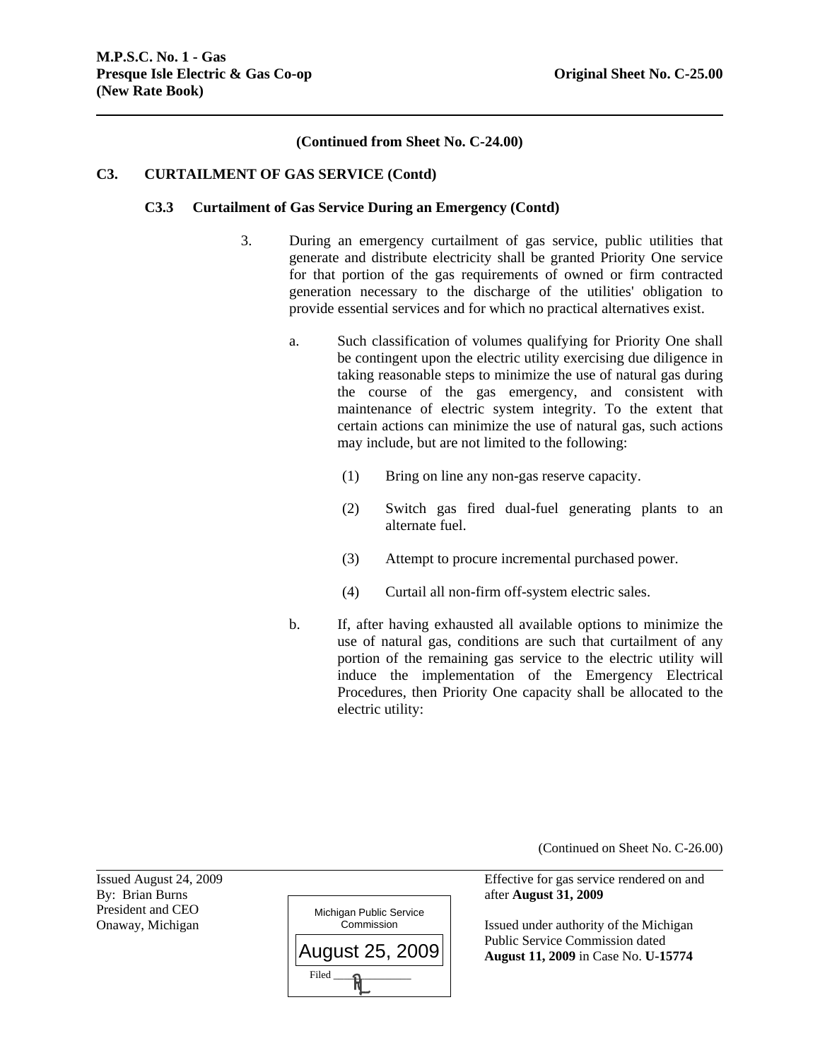**(Continued from Sheet No. C-24.00)**

**C3. CURTAILMENT OF GAS SERVICE (Contd)**

**C3.3 Curtailment of Gas Service During an Emergency (Contd)**

3. During an emergency curtailment of gas service, public utilities that generate and distribute electricity shall be granted Priority One service for that portion of the gas requirements of owned or firm contracted generation necessary to the discharge of the utilities' obligation to provide essential services and for which no practical alternatives exist.

   a. Such classification of volumes qualifying for Priority One shall be contingent upon the electric utility exercising due diligence in taking reasonable steps to minimize the use of natural gas during the course of the gas emergency, and consistent with maintenance of electric system integrity. To the extent that certain actions can minimize the use of natural gas, such actions may include, but are not limited to the following:

      (1) Bring on line any non-gas reserve capacity.

      (2) Switch gas fired dual-fuel generating plants to an alternate fuel.

      (3) Attempt to procure incremental purchased power.

      (4) Curtail all non-firm off-system electric sales.

   b. If, after having exhausted all available options to minimize the use of natural gas, conditions are such that curtailment of any portion of the remaining gas service to the electric utility will induce the implementation of the Emergency Electrical Procedures, then Priority One capacity shall be allocated to the electric utility:

(Continued on Sheet No. C-26.00)

Issued August 24, 2009
By: Brian Burns
President and CEO
Onaway, Michigan

Michigan Public Service Commission
August 25, 2009
Filed

Effective for gas service rendered on and after **August 31, 2009**

Issued under authority of the Michigan Public Service Commission dated **August 11, 2009** in Case No. **U-15774**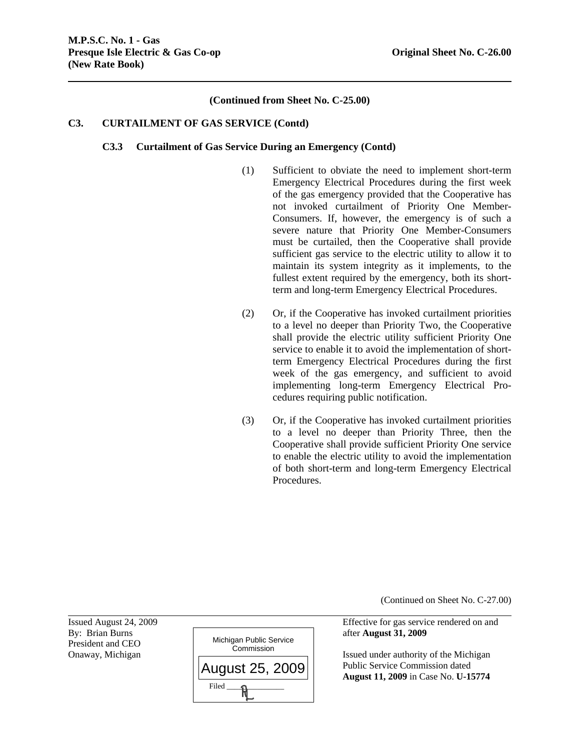**(Continued from Sheet No. C-25.00)**

## C3. CURTAILMENT OF GAS SERVICE (Contd)

### C3.3 Curtailment of Gas Service During an Emergency (Contd)

(1) Sufficient to obviate the need to implement short-term Emergency Electrical Procedures during the first week of the gas emergency provided that the Cooperative has not invoked curtailment of Priority One Member-Consumers. If, however, the emergency is of such a severe nature that Priority One Member-Consumers must be curtailed, then the Cooperative shall provide sufficient gas service to the electric utility to allow it to maintain its system integrity as it implements, to the fullest extent required by the emergency, both its short-term and long-term Emergency Electrical Procedures.

(2) Or, if the Cooperative has invoked curtailment priorities to a level no deeper than Priority Two, the Cooperative shall provide the electric utility sufficient Priority One service to enable it to avoid the implementation of short-term Emergency Electrical Procedures during the first week of the gas emergency, and sufficient to avoid implementing long-term Emergency Electrical Procedures requiring public notification.

(3) Or, if the Cooperative has invoked curtailment priorities to a level no deeper than Priority Three, then the Cooperative shall provide sufficient Priority One service to enable the electric utility to avoid the implementation of both short-term and long-term Emergency Electrical Procedures.

(Continued on Sheet No. C-27.00)

Issued August 24, 2009
By: Brian Burns
President and CEO
Onaway, Michigan

Michigan Public Service Commission
August 25, 2009
Filed

Effective for gas service rendered on and after **August 31, 2009**

Issued under authority of the Michigan Public Service Commission dated **August 11, 2009** in Case No. **U-15774**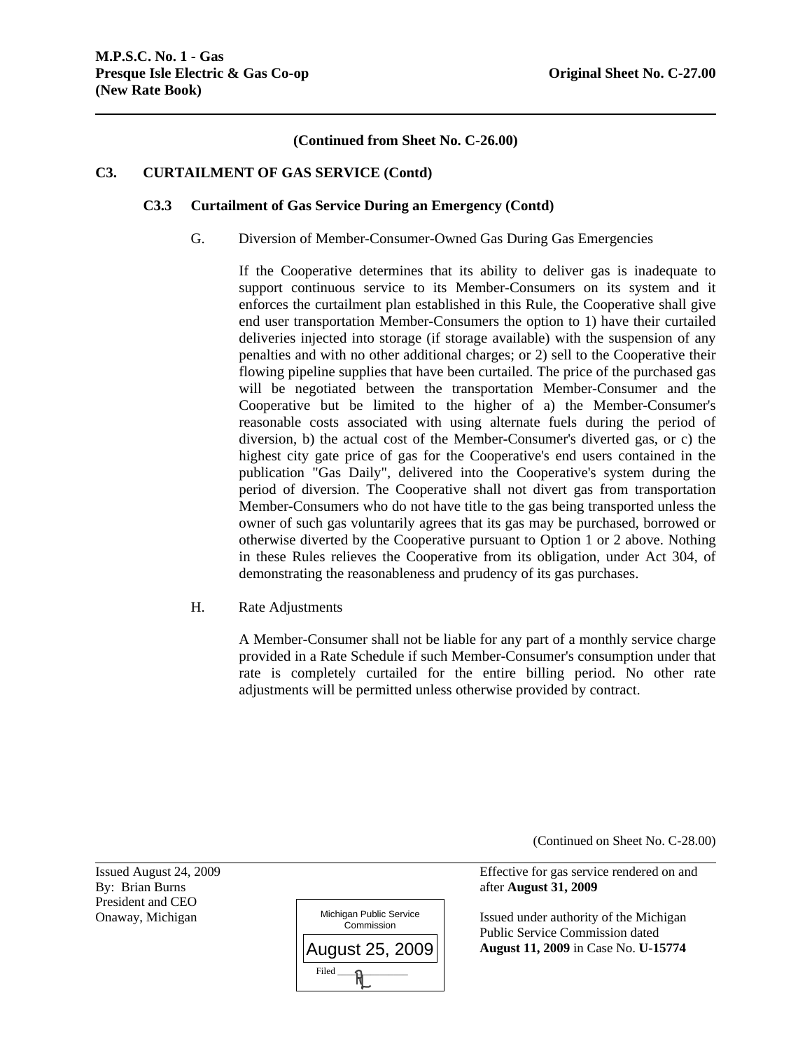**M.P.S.C. No. 1 - Gas**
**Presque Isle Electric & Gas Co-op** **Original Sheet No. C-27.00**
**(New Rate Book)**

**(Continued from Sheet No. C-26.00)**

## C3. CURTAILMENT OF GAS SERVICE (Contd)

### C3.3 Curtailment of Gas Service During an Emergency (Contd)

G. Diversion of Member-Consumer-Owned Gas During Gas Emergencies

If the Cooperative determines that its ability to deliver gas is inadequate to support continuous service to its Member-Consumers on its system and it enforces the curtailment plan established in this Rule, the Cooperative shall give end user transportation Member-Consumers the option to 1) have their curtailed deliveries injected into storage (if storage available) with the suspension of any penalties and with no other additional charges; or 2) sell to the Cooperative their flowing pipeline supplies that have been curtailed. The price of the purchased gas will be negotiated between the transportation Member-Consumer and the Cooperative but be limited to the higher of a) the Member-Consumer's reasonable costs associated with using alternate fuels during the period of diversion, b) the actual cost of the Member-Consumer's diverted gas, or c) the highest city gate price of gas for the Cooperative's end users contained in the publication "Gas Daily", delivered into the Cooperative's system during the period of diversion. The Cooperative shall not divert gas from transportation Member-Consumers who do not have title to the gas being transported unless the owner of such gas voluntarily agrees that its gas may be purchased, borrowed or otherwise diverted by the Cooperative pursuant to Option 1 or 2 above. Nothing in these Rules relieves the Cooperative from its obligation, under Act 304, of demonstrating the reasonableness and prudency of its gas purchases.

H. Rate Adjustments

A Member-Consumer shall not be liable for any part of a monthly service charge provided in a Rate Schedule if such Member-Consumer's consumption under that rate is completely curtailed for the entire billing period. No other rate adjustments will be permitted unless otherwise provided by contract.

(Continued on Sheet No. C-28.00)

Issued August 24, 2009
By: Brian Burns
President and CEO
Onaway, Michigan

Michigan Public Service Commission
August 25, 2009
Filed

Effective for gas service rendered on and after **August 31, 2009**

Issued under authority of the Michigan Public Service Commission dated **August 11, 2009** in Case No. **U-15774**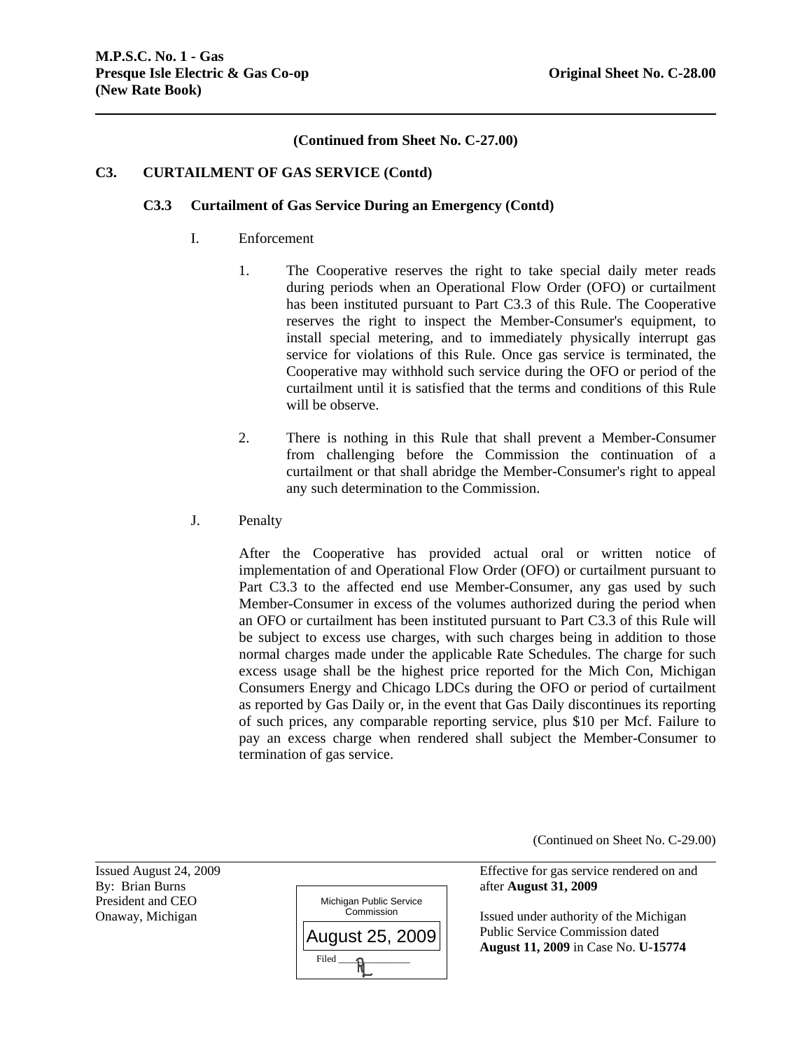(Continued from Sheet No. C-27.00)

**C3. CURTAILMENT OF GAS SERVICE (Contd)**

**C3.3 Curtailment of Gas Service During an Emergency (Contd)**

I. Enforcement

1. The Cooperative reserves the right to take special daily meter reads during periods when an Operational Flow Order (OFO) or curtailment has been instituted pursuant to Part C3.3 of this Rule. The Cooperative reserves the right to inspect the Member-Consumer's equipment, to install special metering, and to immediately physically interrupt gas service for violations of this Rule. Once gas service is terminated, the Cooperative may withhold such service during the OFO or period of the curtailment until it is satisfied that the terms and conditions of this Rule will be observe.

2. There is nothing in this Rule that shall prevent a Member-Consumer from challenging before the Commission the continuation of a curtailment or that shall abridge the Member-Consumer's right to appeal any such determination to the Commission.

J. Penalty

After the Cooperative has provided actual oral or written notice of implementation of and Operational Flow Order (OFO) or curtailment pursuant to Part C3.3 to the affected end use Member-Consumer, any gas used by such Member-Consumer in excess of the volumes authorized during the period when an OFO or curtailment has been instituted pursuant to Part C3.3 of this Rule will be subject to excess use charges, with such charges being in addition to those normal charges made under the applicable Rate Schedules. The charge for such excess usage shall be the highest price reported for the Mich Con, Michigan Consumers Energy and Chicago LDCs during the OFO or period of curtailment as reported by Gas Daily or, in the event that Gas Daily discontinues its reporting of such prices, any comparable reporting service, plus $10 per Mcf. Failure to pay an excess charge when rendered shall subject the Member-Consumer to termination of gas service.

(Continued on Sheet No. C-29.00)

Issued August 24, 2009
By: Brian Burns
President and CEO
Onaway, Michigan

Michigan Public Service Commission
August 25, 2009
Filed

Effective for gas service rendered on and after **August 31, 2009**

Issued under authority of the Michigan Public Service Commission dated **August 11, 2009** in Case No. **U-15774**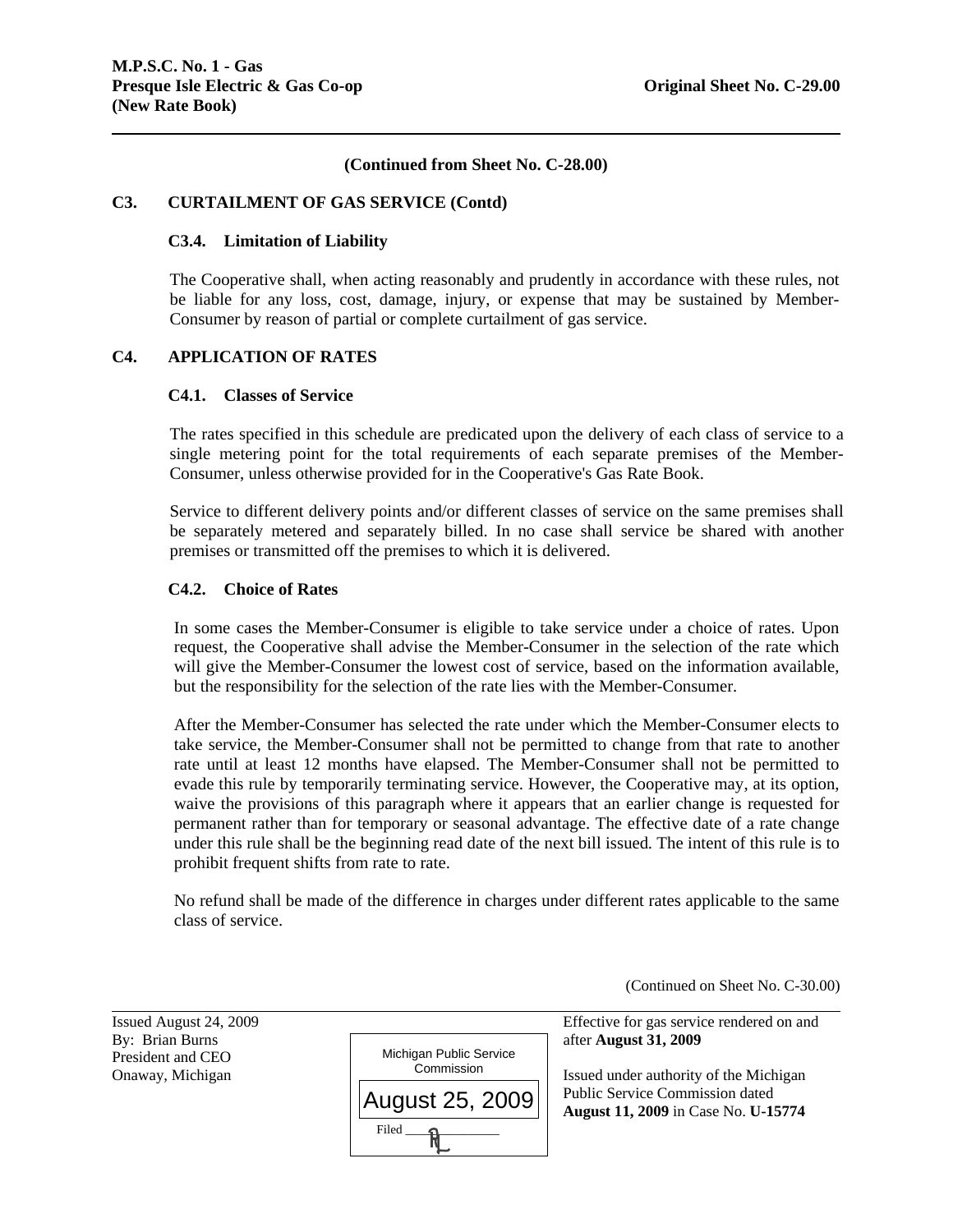(Continued from Sheet No. C-28.00)

## C3. CURTAILMENT OF GAS SERVICE (Contd)

### C3.4. Limitation of Liability

The Cooperative shall, when acting reasonably and prudently in accordance with these rules, not be liable for any loss, cost, damage, injury, or expense that may be sustained by Member-Consumer by reason of partial or complete curtailment of gas service.

## C4. APPLICATION OF RATES

### C4.1. Classes of Service

The rates specified in this schedule are predicated upon the delivery of each class of service to a single metering point for the total requirements of each separate premises of the Member-Consumer, unless otherwise provided for in the Cooperative's Gas Rate Book.

Service to different delivery points and/or different classes of service on the same premises shall be separately metered and separately billed. In no case shall service be shared with another premises or transmitted off the premises to which it is delivered.

### C4.2. Choice of Rates

In some cases the Member-Consumer is eligible to take service under a choice of rates. Upon request, the Cooperative shall advise the Member-Consumer in the selection of the rate which will give the Member-Consumer the lowest cost of service, based on the information available, but the responsibility for the selection of the rate lies with the Member-Consumer.

After the Member-Consumer has selected the rate under which the Member-Consumer elects to take service, the Member-Consumer shall not be permitted to change from that rate to another rate until at least 12 months have elapsed. The Member-Consumer shall not be permitted to evade this rule by temporarily terminating service. However, the Cooperative may, at its option, waive the provisions of this paragraph where it appears that an earlier change is requested for permanent rather than for temporary or seasonal advantage. The effective date of a rate change under this rule shall be the beginning read date of the next bill issued. The intent of this rule is to prohibit frequent shifts from rate to rate.

No refund shall be made of the difference in charges under different rates applicable to the same class of service.

(Continued on Sheet No. C-30.00)

Issued August 24, 2009
By: Brian Burns
President and CEO
Onaway, Michigan

Michigan Public Service Commission
August 25, 2009
Filed

Effective for gas service rendered on and after **August 31, 2009**

Issued under authority of the Michigan Public Service Commission dated **August 11, 2009** in Case No. **U-15774**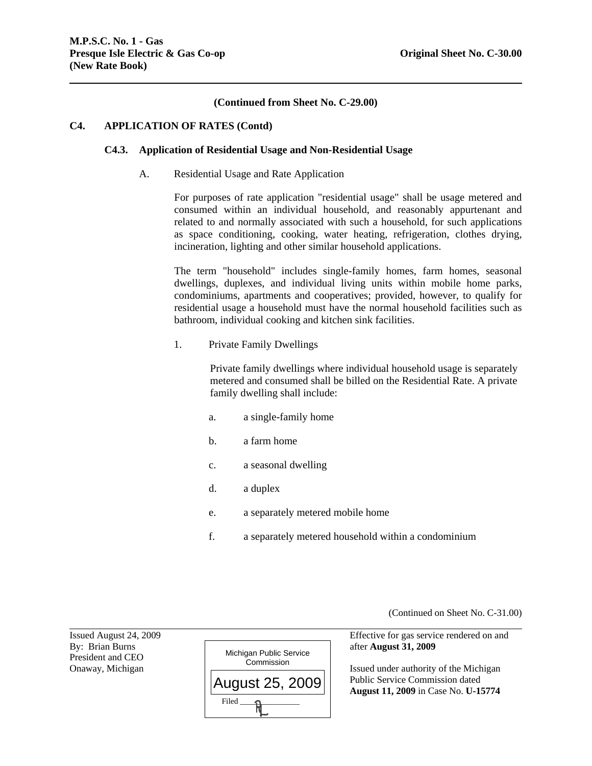**(Continued from Sheet No. C-29.00)**

**C4. APPLICATION OF RATES (Contd)**

**C4.3. Application of Residential Usage and Non-Residential Usage**

A. Residential Usage and Rate Application

For purposes of rate application "residential usage" shall be usage metered and consumed within an individual household, and reasonably appurtenant and related to and normally associated with such a household, for such applications as space conditioning, cooking, water heating, refrigeration, clothes drying, incineration, lighting and other similar household applications.

The term "household" includes single-family homes, farm homes, seasonal dwellings, duplexes, and individual living units within mobile home parks, condominiums, apartments and cooperatives; provided, however, to qualify for residential usage a household must have the normal household facilities such as bathroom, individual cooking and kitchen sink facilities.

1. Private Family Dwellings

Private family dwellings where individual household usage is separately metered and consumed shall be billed on the Residential Rate. A private family dwelling shall include:

a. a single-family home

b. a farm home

c. a seasonal dwelling

d. a duplex

e. a separately metered mobile home

f. a separately metered household within a condominium

(Continued on Sheet No. C-31.00)

Issued August 24, 2009
By: Brian Burns
President and CEO
Onaway, Michigan

Michigan Public Service Commission
August 25, 2009
Filed

Effective for gas service rendered on and after **August 31, 2009**

Issued under authority of the Michigan Public Service Commission dated **August 11, 2009** in Case No. **U-15774**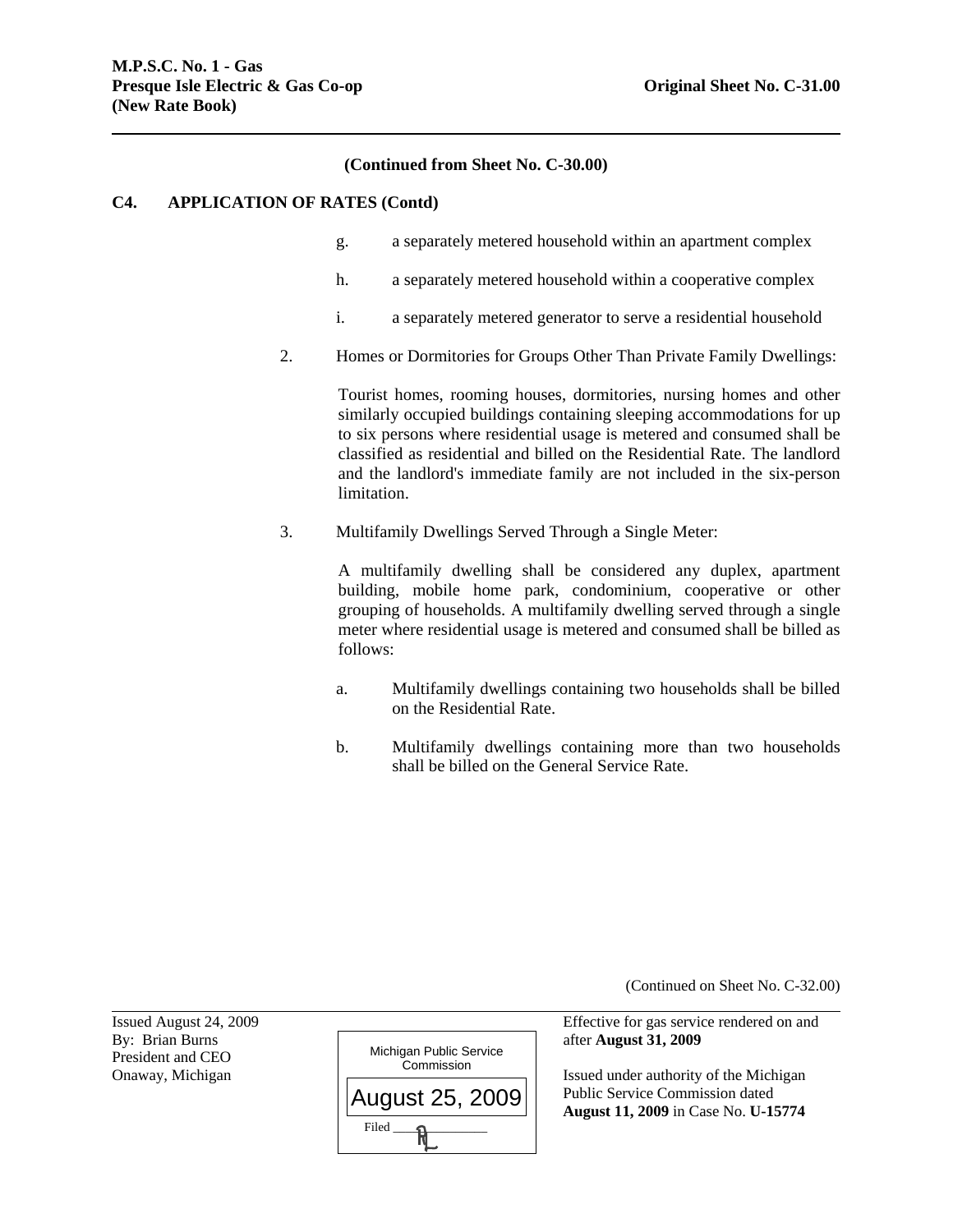(Continued from Sheet No. C-30.00)

**C4. APPLICATION OF RATES (Contd)**

g. a separately metered household within an apartment complex

h. a separately metered household within a cooperative complex

i. a separately metered generator to serve a residential household

2. Homes or Dormitories for Groups Other Than Private Family Dwellings:

Tourist homes, rooming houses, dormitories, nursing homes and other similarly occupied buildings containing sleeping accommodations for up to six persons where residential usage is metered and consumed shall be classified as residential and billed on the Residential Rate. The landlord and the landlord's immediate family are not included in the six-person limitation.

3. Multifamily Dwellings Served Through a Single Meter:

A multifamily dwelling shall be considered any duplex, apartment building, mobile home park, condominium, cooperative or other grouping of households. A multifamily dwelling served through a single meter where residential usage is metered and consumed shall be billed as follows:

a. Multifamily dwellings containing two households shall be billed on the Residential Rate.

b. Multifamily dwellings containing more than two households shall be billed on the General Service Rate.

(Continued on Sheet No. C-32.00)

Issued August 24, 2009
By: Brian Burns
President and CEO
Onaway, Michigan

Michigan Public Service Commission
August 25, 2009
Filed

Effective for gas service rendered on and after **August 31, 2009**

Issued under authority of the Michigan Public Service Commission dated **August 11, 2009** in Case No. **U-15774**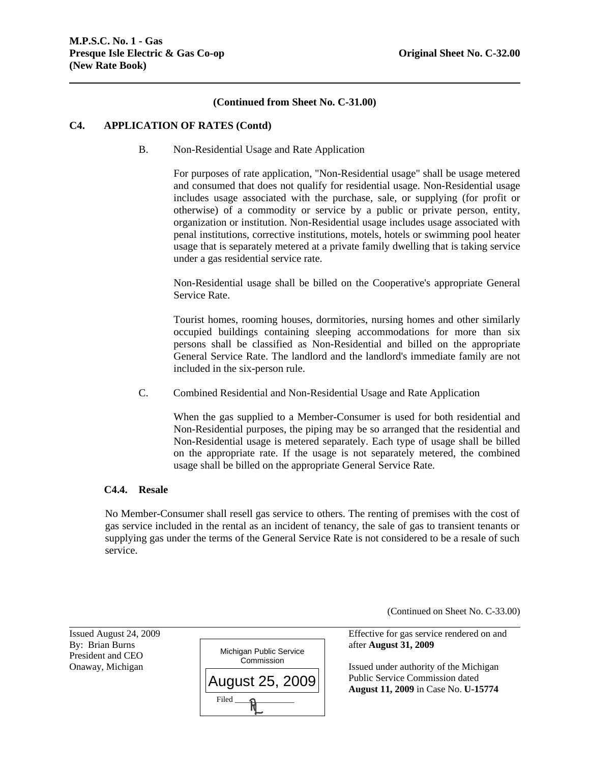(Continued from Sheet No. C-31.00)

## C4. APPLICATION OF RATES (Contd)

B. Non-Residential Usage and Rate Application

For purposes of rate application, "Non-Residential usage" shall be usage metered and consumed that does not qualify for residential usage. Non-Residential usage includes usage associated with the purchase, sale, or supplying (for profit or otherwise) of a commodity or service by a public or private person, entity, organization or institution. Non-Residential usage includes usage associated with penal institutions, corrective institutions, motels, hotels or swimming pool heater usage that is separately metered at a private family dwelling that is taking service under a gas residential service rate.

Non-Residential usage shall be billed on the Cooperative's appropriate General Service Rate.

Tourist homes, rooming houses, dormitories, nursing homes and other similarly occupied buildings containing sleeping accommodations for more than six persons shall be classified as Non-Residential and billed on the appropriate General Service Rate. The landlord and the landlord's immediate family are not included in the six-person rule.

C. Combined Residential and Non-Residential Usage and Rate Application

When the gas supplied to a Member-Consumer is used for both residential and Non-Residential purposes, the piping may be so arranged that the residential and Non-Residential usage is metered separately. Each type of usage shall be billed on the appropriate rate. If the usage is not separately metered, the combined usage shall be billed on the appropriate General Service Rate.

### C4.4. Resale

No Member-Consumer shall resell gas service to others. The renting of premises with the cost of gas service included in the rental as an incident of tenancy, the sale of gas to transient tenants or supplying gas under the terms of the General Service Rate is not considered to be a resale of such service.

(Continued on Sheet No. C-33.00)

Issued August 24, 2009
By: Brian Burns
President and CEO
Onaway, Michigan

Michigan Public Service Commission
August 25, 2009
Filed

Effective for gas service rendered on and after **August 31, 2009**

Issued under authority of the Michigan Public Service Commission dated **August 11, 2009** in Case No. **U-15774**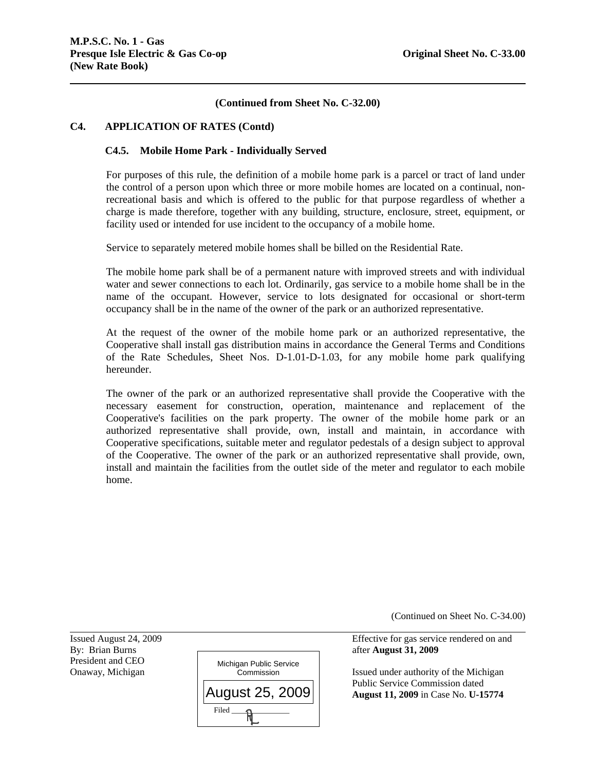(Continued from Sheet No. C-32.00)

## C4. APPLICATION OF RATES (Contd)

### C4.5. Mobile Home Park - Individually Served

For purposes of this rule, the definition of a mobile home park is a parcel or tract of land under the control of a person upon which three or more mobile homes are located on a continual, non-recreational basis and which is offered to the public for that purpose regardless of whether a charge is made therefore, together with any building, structure, enclosure, street, equipment, or facility used or intended for use incident to the occupancy of a mobile home.

Service to separately metered mobile homes shall be billed on the Residential Rate.

The mobile home park shall be of a permanent nature with improved streets and with individual water and sewer connections to each lot. Ordinarily, gas service to a mobile home shall be in the name of the occupant. However, service to lots designated for occasional or short-term occupancy shall be in the name of the owner of the park or an authorized representative.

At the request of the owner of the mobile home park or an authorized representative, the Cooperative shall install gas distribution mains in accordance the General Terms and Conditions of the Rate Schedules, Sheet Nos. D-1.01-D-1.03, for any mobile home park qualifying hereunder.

The owner of the park or an authorized representative shall provide the Cooperative with the necessary easement for construction, operation, maintenance and replacement of the Cooperative's facilities on the park property. The owner of the mobile home park or an authorized representative shall provide, own, install and maintain, in accordance with Cooperative specifications, suitable meter and regulator pedestals of a design subject to approval of the Cooperative. The owner of the park or an authorized representative shall provide, own, install and maintain the facilities from the outlet side of the meter and regulator to each mobile home.

(Continued on Sheet No. C-34.00)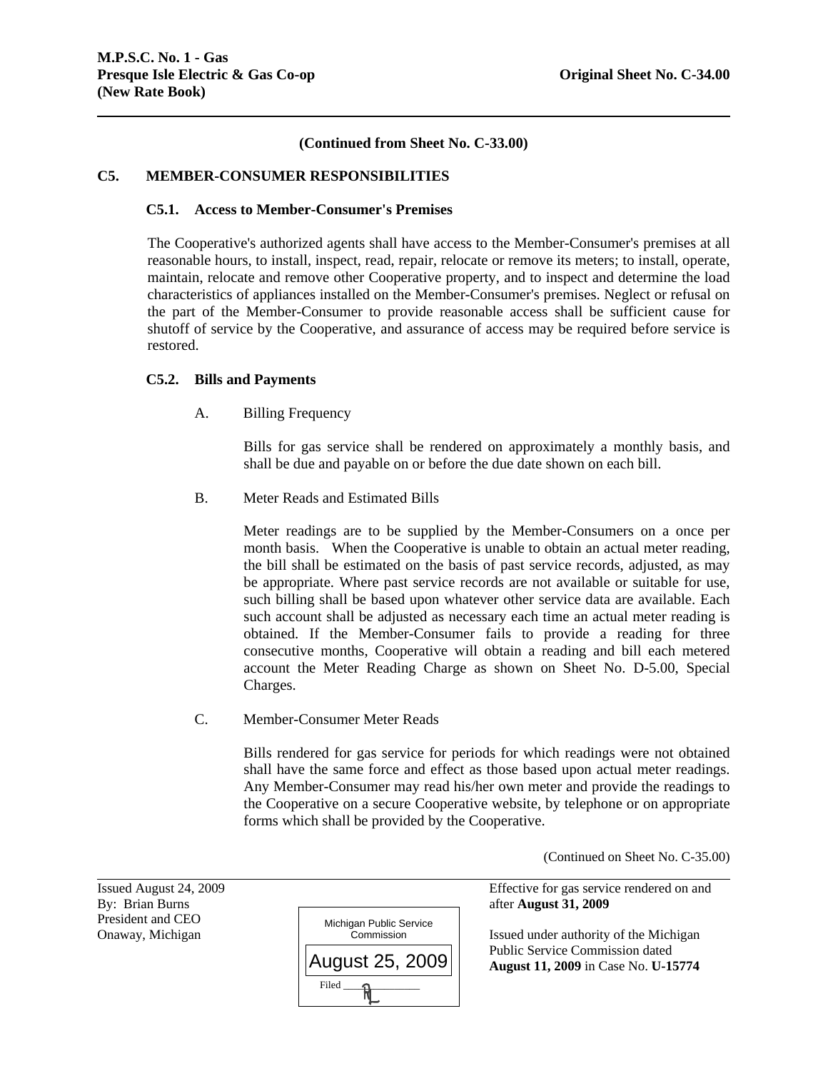**M.P.S.C. No. 1 - Gas**
**Presque Isle Electric & Gas Co-op** **Original Sheet No. C-34.00**
**(New Rate Book)**

**(Continued from Sheet No. C-33.00)**

## C5. MEMBER-CONSUMER RESPONSIBILITIES

### C5.1. Access to Member-Consumer's Premises

The Cooperative's authorized agents shall have access to the Member-Consumer's premises at all reasonable hours, to install, inspect, read, repair, relocate or remove its meters; to install, operate, maintain, relocate and remove other Cooperative property, and to inspect and determine the load characteristics of appliances installed on the Member-Consumer's premises. Neglect or refusal on the part of the Member-Consumer to provide reasonable access shall be sufficient cause for shutoff of service by the Cooperative, and assurance of access may be required before service is restored.

### C5.2. Bills and Payments

A. Billing Frequency

Bills for gas service shall be rendered on approximately a monthly basis, and shall be due and payable on or before the due date shown on each bill.

B. Meter Reads and Estimated Bills

Meter readings are to be supplied by the Member-Consumers on a once per month basis. When the Cooperative is unable to obtain an actual meter reading, the bill shall be estimated on the basis of past service records, adjusted, as may be appropriate. Where past service records are not available or suitable for use, such billing shall be based upon whatever other service data are available. Each such account shall be adjusted as necessary each time an actual meter reading is obtained. If the Member-Consumer fails to provide a reading for three consecutive months, Cooperative will obtain a reading and bill each metered account the Meter Reading Charge as shown on Sheet No. D-5.00, Special Charges.

C. Member-Consumer Meter Reads

Bills rendered for gas service for periods for which readings were not obtained shall have the same force and effect as those based upon actual meter readings. Any Member-Consumer may read his/her own meter and provide the readings to the Cooperative on a secure Cooperative website, by telephone or on appropriate forms which shall be provided by the Cooperative.

(Continued on Sheet No. C-35.00)

Issued August 24, 2009
By: Brian Burns
President and CEO
Onaway, Michigan

Michigan Public Service Commission
August 25, 2009
Filed

Effective for gas service rendered on and after **August 31, 2009**

Issued under authority of the Michigan Public Service Commission dated **August 11, 2009** in Case No. **U-15774**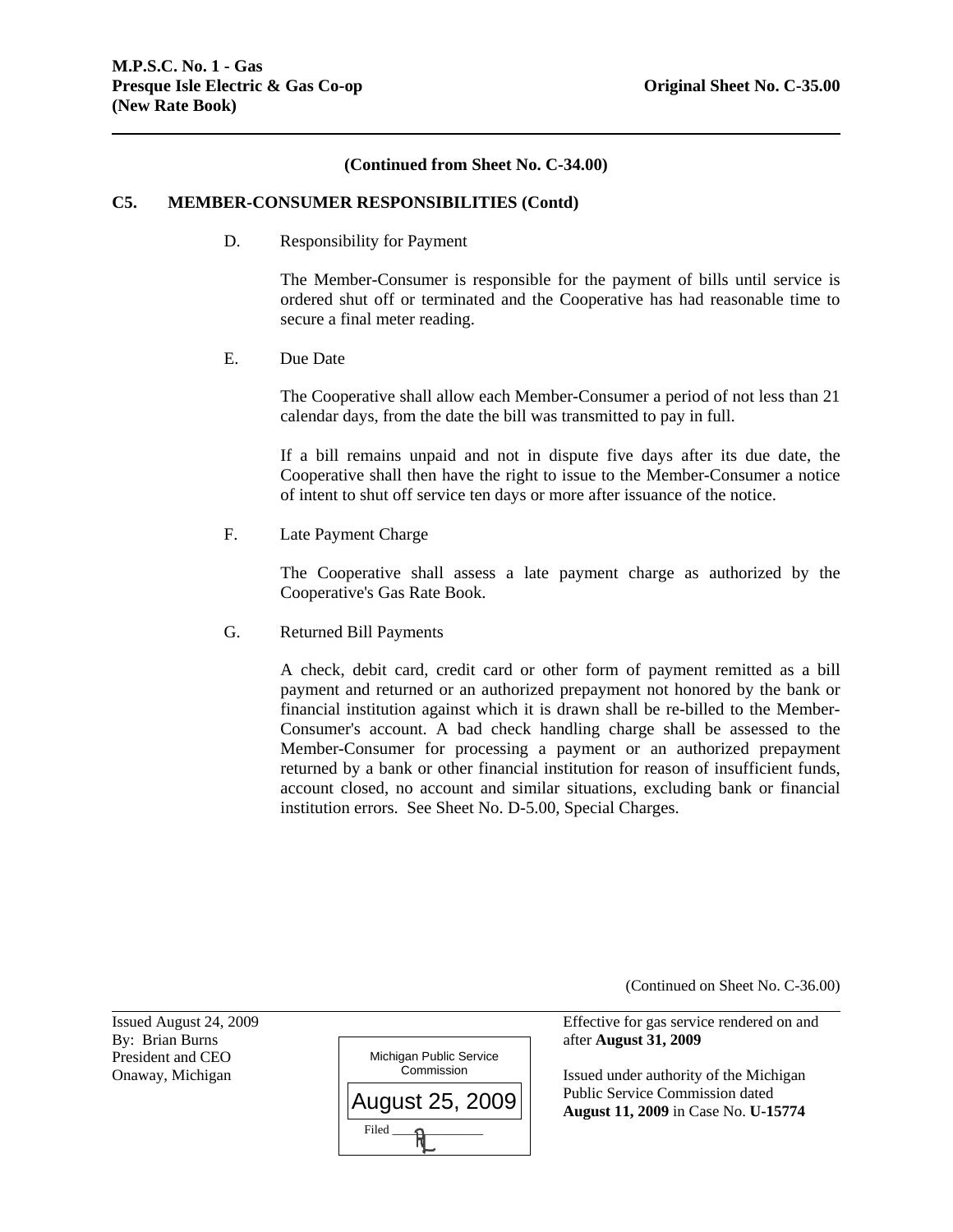(Continued from Sheet No. C-34.00)

**C5. MEMBER-CONSUMER RESPONSIBILITIES (Contd)**

D. Responsibility for Payment

The Member-Consumer is responsible for the payment of bills until service is ordered shut off or terminated and the Cooperative has had reasonable time to secure a final meter reading.

E. Due Date

The Cooperative shall allow each Member-Consumer a period of not less than 21 calendar days, from the date the bill was transmitted to pay in full.

If a bill remains unpaid and not in dispute five days after its due date, the Cooperative shall then have the right to issue to the Member-Consumer a notice of intent to shut off service ten days or more after issuance of the notice.

F. Late Payment Charge

The Cooperative shall assess a late payment charge as authorized by the Cooperative's Gas Rate Book.

G. Returned Bill Payments

A check, debit card, credit card or other form of payment remitted as a bill payment and returned or an authorized prepayment not honored by the bank or financial institution against which it is drawn shall be re-billed to the Member-Consumer's account. A bad check handling charge shall be assessed to the Member-Consumer for processing a payment or an authorized prepayment returned by a bank or other financial institution for reason of insufficient funds, account closed, no account and similar situations, excluding bank or financial institution errors. See Sheet No. D-5.00, Special Charges.

(Continued on Sheet No. C-36.00)

Issued August 24, 2009
By: Brian Burns
President and CEO
Onaway, Michigan

Michigan Public Service Commission
August 25, 2009
Filed

Effective for gas service rendered on and after **August 31, 2009**

Issued under authority of the Michigan Public Service Commission dated **August 11, 2009** in Case No. **U-15774**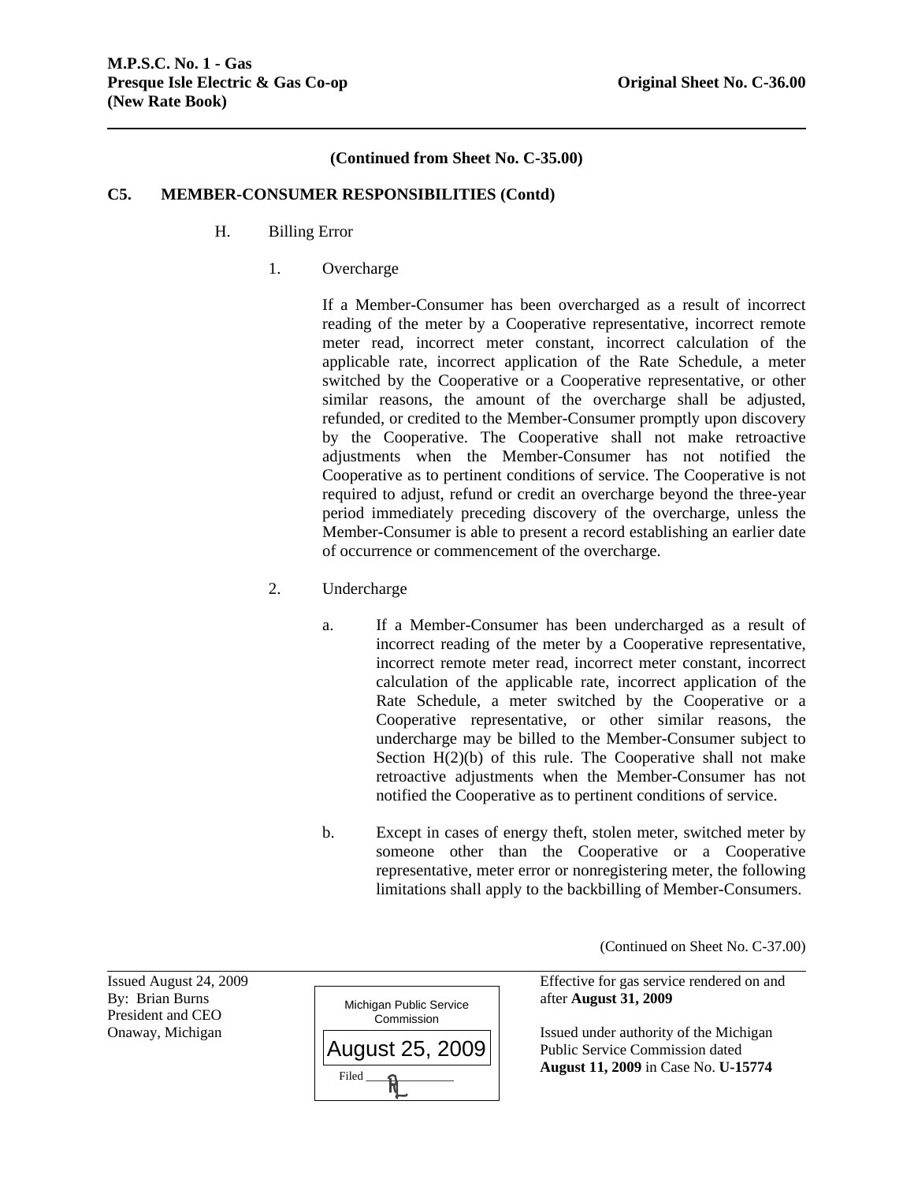(Continued from Sheet No. C-35.00)

**C5. MEMBER-CONSUMER RESPONSIBILITIES (Contd)**

H. Billing Error

1. Overcharge

If a Member-Consumer has been overcharged as a result of incorrect reading of the meter by a Cooperative representative, incorrect remote meter read, incorrect meter constant, incorrect calculation of the applicable rate, incorrect application of the Rate Schedule, a meter switched by the Cooperative or a Cooperative representative, or other similar reasons, the amount of the overcharge shall be adjusted, refunded, or credited to the Member-Consumer promptly upon discovery by the Cooperative. The Cooperative shall not make retroactive adjustments when the Member-Consumer has not notified the Cooperative as to pertinent conditions of service. The Cooperative is not required to adjust, refund or credit an overcharge beyond the three-year period immediately preceding discovery of the overcharge, unless the Member-Consumer is able to present a record establishing an earlier date of occurrence or commencement of the overcharge.

2. Undercharge

a. If a Member-Consumer has been undercharged as a result of incorrect reading of the meter by a Cooperative representative, incorrect remote meter read, incorrect meter constant, incorrect calculation of the applicable rate, incorrect application of the Rate Schedule, a meter switched by the Cooperative or a Cooperative representative, or other similar reasons, the undercharge may be billed to the Member-Consumer subject to Section H(2)(b) of this rule. The Cooperative shall not make retroactive adjustments when the Member-Consumer has not notified the Cooperative as to pertinent conditions of service.

b. Except in cases of energy theft, stolen meter, switched meter by someone other than the Cooperative or a Cooperative representative, meter error or nonregistering meter, the following limitations shall apply to the backbilling of Member-Consumers.

(Continued on Sheet No. C-37.00)

Issued August 24, 2009
By: Brian Burns
President and CEO
Onaway, Michigan

Michigan Public Service Commission
August 25, 2009
Filed

Effective for gas service rendered on and after **August 31, 2009**

Issued under authority of the Michigan Public Service Commission dated **August 11, 2009** in Case No. **U-15774**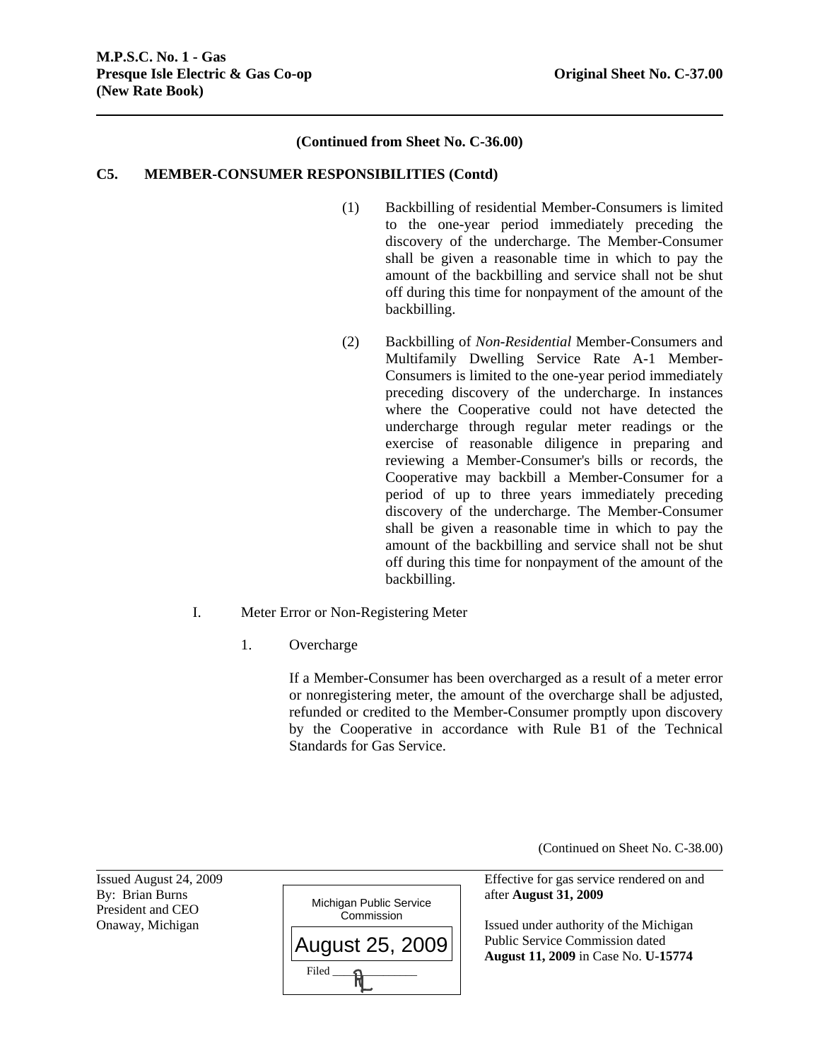(Continued from Sheet No. C-36.00)

**C5. MEMBER-CONSUMER RESPONSIBILITIES (Contd)**

(1) Backbilling of residential Member-Consumers is limited to the one-year period immediately preceding the discovery of the undercharge. The Member-Consumer shall be given a reasonable time in which to pay the amount of the backbilling and service shall not be shut off during this time for nonpayment of the amount of the backbilling.

(2) Backbilling of *Non-Residential* Member-Consumers and Multifamily Dwelling Service Rate A-1 Member-Consumers is limited to the one-year period immediately preceding discovery of the undercharge. In instances where the Cooperative could not have detected the undercharge through regular meter readings or the exercise of reasonable diligence in preparing and reviewing a Member-Consumer's bills or records, the Cooperative may backbill a Member-Consumer for a period of up to three years immediately preceding discovery of the undercharge. The Member-Consumer shall be given a reasonable time in which to pay the amount of the backbilling and service shall not be shut off during this time for nonpayment of the amount of the backbilling.

I. Meter Error or Non-Registering Meter

1. Overcharge

If a Member-Consumer has been overcharged as a result of a meter error or nonregistering meter, the amount of the overcharge shall be adjusted, refunded or credited to the Member-Consumer promptly upon discovery by the Cooperative in accordance with Rule B1 of the Technical Standards for Gas Service.

(Continued on Sheet No. C-38.00)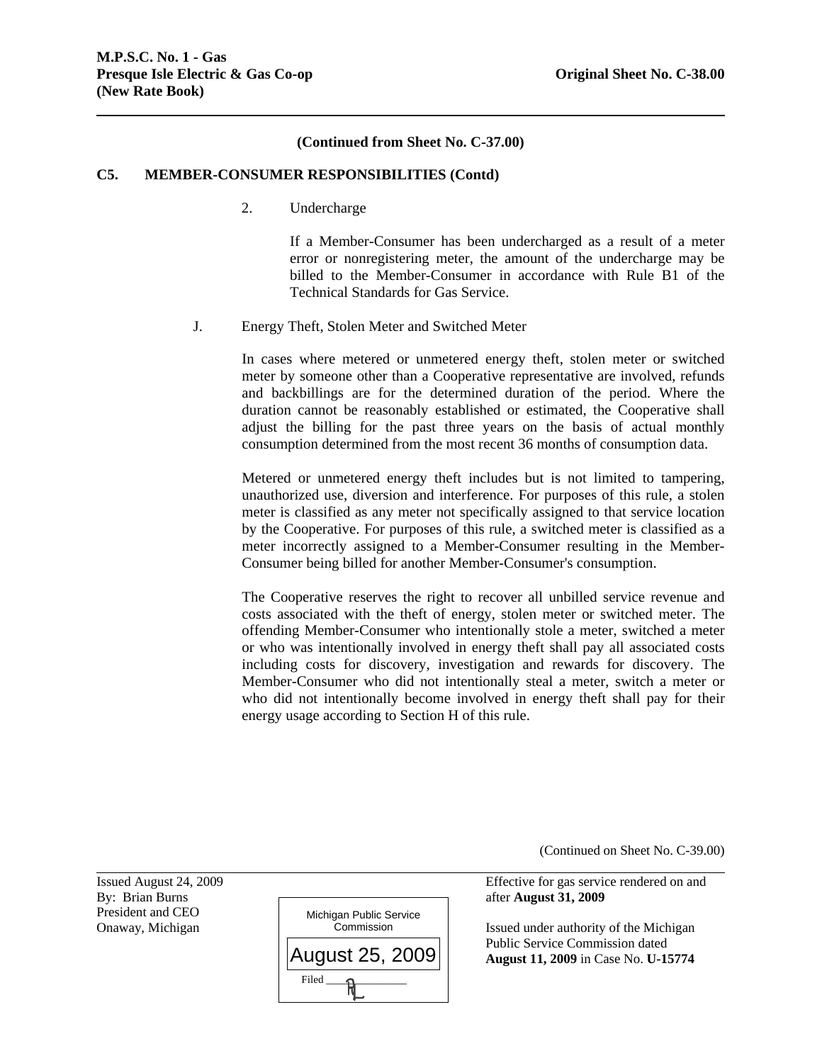(Continued from Sheet No. C-37.00)

**C5. MEMBER-CONSUMER RESPONSIBILITIES (Contd)**

2. Undercharge

   If a Member-Consumer has been undercharged as a result of a meter error or nonregistering meter, the amount of the undercharge may be billed to the Member-Consumer in accordance with Rule B1 of the Technical Standards for Gas Service.

J. Energy Theft, Stolen Meter and Switched Meter

   In cases where metered or unmetered energy theft, stolen meter or switched meter by someone other than a Cooperative representative are involved, refunds and backbillings are for the determined duration of the period. Where the duration cannot be reasonably established or estimated, the Cooperative shall adjust the billing for the past three years on the basis of actual monthly consumption determined from the most recent 36 months of consumption data.

   Metered or unmetered energy theft includes but is not limited to tampering, unauthorized use, diversion and interference. For purposes of this rule, a stolen meter is classified as any meter not specifically assigned to that service location by the Cooperative. For purposes of this rule, a switched meter is classified as a meter incorrectly assigned to a Member-Consumer resulting in the Member-Consumer being billed for another Member-Consumer's consumption.

   The Cooperative reserves the right to recover all unbilled service revenue and costs associated with the theft of energy, stolen meter or switched meter. The offending Member-Consumer who intentionally stole a meter, switched a meter or who was intentionally involved in energy theft shall pay all associated costs including costs for discovery, investigation and rewards for discovery. The Member-Consumer who did not intentionally steal a meter, switch a meter or who did not intentionally become involved in energy theft shall pay for their energy usage according to Section H of this rule.

(Continued on Sheet No. C-39.00)

Issued August 24, 2009
By: Brian Burns
President and CEO
Onaway, Michigan

Michigan Public Service Commission
August 25, 2009
Filed

Effective for gas service rendered on and after **August 31, 2009**

Issued under authority of the Michigan Public Service Commission dated **August 11, 2009** in Case No. **U-15774**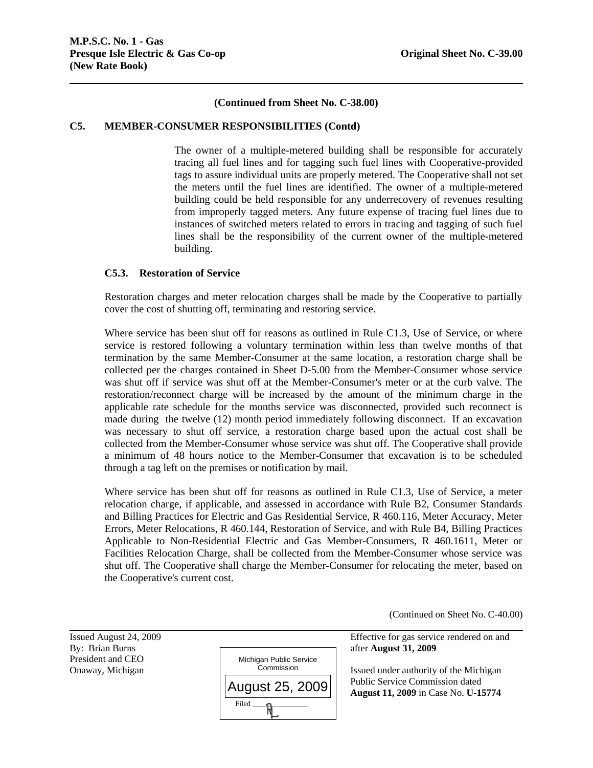(Continued from Sheet No. C-38.00)

## C5. MEMBER-CONSUMER RESPONSIBILITIES (Contd)

The owner of a multiple-metered building shall be responsible for accurately tracing all fuel lines and for tagging such fuel lines with Cooperative-provided tags to assure individual units are properly metered. The Cooperative shall not set the meters until the fuel lines are identified. The owner of a multiple-metered building could be held responsible for any underrecovery of revenues resulting from improperly tagged meters. Any future expense of tracing fuel lines due to instances of switched meters related to errors in tracing and tagging of such fuel lines shall be the responsibility of the current owner of the multiple-metered building.

### C5.3. Restoration of Service

Restoration charges and meter relocation charges shall be made by the Cooperative to partially cover the cost of shutting off, terminating and restoring service.

Where service has been shut off for reasons as outlined in Rule C1.3, Use of Service, or where service is restored following a voluntary termination within less than twelve months of that termination by the same Member-Consumer at the same location, a restoration charge shall be collected per the charges contained in Sheet D-5.00 from the Member-Consumer whose service was shut off if service was shut off at the Member-Consumer's meter or at the curb valve. The restoration/reconnect charge will be increased by the amount of the minimum charge in the applicable rate schedule for the months service was disconnected, provided such reconnect is made during the twelve (12) month period immediately following disconnect. If an excavation was necessary to shut off service, a restoration charge based upon the actual cost shall be collected from the Member-Consumer whose service was shut off. The Cooperative shall provide a minimum of 48 hours notice to the Member-Consumer that excavation is to be scheduled through a tag left on the premises or notification by mail.

Where service has been shut off for reasons as outlined in Rule C1.3, Use of Service, a meter relocation charge, if applicable, and assessed in accordance with Rule B2, Consumer Standards and Billing Practices for Electric and Gas Residential Service, R 460.116, Meter Accuracy, Meter Errors, Meter Relocations, R 460.144, Restoration of Service, and with Rule B4, Billing Practices Applicable to Non-Residential Electric and Gas Member-Consumers, R 460.1611, Meter or Facilities Relocation Charge, shall be collected from the Member-Consumer whose service was shut off. The Cooperative shall charge the Member-Consumer for relocating the meter, based on the Cooperative's current cost.

(Continued on Sheet No. C-40.00)

Issued August 24, 2009
By: Brian Burns
President and CEO
Onaway, Michigan

Michigan Public Service Commission
August 25, 2009
Filed

Effective for gas service rendered on and after **August 31, 2009**

Issued under authority of the Michigan Public Service Commission dated **August 11, 2009** in Case No. **U-15774**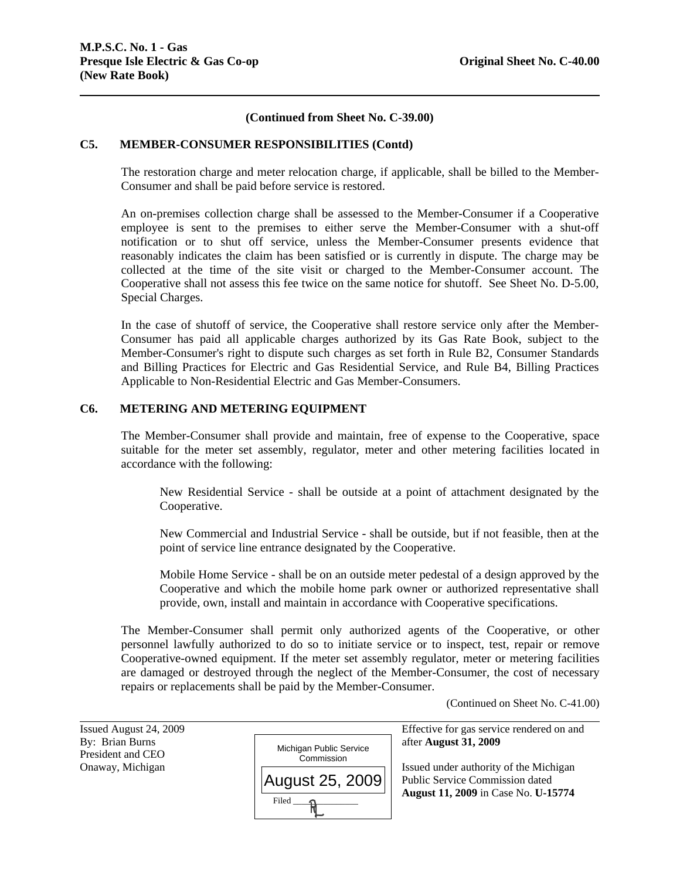**(Continued from Sheet No. C-39.00)**

## C5. MEMBER-CONSUMER RESPONSIBILITIES (Contd)

The restoration charge and meter relocation charge, if applicable, shall be billed to the Member-Consumer and shall be paid before service is restored.

An on-premises collection charge shall be assessed to the Member-Consumer if a Cooperative employee is sent to the premises to either serve the Member-Consumer with a shut-off notification or to shut off service, unless the Member-Consumer presents evidence that reasonably indicates the claim has been satisfied or is currently in dispute. The charge may be collected at the time of the site visit or charged to the Member-Consumer account. The Cooperative shall not assess this fee twice on the same notice for shutoff. See Sheet No. D-5.00, Special Charges.

In the case of shutoff of service, the Cooperative shall restore service only after the Member-Consumer has paid all applicable charges authorized by its Gas Rate Book, subject to the Member-Consumer's right to dispute such charges as set forth in Rule B2, Consumer Standards and Billing Practices for Electric and Gas Residential Service, and Rule B4, Billing Practices Applicable to Non-Residential Electric and Gas Member-Consumers.

## C6. METERING AND METERING EQUIPMENT

The Member-Consumer shall provide and maintain, free of expense to the Cooperative, space suitable for the meter set assembly, regulator, meter and other metering facilities located in accordance with the following:

> New Residential Service - shall be outside at a point of attachment designated by the Cooperative.
>
> New Commercial and Industrial Service - shall be outside, but if not feasible, then at the point of service line entrance designated by the Cooperative.
>
> Mobile Home Service - shall be on an outside meter pedestal of a design approved by the Cooperative and which the mobile home park owner or authorized representative shall provide, own, install and maintain in accordance with Cooperative specifications.

The Member-Consumer shall permit only authorized agents of the Cooperative, or other personnel lawfully authorized to do so to initiate service or to inspect, test, repair or remove Cooperative-owned equipment. If the meter set assembly regulator, meter or metering facilities are damaged or destroyed through the neglect of the Member-Consumer, the cost of necessary repairs or replacements shall be paid by the Member-Consumer.

(Continued on Sheet No. C-41.00)

Issued August 24, 2009
By: Brian Burns
President and CEO
Onaway, Michigan

Michigan Public Service Commission
August 25, 2009
Filed

Effective for gas service rendered on and after **August 31, 2009**

Issued under authority of the Michigan Public Service Commission dated **August 11, 2009** in Case No. **U-15774**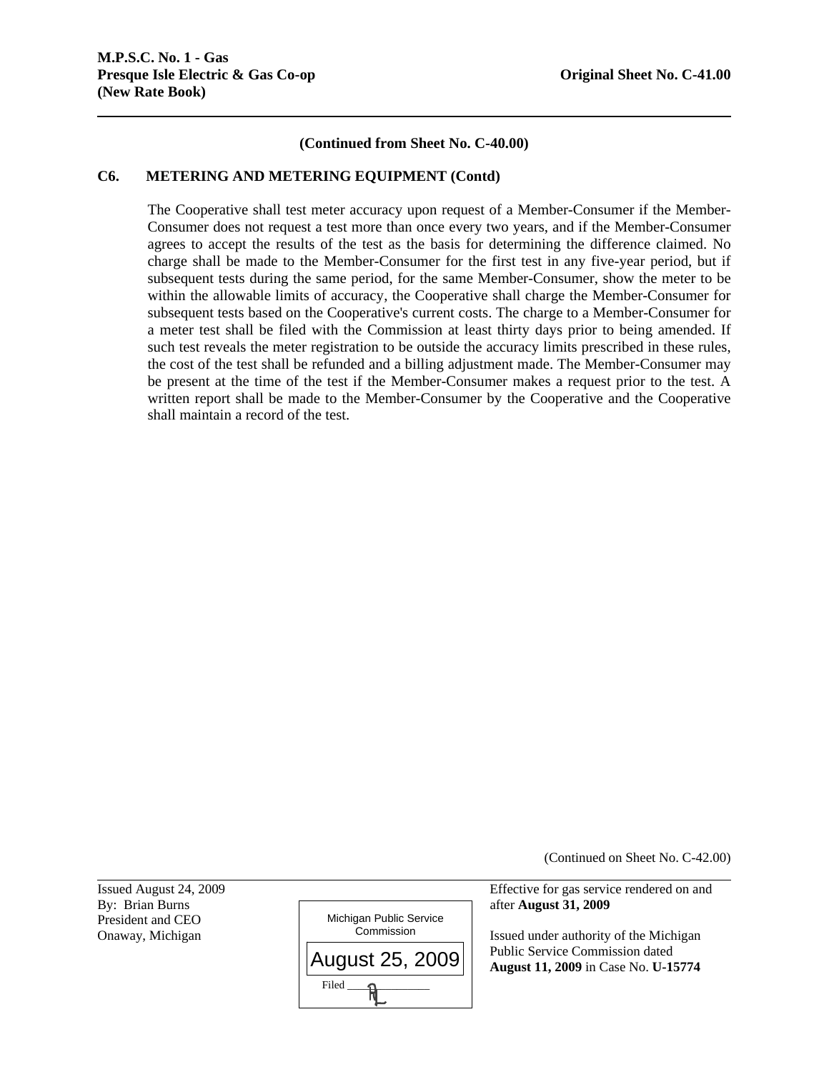**M.P.S.C. No. 1 - Gas**
**Presque Isle Electric & Gas Co-op** **Original Sheet No. C-41.00**
**(New Rate Book)**

**(Continued from Sheet No. C-40.00)**

**C6. METERING AND METERING EQUIPMENT (Contd)**

The Cooperative shall test meter accuracy upon request of a Member-Consumer if the Member-Consumer does not request a test more than once every two years, and if the Member-Consumer agrees to accept the results of the test as the basis for determining the difference claimed. No charge shall be made to the Member-Consumer for the first test in any five-year period, but if subsequent tests during the same period, for the same Member-Consumer, show the meter to be within the allowable limits of accuracy, the Cooperative shall charge the Member-Consumer for subsequent tests based on the Cooperative's current costs. The charge to a Member-Consumer for a meter test shall be filed with the Commission at least thirty days prior to being amended. If such test reveals the meter registration to be outside the accuracy limits prescribed in these rules, the cost of the test shall be refunded and a billing adjustment made. The Member-Consumer may be present at the time of the test if the Member-Consumer makes a request prior to the test. A written report shall be made to the Member-Consumer by the Cooperative and the Cooperative shall maintain a record of the test.

(Continued on Sheet No. C-42.00)

Issued August 24, 2009
By: Brian Burns
President and CEO
Onaway, Michigan

Michigan Public Service Commission
August 25, 2009
Filed

Effective for gas service rendered on and after **August 31, 2009**

Issued under authority of the Michigan Public Service Commission dated **August 11, 2009** in Case No. **U-15774**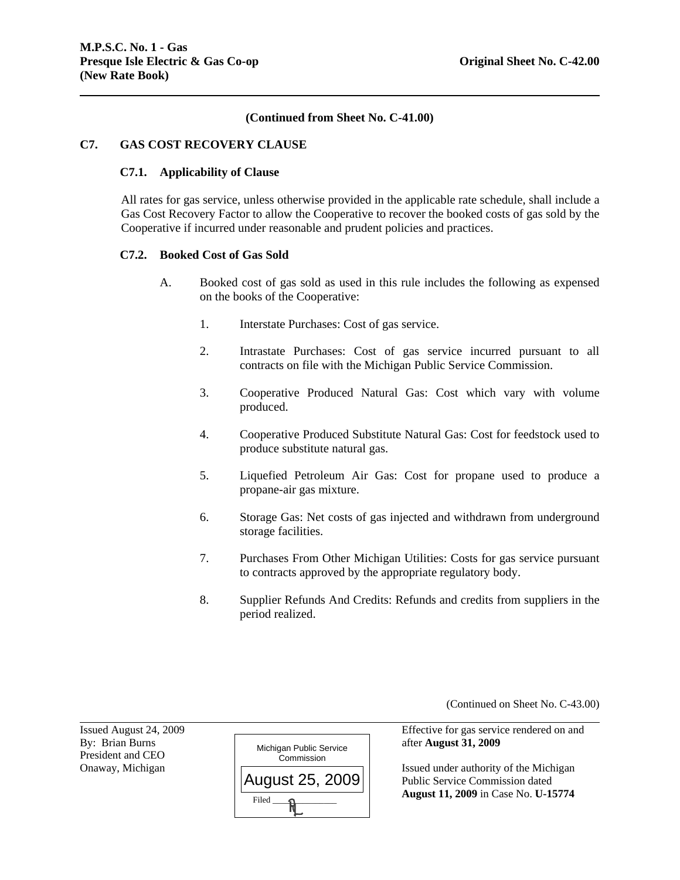**M.P.S.C. No. 1 - Gas**
**Presque Isle Electric & Gas Co-op** **Original Sheet No. C-42.00**
**(New Rate Book)**

**(Continued from Sheet No. C-41.00)**

## C7. GAS COST RECOVERY CLAUSE

### C7.1. Applicability of Clause

All rates for gas service, unless otherwise provided in the applicable rate schedule, shall include a Gas Cost Recovery Factor to allow the Cooperative to recover the booked costs of gas sold by the Cooperative if incurred under reasonable and prudent policies and practices.

### C7.2. Booked Cost of Gas Sold

A. Booked cost of gas sold as used in this rule includes the following as expensed on the books of the Cooperative:

1. Interstate Purchases: Cost of gas service.

2. Intrastate Purchases: Cost of gas service incurred pursuant to all contracts on file with the Michigan Public Service Commission.

3. Cooperative Produced Natural Gas: Cost which vary with volume produced.

4. Cooperative Produced Substitute Natural Gas: Cost for feedstock used to produce substitute natural gas.

5. Liquefied Petroleum Air Gas: Cost for propane used to produce a propane-air gas mixture.

6. Storage Gas: Net costs of gas injected and withdrawn from underground storage facilities.

7. Purchases From Other Michigan Utilities: Costs for gas service pursuant to contracts approved by the appropriate regulatory body.

8. Supplier Refunds And Credits: Refunds and credits from suppliers in the period realized.

(Continued on Sheet No. C-43.00)

Issued August 24, 2009
By: Brian Burns
President and CEO
Onaway, Michigan

Michigan Public Service Commission
August 25, 2009
Filed

Effective for gas service rendered on and after **August 31, 2009**

Issued under authority of the Michigan Public Service Commission dated **August 11, 2009** in Case No. **U-15774**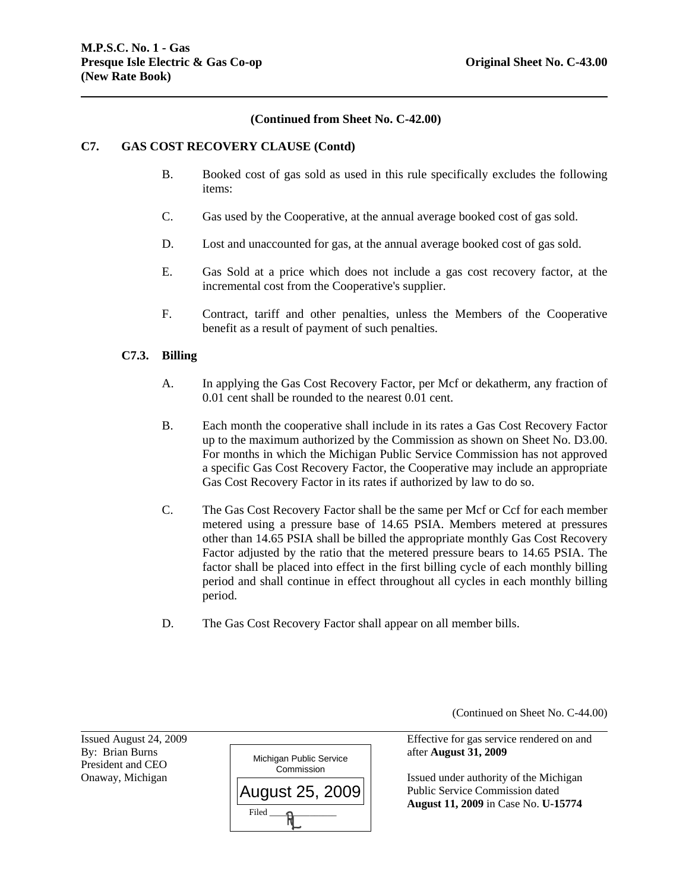**M.P.S.C. No. 1 - Gas**
**Presque Isle Electric & Gas Co-op** — **Original Sheet No. C-43.00**
**(New Rate Book)**

**(Continued from Sheet No. C-42.00)**

**C7. GAS COST RECOVERY CLAUSE (Contd)**

B. Booked cost of gas sold as used in this rule specifically excludes the following items:

C. Gas used by the Cooperative, at the annual average booked cost of gas sold.

D. Lost and unaccounted for gas, at the annual average booked cost of gas sold.

E. Gas Sold at a price which does not include a gas cost recovery factor, at the incremental cost from the Cooperative's supplier.

F. Contract, tariff and other penalties, unless the Members of the Cooperative benefit as a result of payment of such penalties.

**C7.3. Billing**

A. In applying the Gas Cost Recovery Factor, per Mcf or dekatherm, any fraction of 0.01 cent shall be rounded to the nearest 0.01 cent.

B. Each month the cooperative shall include in its rates a Gas Cost Recovery Factor up to the maximum authorized by the Commission as shown on Sheet No. D3.00. For months in which the Michigan Public Service Commission has not approved a specific Gas Cost Recovery Factor, the Cooperative may include an appropriate Gas Cost Recovery Factor in its rates if authorized by law to do so.

C. The Gas Cost Recovery Factor shall be the same per Mcf or Ccf for each member metered using a pressure base of 14.65 PSIA. Members metered at pressures other than 14.65 PSIA shall be billed the appropriate monthly Gas Cost Recovery Factor adjusted by the ratio that the metered pressure bears to 14.65 PSIA. The factor shall be placed into effect in the first billing cycle of each monthly billing period and shall continue in effect throughout all cycles in each monthly billing period.

D. The Gas Cost Recovery Factor shall appear on all member bills.

(Continued on Sheet No. C-44.00)

Issued August 24, 2009
By: Brian Burns
President and CEO
Onaway, Michigan

Michigan Public Service Commission
August 25, 2009
Filed

Effective for gas service rendered on and after **August 31, 2009**

Issued under authority of the Michigan Public Service Commission dated **August 11, 2009** in Case No. **U-15774**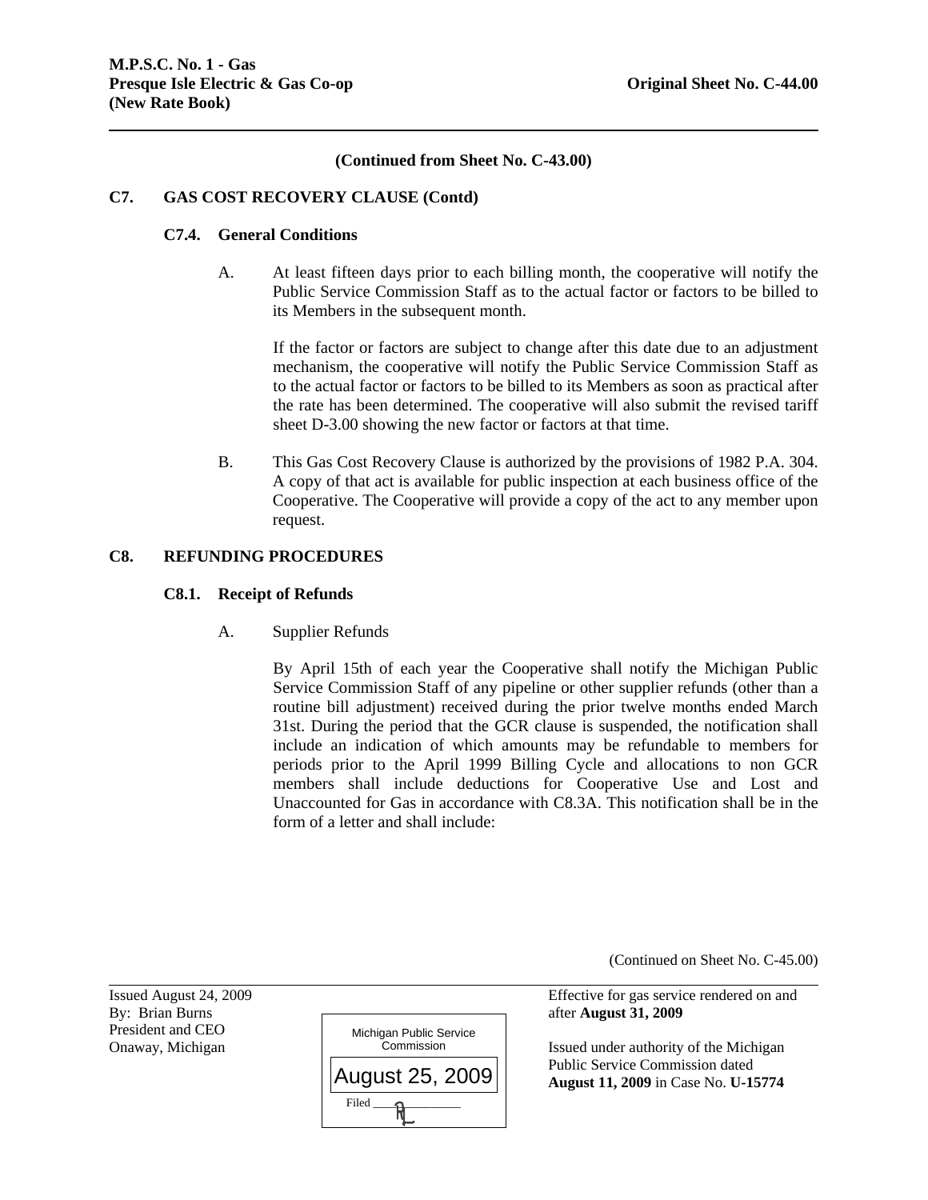(Continued from Sheet No. C-43.00)

## C7. GAS COST RECOVERY CLAUSE (Contd)

### C7.4. General Conditions

A. At least fifteen days prior to each billing month, the cooperative will notify the Public Service Commission Staff as to the actual factor or factors to be billed to its Members in the subsequent month.

If the factor or factors are subject to change after this date due to an adjustment mechanism, the cooperative will notify the Public Service Commission Staff as to the actual factor or factors to be billed to its Members as soon as practical after the rate has been determined. The cooperative will also submit the revised tariff sheet D-3.00 showing the new factor or factors at that time.

B. This Gas Cost Recovery Clause is authorized by the provisions of 1982 P.A. 304. A copy of that act is available for public inspection at each business office of the Cooperative. The Cooperative will provide a copy of the act to any member upon request.

## C8. REFUNDING PROCEDURES

### C8.1. Receipt of Refunds

A. Supplier Refunds

By April 15th of each year the Cooperative shall notify the Michigan Public Service Commission Staff of any pipeline or other supplier refunds (other than a routine bill adjustment) received during the prior twelve months ended March 31st. During the period that the GCR clause is suspended, the notification shall include an indication of which amounts may be refundable to members for periods prior to the April 1999 Billing Cycle and allocations to non GCR members shall include deductions for Cooperative Use and Lost and Unaccounted for Gas in accordance with C8.3A. This notification shall be in the form of a letter and shall include:

(Continued on Sheet No. C-45.00)

Issued August 24, 2009
By: Brian Burns
President and CEO
Onaway, Michigan

Michigan Public Service Commission
August 25, 2009
Filed

Effective for gas service rendered on and after **August 31, 2009**

Issued under authority of the Michigan Public Service Commission dated **August 11, 2009** in Case No. **U-15774**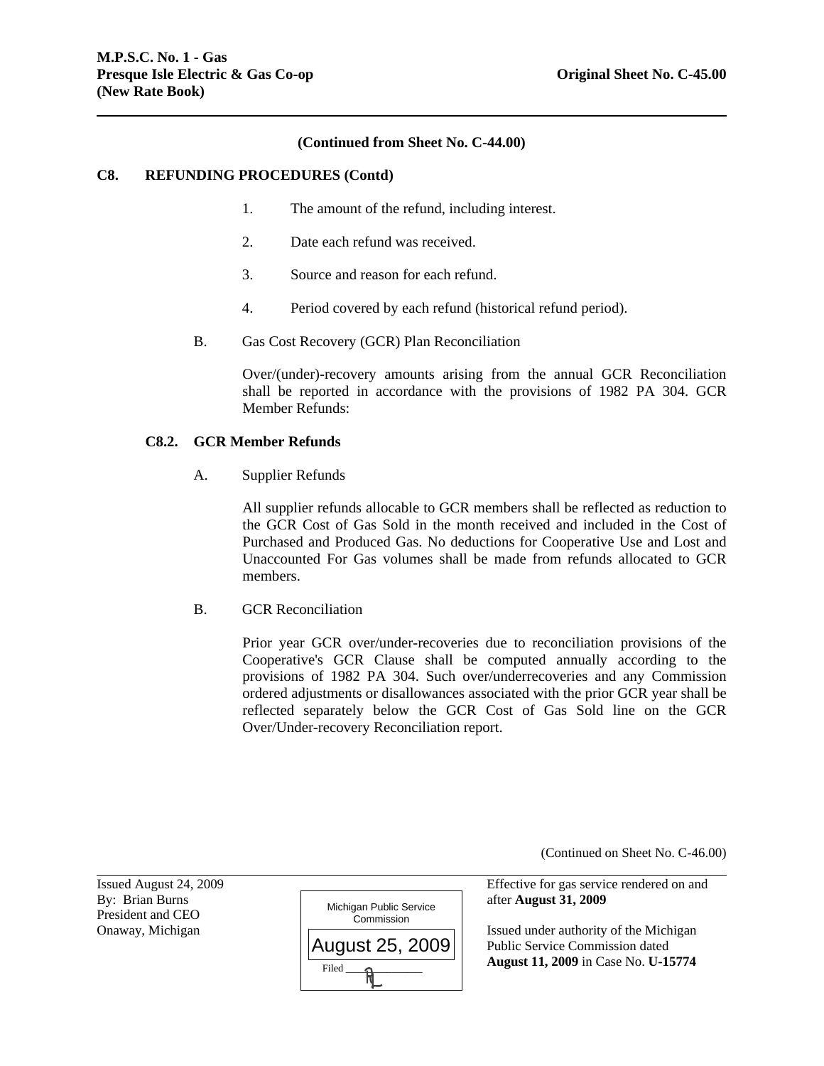**M.P.S.C. No. 1 - Gas**
**Presque Isle Electric & Gas Co-op** **Original Sheet No. C-45.00**
**(New Rate Book)**

---

**(Continued from Sheet No. C-44.00)**

**C8. REFUNDING PROCEDURES (Contd)**

1. The amount of the refund, including interest.

2. Date each refund was received.

3. Source and reason for each refund.

4. Period covered by each refund (historical refund period).

B. Gas Cost Recovery (GCR) Plan Reconciliation

Over/(under)-recovery amounts arising from the annual GCR Reconciliation shall be reported in accordance with the provisions of 1982 PA 304. GCR Member Refunds:

**C8.2. GCR Member Refunds**

A. Supplier Refunds

All supplier refunds allocable to GCR members shall be reflected as reduction to the GCR Cost of Gas Sold in the month received and included in the Cost of Purchased and Produced Gas. No deductions for Cooperative Use and Lost and Unaccounted For Gas volumes shall be made from refunds allocated to GCR members.

B. GCR Reconciliation

Prior year GCR over/under-recoveries due to reconciliation provisions of the Cooperative's GCR Clause shall be computed annually according to the provisions of 1982 PA 304. Such over/underrecoveries and any Commission ordered adjustments or disallowances associated with the prior GCR year shall be reflected separately below the GCR Cost of Gas Sold line on the GCR Over/Under-recovery Reconciliation report.

(Continued on Sheet No. C-46.00)

---

Issued August 24, 2009
By: Brian Burns
President and CEO
Onaway, Michigan

Michigan Public Service Commission
August 25, 2009
Filed

Effective for gas service rendered on and after **August 31, 2009**

Issued under authority of the Michigan Public Service Commission dated **August 11, 2009** in Case No. **U-15774**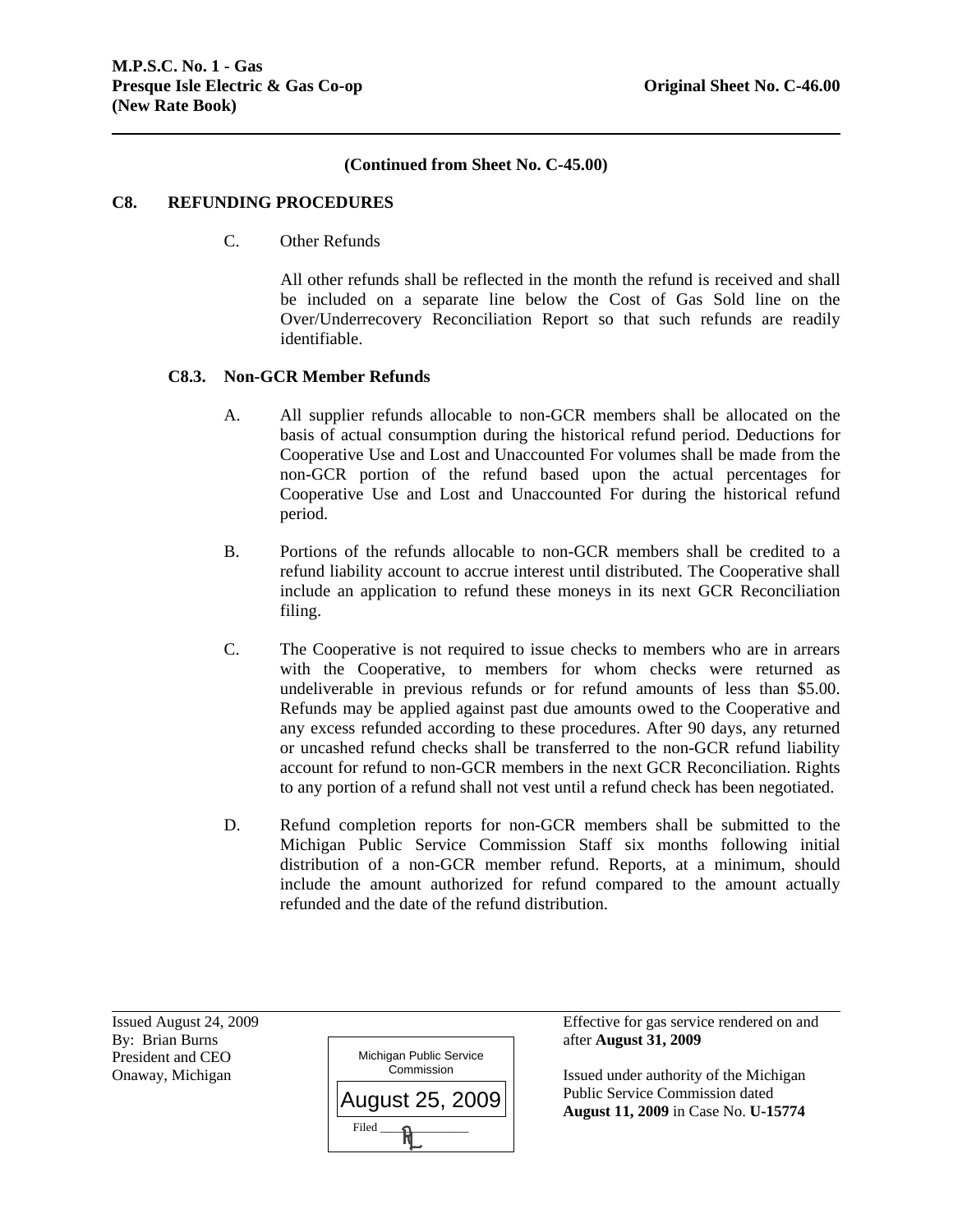(Continued from Sheet No. C-45.00)

## C8. REFUNDING PROCEDURES

C. Other Refunds

All other refunds shall be reflected in the month the refund is received and shall be included on a separate line below the Cost of Gas Sold line on the Over/Underrecovery Reconciliation Report so that such refunds are readily identifiable.

### C8.3. Non-GCR Member Refunds

A. All supplier refunds allocable to non-GCR members shall be allocated on the basis of actual consumption during the historical refund period. Deductions for Cooperative Use and Lost and Unaccounted For volumes shall be made from the non-GCR portion of the refund based upon the actual percentages for Cooperative Use and Lost and Unaccounted For during the historical refund period.

B. Portions of the refunds allocable to non-GCR members shall be credited to a refund liability account to accrue interest until distributed. The Cooperative shall include an application to refund these moneys in its next GCR Reconciliation filing.

C. The Cooperative is not required to issue checks to members who are in arrears with the Cooperative, to members for whom checks were returned as undeliverable in previous refunds or for refund amounts of less than $5.00. Refunds may be applied against past due amounts owed to the Cooperative and any excess refunded according to these procedures. After 90 days, any returned or uncashed refund checks shall be transferred to the non-GCR refund liability account for refund to non-GCR members in the next GCR Reconciliation. Rights to any portion of a refund shall not vest until a refund check has been negotiated.

D. Refund completion reports for non-GCR members shall be submitted to the Michigan Public Service Commission Staff six months following initial distribution of a non-GCR member refund. Reports, at a minimum, should include the amount authorized for refund compared to the amount actually refunded and the date of the refund distribution.

Issued August 24, 2009
By: Brian Burns
President and CEO
Onaway, Michigan

Michigan Public Service Commission
August 25, 2009
Filed

Effective for gas service rendered on and after **August 31, 2009**

Issued under authority of the Michigan Public Service Commission dated **August 11, 2009** in Case No. **U-15774**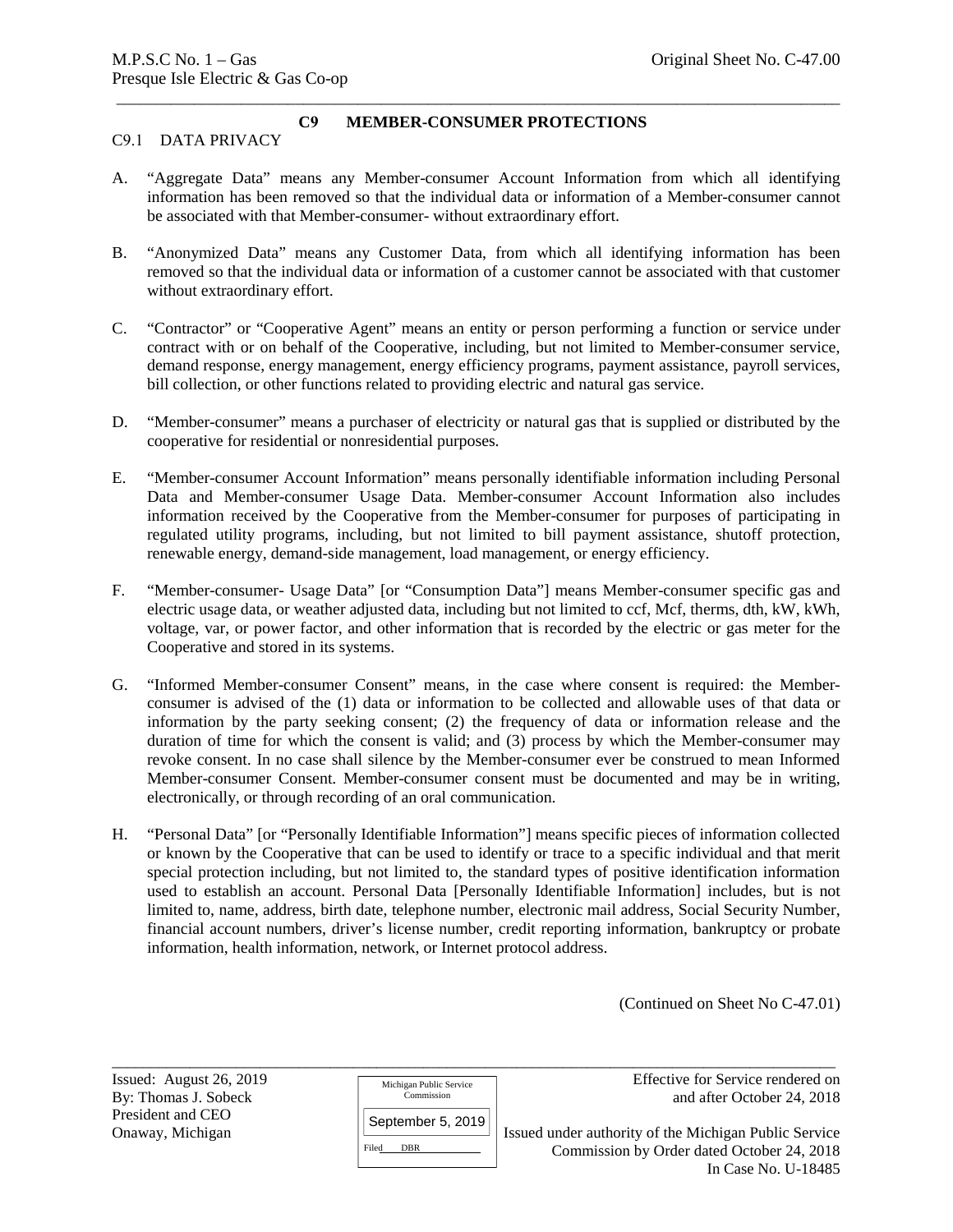## C9 MEMBER-CONSUMER PROTECTIONS

### C9.1 DATA PRIVACY

A. "Aggregate Data" means any Member-consumer Account Information from which all identifying information has been removed so that the individual data or information of a Member-consumer cannot be associated with that Member-consumer- without extraordinary effort.

B. "Anonymized Data" means any Customer Data, from which all identifying information has been removed so that the individual data or information of a customer cannot be associated with that customer without extraordinary effort.

C. "Contractor" or "Cooperative Agent" means an entity or person performing a function or service under contract with or on behalf of the Cooperative, including, but not limited to Member-consumer service, demand response, energy management, energy efficiency programs, payment assistance, payroll services, bill collection, or other functions related to providing electric and natural gas service.

D. "Member-consumer" means a purchaser of electricity or natural gas that is supplied or distributed by the cooperative for residential or nonresidential purposes.

E. "Member-consumer Account Information" means personally identifiable information including Personal Data and Member-consumer Usage Data. Member-consumer Account Information also includes information received by the Cooperative from the Member-consumer for purposes of participating in regulated utility programs, including, but not limited to bill payment assistance, shutoff protection, renewable energy, demand-side management, load management, or energy efficiency.

F. "Member-consumer- Usage Data" [or "Consumption Data"] means Member-consumer specific gas and electric usage data, or weather adjusted data, including but not limited to ccf, Mcf, therms, dth, kW, kWh, voltage, var, or power factor, and other information that is recorded by the electric or gas meter for the Cooperative and stored in its systems.

G. "Informed Member-consumer Consent" means, in the case where consent is required: the Member-consumer is advised of the (1) data or information to be collected and allowable uses of that data or information by the party seeking consent; (2) the frequency of data or information release and the duration of time for which the consent is valid; and (3) process by which the Member-consumer may revoke consent. In no case shall silence by the Member-consumer ever be construed to mean Informed Member-consumer Consent. Member-consumer consent must be documented and may be in writing, electronically, or through recording of an oral communication.

H. "Personal Data" [or "Personally Identifiable Information"] means specific pieces of information collected or known by the Cooperative that can be used to identify or trace to a specific individual and that merit special protection including, but not limited to, the standard types of positive identification information used to establish an account. Personal Data [Personally Identifiable Information] includes, but is not limited to, name, address, birth date, telephone number, electronic mail address, Social Security Number, financial account numbers, driver's license number, credit reporting information, bankruptcy or probate information, health information, network, or Internet protocol address.

(Continued on Sheet No C-47.01)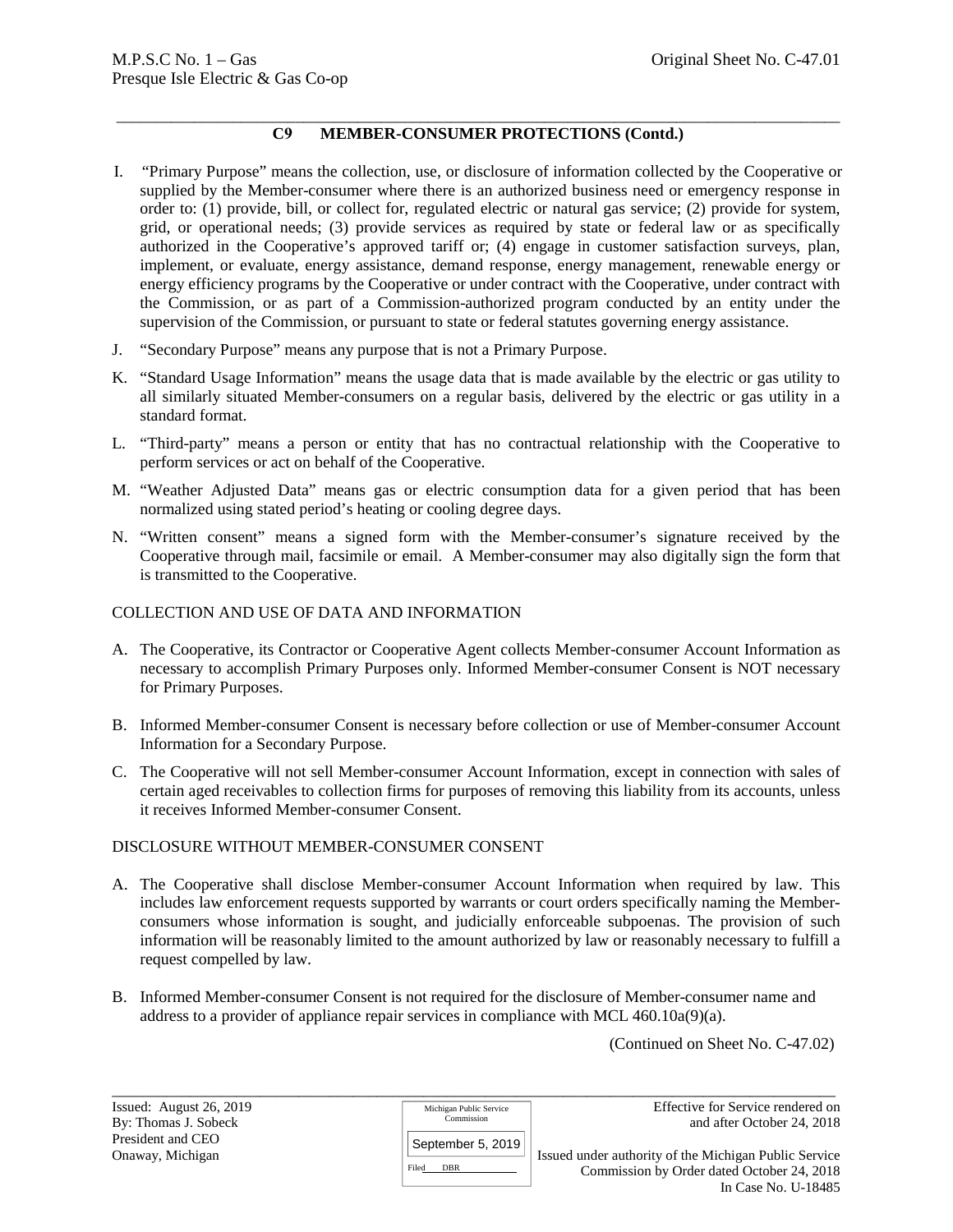## C9 MEMBER-CONSUMER PROTECTIONS (Contd.)

I. "Primary Purpose" means the collection, use, or disclosure of information collected by the Cooperative or supplied by the Member-consumer where there is an authorized business need or emergency response in order to: (1) provide, bill, or collect for, regulated electric or natural gas service; (2) provide for system, grid, or operational needs; (3) provide services as required by state or federal law or as specifically authorized in the Cooperative's approved tariff or; (4) engage in customer satisfaction surveys, plan, implement, or evaluate, energy assistance, demand response, energy management, renewable energy or energy efficiency programs by the Cooperative or under contract with the Cooperative, under contract with the Commission, or as part of a Commission-authorized program conducted by an entity under the supervision of the Commission, or pursuant to state or federal statutes governing energy assistance.

J. "Secondary Purpose" means any purpose that is not a Primary Purpose.

K. "Standard Usage Information" means the usage data that is made available by the electric or gas utility to all similarly situated Member-consumers on a regular basis, delivered by the electric or gas utility in a standard format.

L. "Third-party" means a person or entity that has no contractual relationship with the Cooperative to perform services or act on behalf of the Cooperative.

M. "Weather Adjusted Data" means gas or electric consumption data for a given period that has been normalized using stated period's heating or cooling degree days.

N. "Written consent" means a signed form with the Member-consumer's signature received by the Cooperative through mail, facsimile or email. A Member-consumer may also digitally sign the form that is transmitted to the Cooperative.

COLLECTION AND USE OF DATA AND INFORMATION

A. The Cooperative, its Contractor or Cooperative Agent collects Member-consumer Account Information as necessary to accomplish Primary Purposes only. Informed Member-consumer Consent is NOT necessary for Primary Purposes.

B. Informed Member-consumer Consent is necessary before collection or use of Member-consumer Account Information for a Secondary Purpose.

C. The Cooperative will not sell Member-consumer Account Information, except in connection with sales of certain aged receivables to collection firms for purposes of removing this liability from its accounts, unless it receives Informed Member-consumer Consent.

DISCLOSURE WITHOUT MEMBER-CONSUMER CONSENT

A. The Cooperative shall disclose Member-consumer Account Information when required by law. This includes law enforcement requests supported by warrants or court orders specifically naming the Member-consumers whose information is sought, and judicially enforceable subpoenas. The provision of such information will be reasonably limited to the amount authorized by law or reasonably necessary to fulfill a request compelled by law.

B. Informed Member-consumer Consent is not required for the disclosure of Member-consumer name and address to a provider of appliance repair services in compliance with MCL 460.10a(9)(a).

(Continued on Sheet No. C-47.02)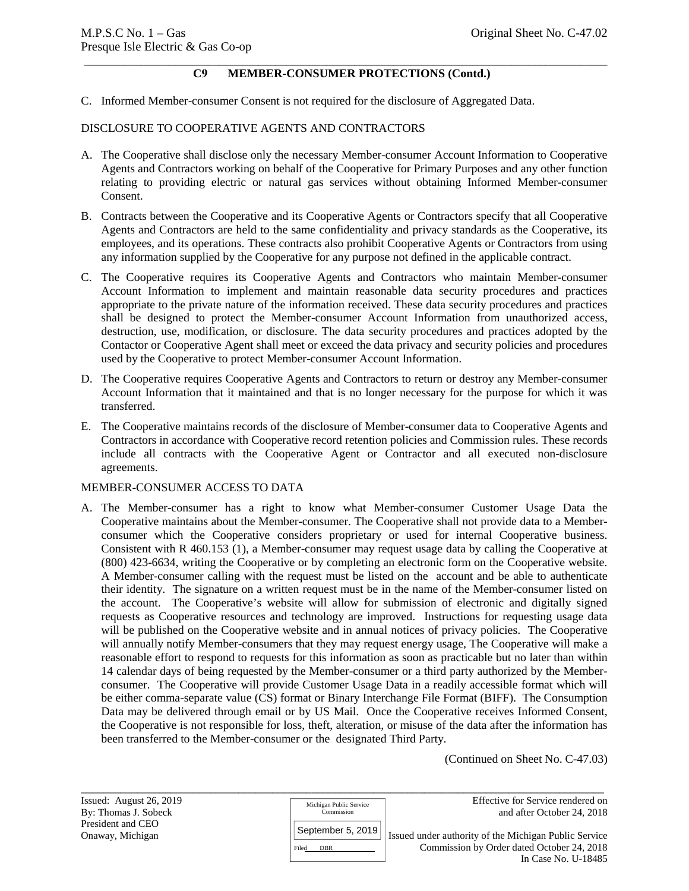## C9 MEMBER-CONSUMER PROTECTIONS (Contd.)

C. Informed Member-consumer Consent is not required for the disclosure of Aggregated Data.

DISCLOSURE TO COOPERATIVE AGENTS AND CONTRACTORS

A. The Cooperative shall disclose only the necessary Member-consumer Account Information to Cooperative Agents and Contractors working on behalf of the Cooperative for Primary Purposes and any other function relating to providing electric or natural gas services without obtaining Informed Member-consumer Consent.

B. Contracts between the Cooperative and its Cooperative Agents or Contractors specify that all Cooperative Agents and Contractors are held to the same confidentiality and privacy standards as the Cooperative, its employees, and its operations. These contracts also prohibit Cooperative Agents or Contractors from using any information supplied by the Cooperative for any purpose not defined in the applicable contract.

C. The Cooperative requires its Cooperative Agents and Contractors who maintain Member-consumer Account Information to implement and maintain reasonable data security procedures and practices appropriate to the private nature of the information received. These data security procedures and practices shall be designed to protect the Member-consumer Account Information from unauthorized access, destruction, use, modification, or disclosure. The data security procedures and practices adopted by the Contactor or Cooperative Agent shall meet or exceed the data privacy and security policies and procedures used by the Cooperative to protect Member-consumer Account Information.

D. The Cooperative requires Cooperative Agents and Contractors to return or destroy any Member-consumer Account Information that it maintained and that is no longer necessary for the purpose for which it was transferred.

E. The Cooperative maintains records of the disclosure of Member-consumer data to Cooperative Agents and Contractors in accordance with Cooperative record retention policies and Commission rules. These records include all contracts with the Cooperative Agent or Contractor and all executed non-disclosure agreements.

MEMBER-CONSUMER ACCESS TO DATA

A. The Member-consumer has a right to know what Member-consumer Customer Usage Data the Cooperative maintains about the Member-consumer. The Cooperative shall not provide data to a Member-consumer which the Cooperative considers proprietary or used for internal Cooperative business. Consistent with R 460.153 (1), a Member-consumer may request usage data by calling the Cooperative at (800) 423-6634, writing the Cooperative or by completing an electronic form on the Cooperative website. A Member-consumer calling with the request must be listed on the account and be able to authenticate their identity. The signature on a written request must be in the name of the Member-consumer listed on the account. The Cooperative's website will allow for submission of electronic and digitally signed requests as Cooperative resources and technology are improved. Instructions for requesting usage data will be published on the Cooperative website and in annual notices of privacy policies. The Cooperative will annually notify Member-consumers that they may request energy usage, The Cooperative will make a reasonable effort to respond to requests for this information as soon as practicable but no later than within 14 calendar days of being requested by the Member-consumer or a third party authorized by the Member-consumer. The Cooperative will provide Customer Usage Data in a readily accessible format which will be either comma-separate value (CS) format or Binary Interchange File Format (BIFF). The Consumption Data may be delivered through email or by US Mail. Once the Cooperative receives Informed Consent, the Cooperative is not responsible for loss, theft, alteration, or misuse of the data after the information has been transferred to the Member-consumer or the designated Third Party.

(Continued on Sheet No. C-47.03)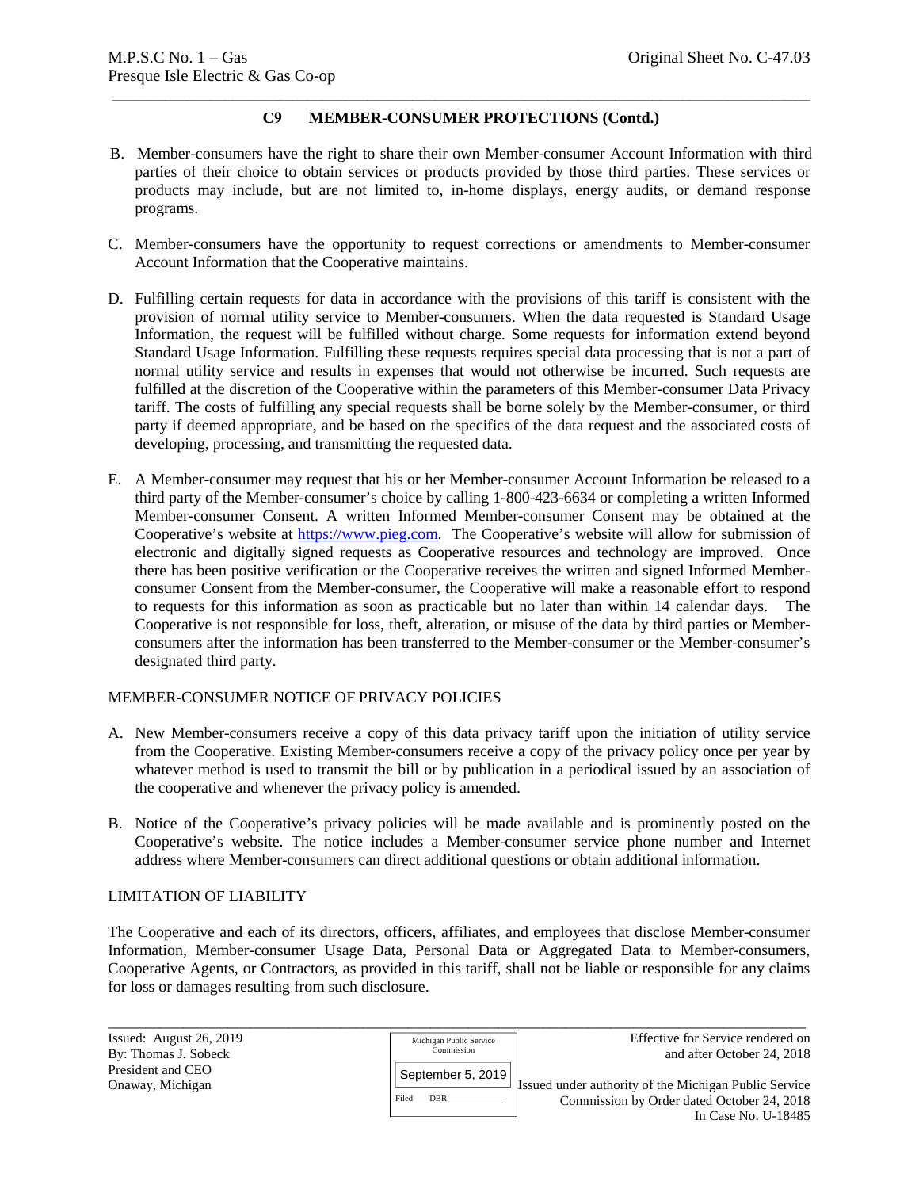## C9 MEMBER-CONSUMER PROTECTIONS (Contd.)

B. Member-consumers have the right to share their own Member-consumer Account Information with third parties of their choice to obtain services or products provided by those third parties. These services or products may include, but are not limited to, in-home displays, energy audits, or demand response programs.

C. Member-consumers have the opportunity to request corrections or amendments to Member-consumer Account Information that the Cooperative maintains.

D. Fulfilling certain requests for data in accordance with the provisions of this tariff is consistent with the provision of normal utility service to Member-consumers. When the data requested is Standard Usage Information, the request will be fulfilled without charge. Some requests for information extend beyond Standard Usage Information. Fulfilling these requests requires special data processing that is not a part of normal utility service and results in expenses that would not otherwise be incurred. Such requests are fulfilled at the discretion of the Cooperative within the parameters of this Member-consumer Data Privacy tariff. The costs of fulfilling any special requests shall be borne solely by the Member-consumer, or third party if deemed appropriate, and be based on the specifics of the data request and the associated costs of developing, processing, and transmitting the requested data.

E. A Member-consumer may request that his or her Member-consumer Account Information be released to a third party of the Member-consumer's choice by calling 1-800-423-6634 or completing a written Informed Member-consumer Consent. A written Informed Member-consumer Consent may be obtained at the Cooperative's website at https://www.pieg.com. The Cooperative's website will allow for submission of electronic and digitally signed requests as Cooperative resources and technology are improved. Once there has been positive verification or the Cooperative receives the written and signed Informed Member-consumer Consent from the Member-consumer, the Cooperative will make a reasonable effort to respond to requests for this information as soon as practicable but no later than within 14 calendar days. The Cooperative is not responsible for loss, theft, alteration, or misuse of the data by third parties or Member-consumers after the information has been transferred to the Member-consumer or the Member-consumer's designated third party.

MEMBER-CONSUMER NOTICE OF PRIVACY POLICIES

A. New Member-consumers receive a copy of this data privacy tariff upon the initiation of utility service from the Cooperative. Existing Member-consumers receive a copy of the privacy policy once per year by whatever method is used to transmit the bill or by publication in a periodical issued by an association of the cooperative and whenever the privacy policy is amended.

B. Notice of the Cooperative's privacy policies will be made available and is prominently posted on the Cooperative's website. The notice includes a Member-consumer service phone number and Internet address where Member-consumers can direct additional questions or obtain additional information.

LIMITATION OF LIABILITY

The Cooperative and each of its directors, officers, affiliates, and employees that disclose Member-consumer Information, Member-consumer Usage Data, Personal Data or Aggregated Data to Member-consumers, Cooperative Agents, or Contractors, as provided in this tariff, shall not be liable or responsible for any claims for loss or damages resulting from such disclosure.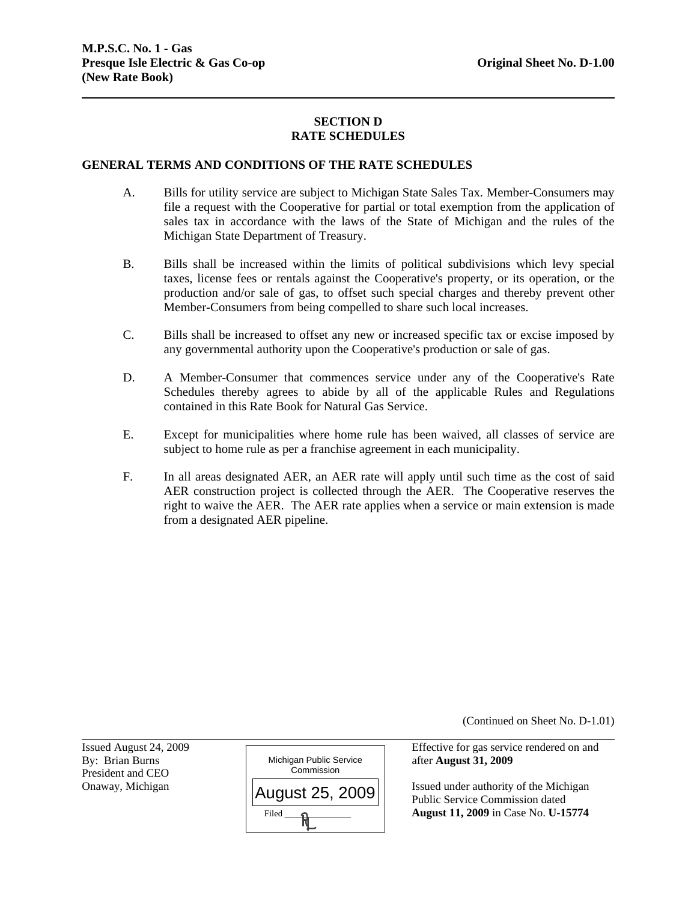# SECTION D
# RATE SCHEDULES

## GENERAL TERMS AND CONDITIONS OF THE RATE SCHEDULES

A. Bills for utility service are subject to Michigan State Sales Tax. Member-Consumers may file a request with the Cooperative for partial or total exemption from the application of sales tax in accordance with the laws of the State of Michigan and the rules of the Michigan State Department of Treasury.

B. Bills shall be increased within the limits of political subdivisions which levy special taxes, license fees or rentals against the Cooperative's property, or its operation, or the production and/or sale of gas, to offset such special charges and thereby prevent other Member-Consumers from being compelled to share such local increases.

C. Bills shall be increased to offset any new or increased specific tax or excise imposed by any governmental authority upon the Cooperative's production or sale of gas.

D. A Member-Consumer that commences service under any of the Cooperative's Rate Schedules thereby agrees to abide by all of the applicable Rules and Regulations contained in this Rate Book for Natural Gas Service.

E. Except for municipalities where home rule has been waived, all classes of service are subject to home rule as per a franchise agreement in each municipality.

F. In all areas designated AER, an AER rate will apply until such time as the cost of said AER construction project is collected through the AER. The Cooperative reserves the right to waive the AER. The AER rate applies when a service or main extension is made from a designated AER pipeline.

(Continued on Sheet No. D-1.01)

Issued August 24, 2009
By: Brian Burns
President and CEO
Onaway, Michigan

Michigan Public Service Commission
August 25, 2009
Filed

Effective for gas service rendered on and after **August 31, 2009**

Issued under authority of the Michigan Public Service Commission dated **August 11, 2009** in Case No. **U-15774**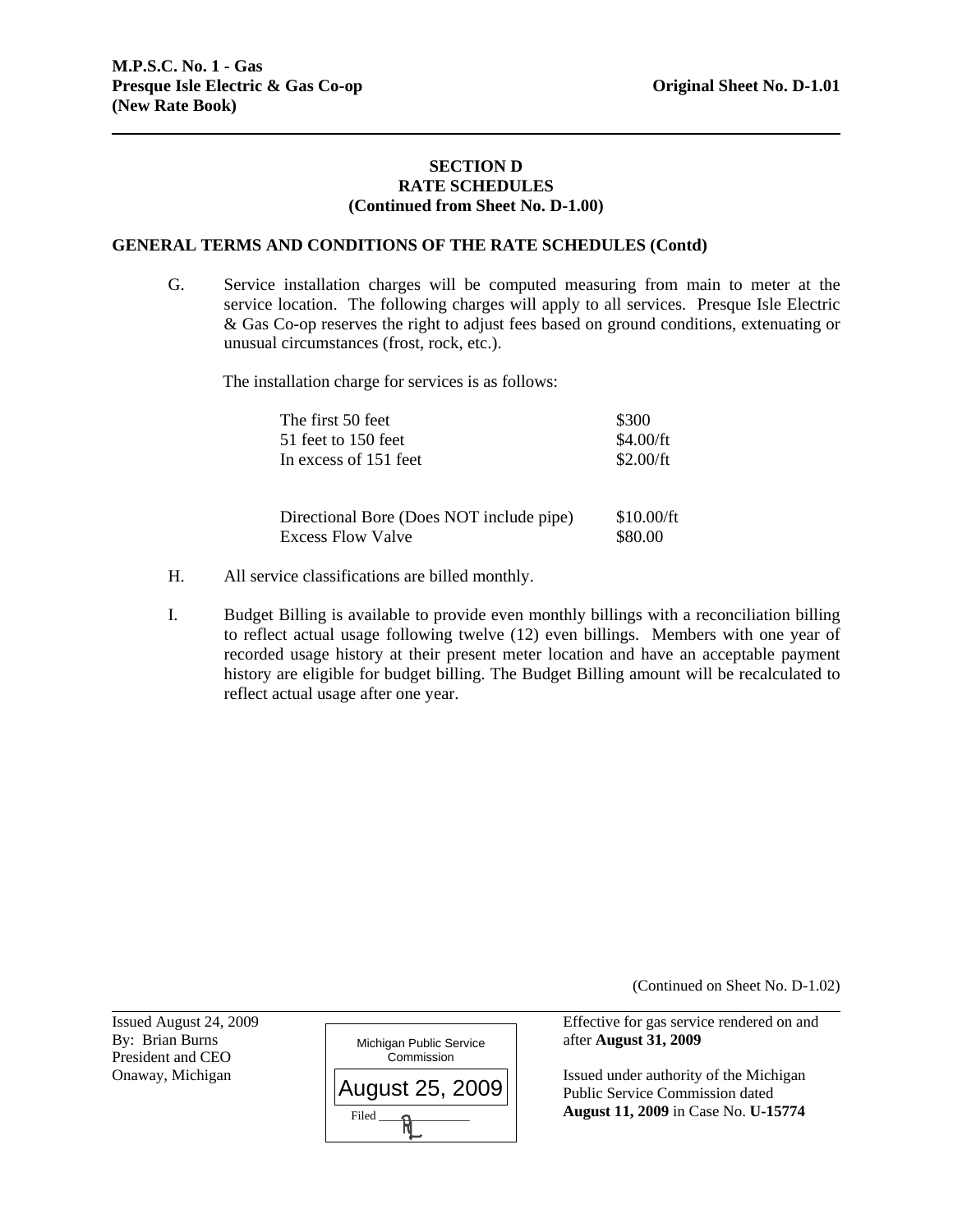**SECTION D**
**RATE SCHEDULES**
**(Continued from Sheet No. D-1.00)**

**GENERAL TERMS AND CONDITIONS OF THE RATE SCHEDULES (Contd)**

G. Service installation charges will be computed measuring from main to meter at the service location. The following charges will apply to all services. Presque Isle Electric & Gas Co-op reserves the right to adjust fees based on ground conditions, extenuating or unusual circumstances (frost, rock, etc.).

The installation charge for services is as follows:

| | |
|---|---|
| The first 50 feet | $300 |
| 51 feet to 150 feet | $4.00/ft |
| In excess of 151 feet | $2.00/ft |
| | |
| Directional Bore (Does NOT include pipe) | $10.00/ft |
| Excess Flow Valve | $80.00 |

H. All service classifications are billed monthly.

I. Budget Billing is available to provide even monthly billings with a reconciliation billing to reflect actual usage following twelve (12) even billings. Members with one year of recorded usage history at their present meter location and have an acceptable payment history are eligible for budget billing. The Budget Billing amount will be recalculated to reflect actual usage after one year.

(Continued on Sheet No. D-1.02)

Issued August 24, 2009
By: Brian Burns
President and CEO
Onaway, Michigan

Michigan Public Service Commission
August 25, 2009
Filed

Effective for gas service rendered on and after **August 31, 2009**

Issued under authority of the Michigan Public Service Commission dated **August 11, 2009** in Case No. **U-15774**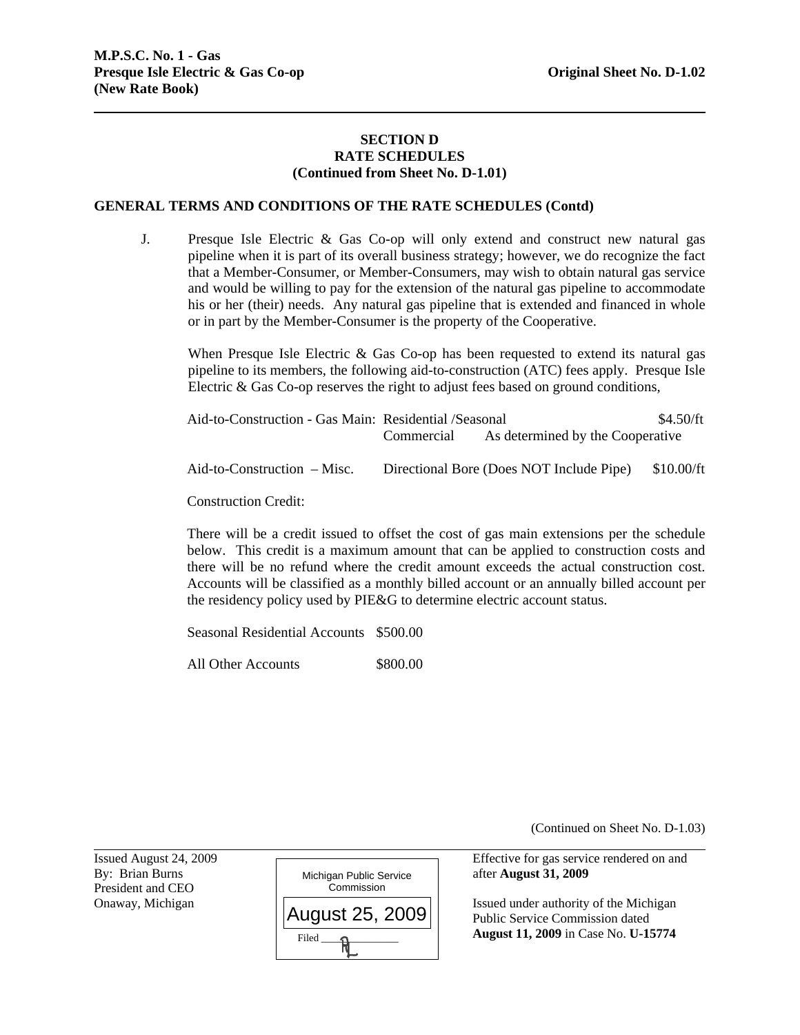**M.P.S.C. No. 1 - Gas**
**Presque Isle Electric & Gas Co-op** **Original Sheet No. D-1.02**
**(New Rate Book)**

## SECTION D
## RATE SCHEDULES
### (Continued from Sheet No. D-1.01)

**GENERAL TERMS AND CONDITIONS OF THE RATE SCHEDULES (Contd)**

J. Presque Isle Electric & Gas Co-op will only extend and construct new natural gas pipeline when it is part of its overall business strategy; however, we do recognize the fact that a Member-Consumer, or Member-Consumers, may wish to obtain natural gas service and would be willing to pay for the extension of the natural gas pipeline to accommodate his or her (their) needs. Any natural gas pipeline that is extended and financed in whole or in part by the Member-Consumer is the property of the Cooperative.

When Presque Isle Electric & Gas Co-op has been requested to extend its natural gas pipeline to its members, the following aid-to-construction (ATC) fees apply. Presque Isle Electric & Gas Co-op reserves the right to adjust fees based on ground conditions,

| | | |
|---|---|---|
| Aid-to-Construction - Gas Main: | Residential /Seasonal | $4.50/ft |
| | Commercial | As determined by the Cooperative |
| Aid-to-Construction – Misc. | Directional Bore (Does NOT Include Pipe) | $10.00/ft |

Construction Credit:

There will be a credit issued to offset the cost of gas main extensions per the schedule below. This credit is a maximum amount that can be applied to construction costs and there will be no refund where the credit amount exceeds the actual construction cost. Accounts will be classified as a monthly billed account or an annually billed account per the residency policy used by PIE&G to determine electric account status.

| | |
|---|---|
| Seasonal Residential Accounts | $500.00 |
| All Other Accounts | $800.00 |

(Continued on Sheet No. D-1.03)

Issued August 24, 2009
By: Brian Burns
President and CEO
Onaway, Michigan

Michigan Public Service Commission
August 25, 2009
Filed

Effective for gas service rendered on and after **August 31, 2009**

Issued under authority of the Michigan Public Service Commission dated **August 11, 2009** in Case No. **U-15774**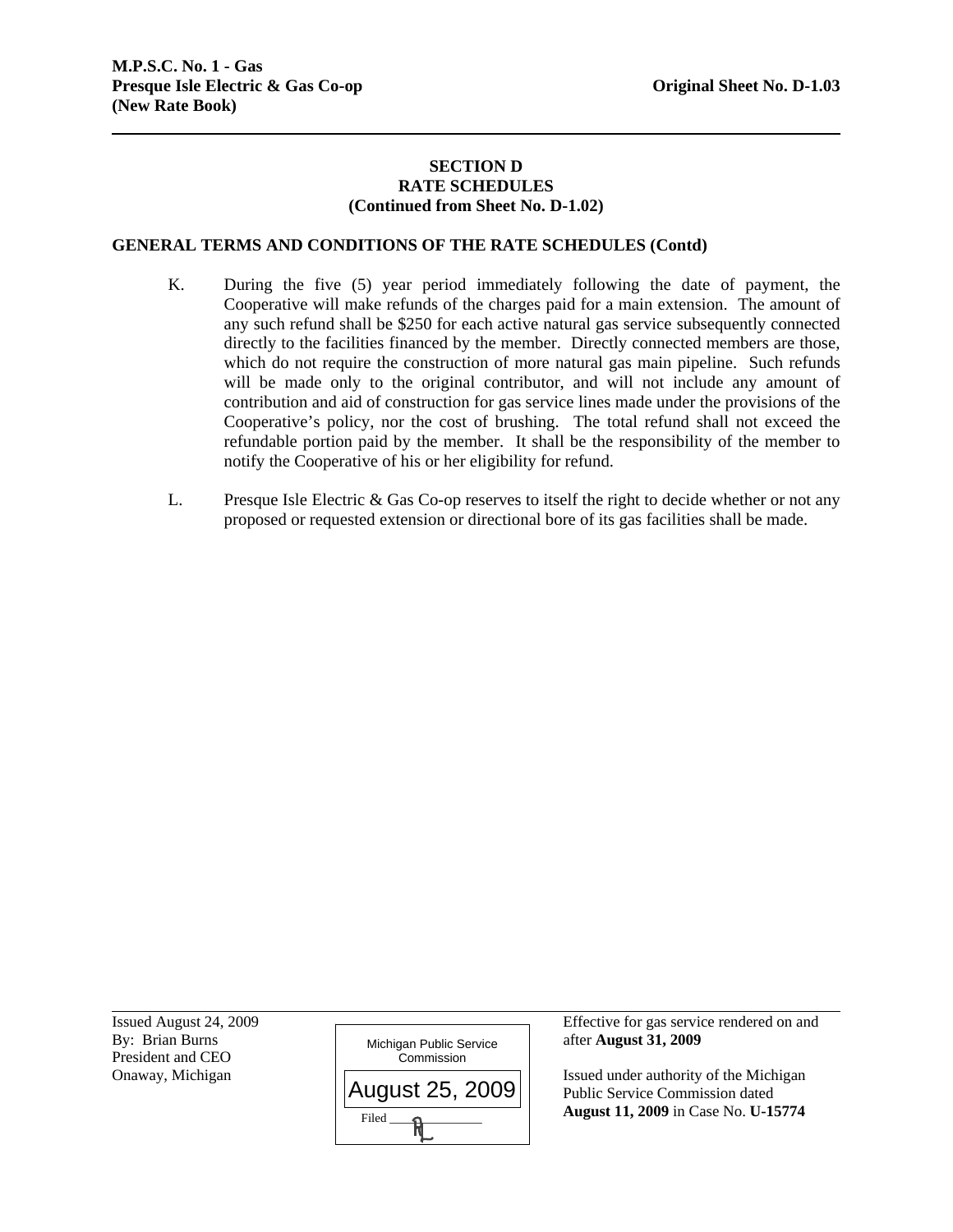**M.P.S.C. No. 1 - Gas**
**Presque Isle Electric & Gas Co-op** **Original Sheet No. D-1.03**
**(New Rate Book)**

**SECTION D**
**RATE SCHEDULES**
**(Continued from Sheet No. D-1.02)**

**GENERAL TERMS AND CONDITIONS OF THE RATE SCHEDULES (Contd)**

K. During the five (5) year period immediately following the date of payment, the Cooperative will make refunds of the charges paid for a main extension. The amount of any such refund shall be $250 for each active natural gas service subsequently connected directly to the facilities financed by the member. Directly connected members are those, which do not require the construction of more natural gas main pipeline. Such refunds will be made only to the original contributor, and will not include any amount of contribution and aid of construction for gas service lines made under the provisions of the Cooperative's policy, nor the cost of brushing. The total refund shall not exceed the refundable portion paid by the member. It shall be the responsibility of the member to notify the Cooperative of his or her eligibility for refund.

L. Presque Isle Electric & Gas Co-op reserves to itself the right to decide whether or not any proposed or requested extension or directional bore of its gas facilities shall be made.

Issued August 24, 2009
By: Brian Burns
President and CEO
Onaway, Michigan

Michigan Public Service Commission
August 25, 2009
Filed

Effective for gas service rendered on and after **August 31, 2009**

Issued under authority of the Michigan Public Service Commission dated **August 11, 2009** in Case No. **U-15774**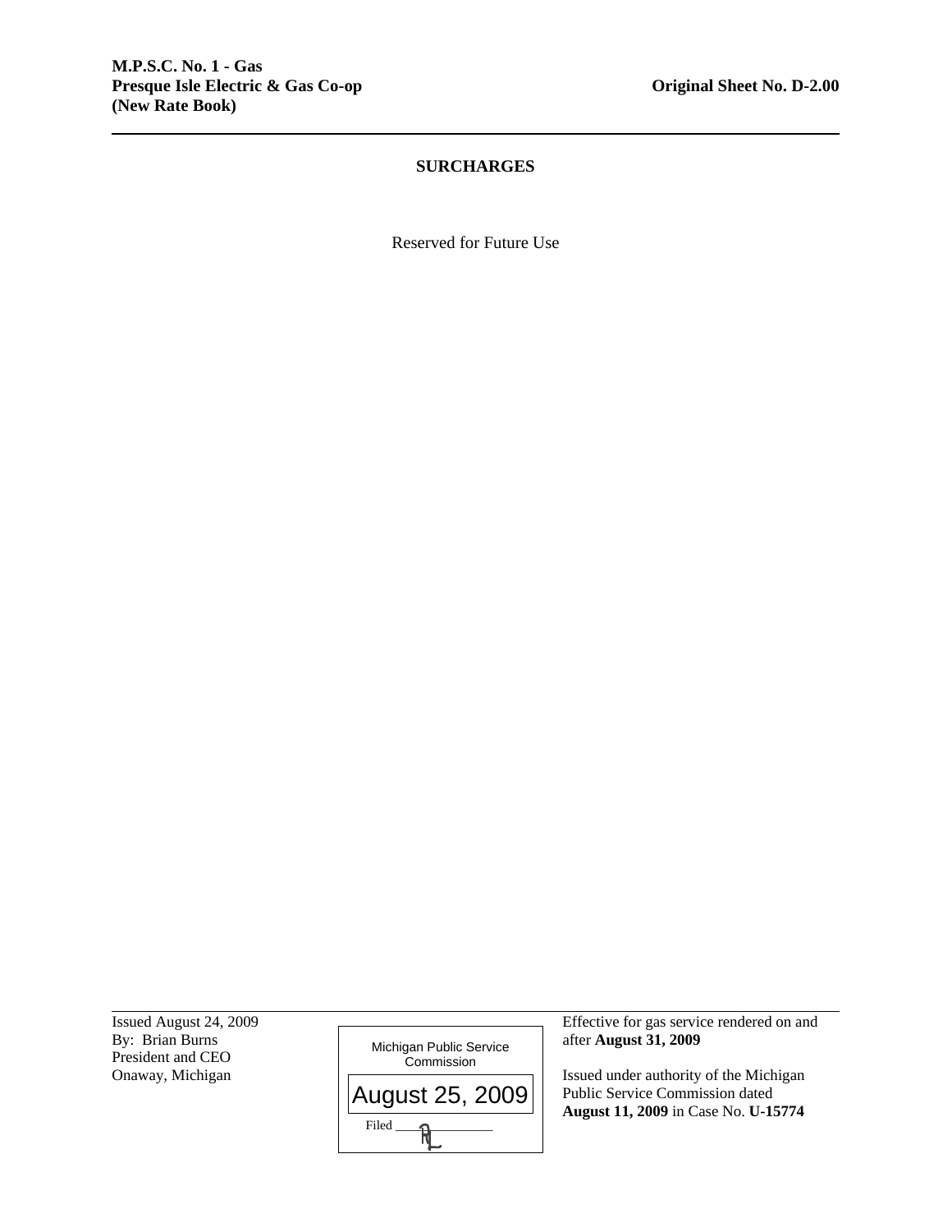**M.P.S.C. No. 1 - Gas**
**Presque Isle Electric & Gas Co-op**
**(New Rate Book)**

**Original Sheet No. D-2.00**

## SURCHARGES

Reserved for Future Use

Issued August 24, 2009
By: Brian Burns
President and CEO
Onaway, Michigan

Michigan Public Service Commission
August 25, 2009
Filed

Effective for gas service rendered on and after **August 31, 2009**

Issued under authority of the Michigan Public Service Commission dated **August 11, 2009** in Case No. **U-15774**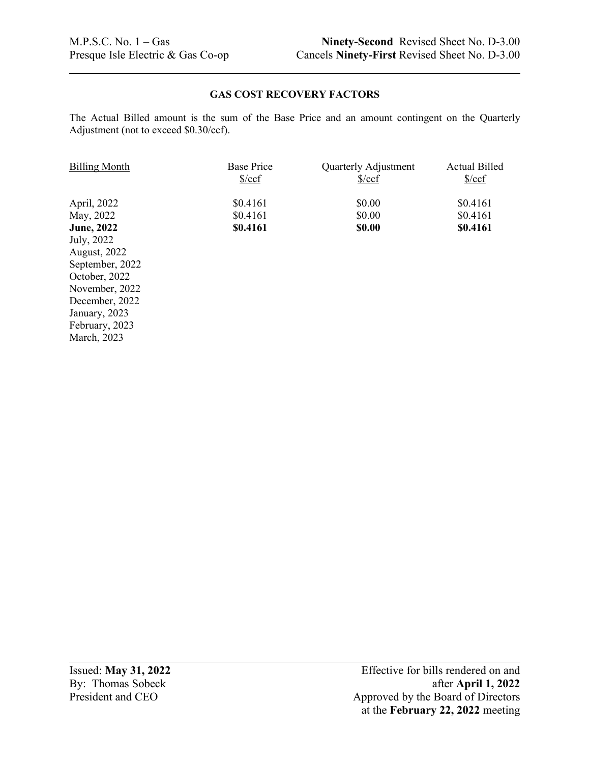M.P.S.C. No. 1 – Gas
Presque Isle Electric & Gas Co-op

**Ninety-Second** Revised Sheet No. D-3.00
Cancels **Ninety-First** Revised Sheet No. D-3.00

---

### GAS COST RECOVERY FACTORS

The Actual Billed amount is the sum of the Base Price and an amount contingent on the Quarterly Adjustment (not to exceed $0.30/ccf).

| Billing Month | Base Price $/ccf | Quarterly Adjustment $/ccf | Actual Billed $/ccf |
|---|---|---|---|
| April, 2022 | $0.4161 | $0.00 | $0.4161 |
| May, 2022 | $0.4161 | $0.00 | $0.4161 |
| **June, 2022** | **$0.4161** | **$0.00** | **$0.4161** |
| July, 2022 | | | |
| August, 2022 | | | |
| September, 2022 | | | |
| October, 2022 | | | |
| November, 2022 | | | |
| December, 2022 | | | |
| January, 2023 | | | |
| February, 2023 | | | |
| March, 2023 | | | |

---

Issued: **May 31, 2022**
By: Thomas Sobeck
President and CEO

Effective for bills rendered on and after **April 1, 2022**
Approved by the Board of Directors at the **February 22, 2022** meeting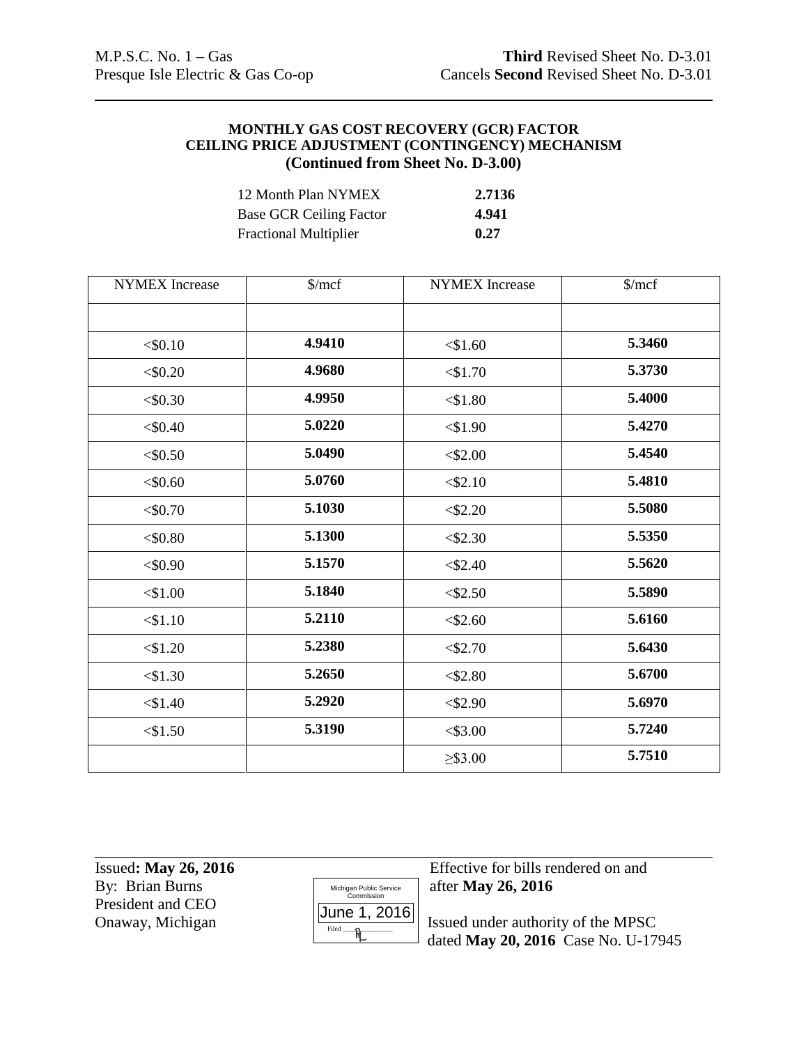M.P.S.C. No. 1 – Gas
Presque Isle Electric & Gas Co-op

**Third** Revised Sheet No. D-3.01
Cancels **Second** Revised Sheet No. D-3.01

**MONTHLY GAS COST RECOVERY (GCR) FACTOR**
**CEILING PRICE ADJUSTMENT (CONTINGENCY) MECHANISM**
**(Continued from Sheet No. D-3.00)**

| | |
|---|---|
| 12 Month Plan NYMEX | **2.7136** |
| Base GCR Ceiling Factor | **4.941** |
| Fractional Multiplier | **0.27** |

| NYMEX Increase | $/mcf | NYMEX Increase | $/mcf |
|---|---|---|---|
| | | | |
| <$0.10 | **4.9410** | <$1.60 | **5.3460** |
| <$0.20 | **4.9680** | <$1.70 | **5.3730** |
| <$0.30 | **4.9950** | <$1.80 | **5.4000** |
| <$0.40 | **5.0220** | <$1.90 | **5.4270** |
| <$0.50 | **5.0490** | <$2.00 | **5.4540** |
| <$0.60 | **5.0760** | <$2.10 | **5.4810** |
| <$0.70 | **5.1030** | <$2.20 | **5.5080** |
| <$0.80 | **5.1300** | <$2.30 | **5.5350** |
| <$0.90 | **5.1570** | <$2.40 | **5.5620** |
| <$1.00 | **5.1840** | <$2.50 | **5.5890** |
| <$1.10 | **5.2110** | <$2.60 | **5.6160** |
| <$1.20 | **5.2380** | <$2.70 | **5.6430** |
| <$1.30 | **5.2650** | <$2.80 | **5.6700** |
| <$1.40 | **5.2920** | <$2.90 | **5.6970** |
| <$1.50 | **5.3190** | <$3.00 | **5.7240** |
| | | ≥$3.00 | **5.7510** |

Issued**: May 26, 2016**
By: Brian Burns
President and CEO
Onaway, Michigan

Michigan Public Service Commission
June 1, 2016
Filed

Effective for bills rendered on and after **May 26, 2016**

Issued under authority of the MPSC dated **May 20, 2016** Case No. U-17945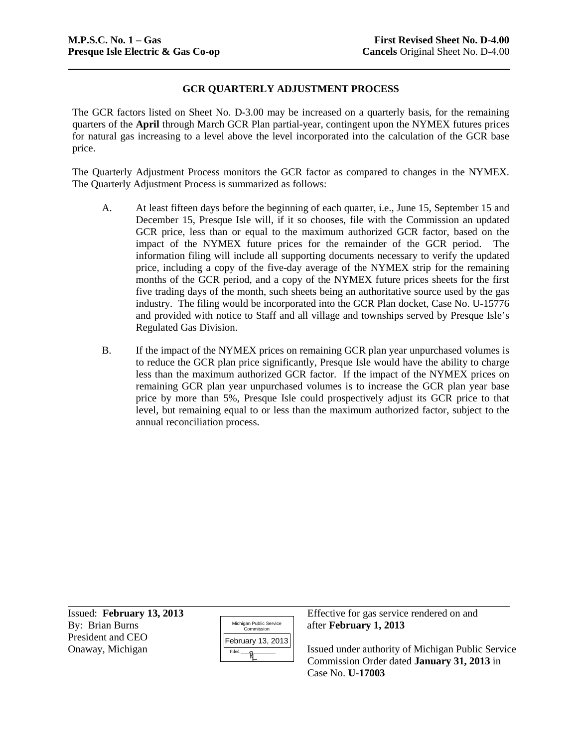**M.P.S.C. No. 1 – Gas**
**Presque Isle Electric & Gas Co-op**

**First Revised Sheet No. D-4.00**
**Cancels** Original Sheet No. D-4.00

## GCR QUARTERLY ADJUSTMENT PROCESS

The GCR factors listed on Sheet No. D-3.00 may be increased on a quarterly basis, for the remaining quarters of the **April** through March GCR Plan partial-year, contingent upon the NYMEX futures prices for natural gas increasing to a level above the level incorporated into the calculation of the GCR base price.

The Quarterly Adjustment Process monitors the GCR factor as compared to changes in the NYMEX. The Quarterly Adjustment Process is summarized as follows:

A. At least fifteen days before the beginning of each quarter, i.e., June 15, September 15 and December 15, Presque Isle will, if it so chooses, file with the Commission an updated GCR price, less than or equal to the maximum authorized GCR factor, based on the impact of the NYMEX future prices for the remainder of the GCR period. The information filing will include all supporting documents necessary to verify the updated price, including a copy of the five-day average of the NYMEX strip for the remaining months of the GCR period, and a copy of the NYMEX future prices sheets for the first five trading days of the month, such sheets being an authoritative source used by the gas industry. The filing would be incorporated into the GCR Plan docket, Case No. U-15776 and provided with notice to Staff and all village and townships served by Presque Isle's Regulated Gas Division.

B. If the impact of the NYMEX prices on remaining GCR plan year unpurchased volumes is to reduce the GCR plan price significantly, Presque Isle would have the ability to charge less than the maximum authorized GCR factor. If the impact of the NYMEX prices on remaining GCR plan year unpurchased volumes is to increase the GCR plan year base price by more than 5%, Presque Isle could prospectively adjust its GCR price to that level, but remaining equal to or less than the maximum authorized factor, subject to the annual reconciliation process.

Issued: **February 13, 2013**
By: Brian Burns
President and CEO
Onaway, Michigan

Michigan Public Service Commission
February 13, 2013
Filed

Effective for gas service rendered on and after **February 1, 2013**

Issued under authority of Michigan Public Service Commission Order dated **January 31, 2013** in Case No. **U-17003**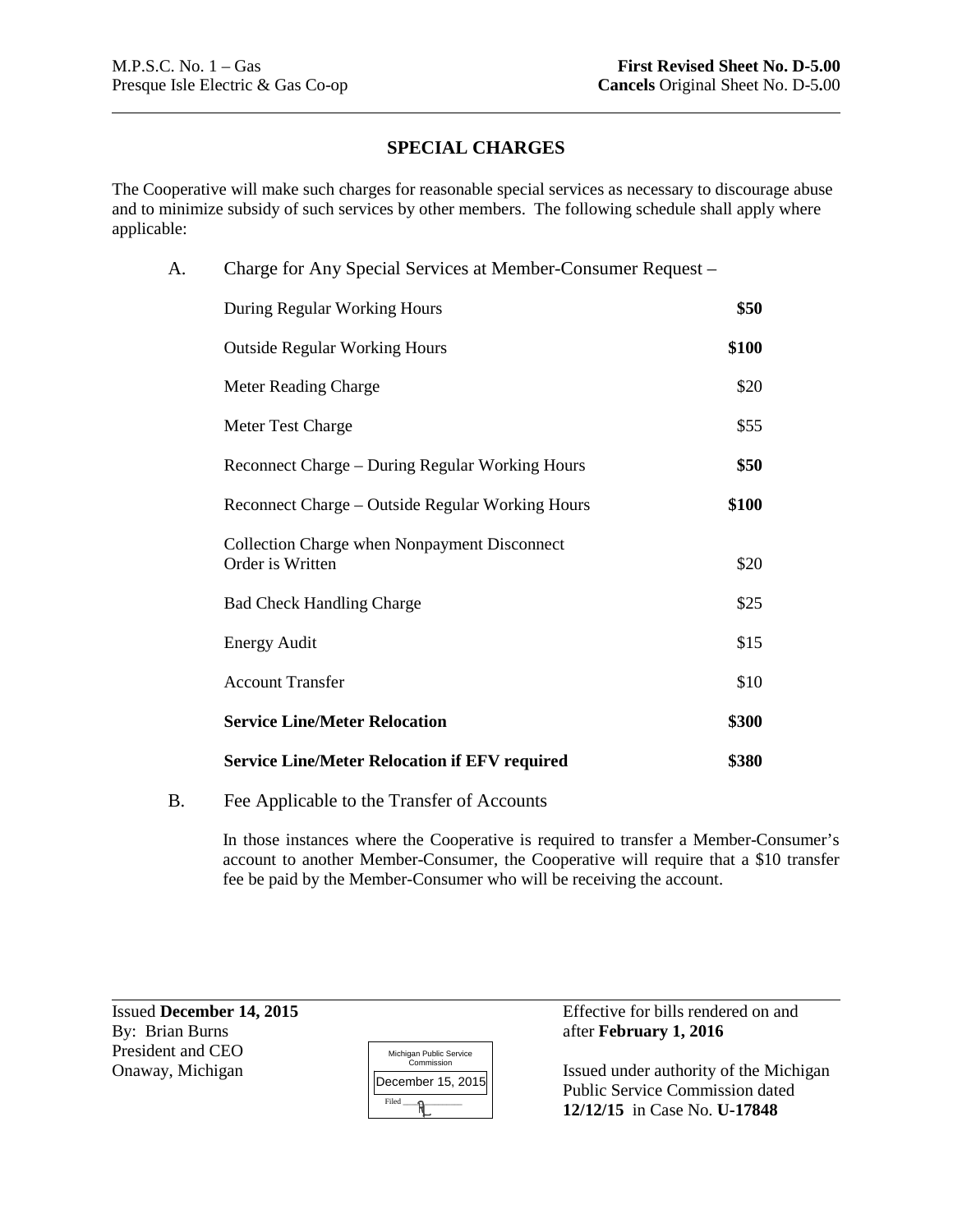M.P.S.C. No. 1 – Gas
Presque Isle Electric & Gas Co-op

**First Revised Sheet No. D-5.00**
**Cancels** Original Sheet No. D-5.00

## SPECIAL CHARGES

The Cooperative will make such charges for reasonable special services as necessary to discourage abuse and to minimize subsidy of such services by other members. The following schedule shall apply where applicable:

A. Charge for Any Special Services at Member-Consumer Request –

| Charge | Amount |
|---|---|
| During Regular Working Hours | **$50** |
| Outside Regular Working Hours | **$100** |
| Meter Reading Charge | $20 |
| Meter Test Charge | $55 |
| Reconnect Charge – During Regular Working Hours | **$50** |
| Reconnect Charge – Outside Regular Working Hours | **$100** |
| Collection Charge when Nonpayment Disconnect Order is Written | $20 |
| Bad Check Handling Charge | $25 |
| Energy Audit | $15 |
| Account Transfer | $10 |
| **Service Line/Meter Relocation** | **$300** |
| **Service Line/Meter Relocation if EFV required** | **$380** |

B. Fee Applicable to the Transfer of Accounts

In those instances where the Cooperative is required to transfer a Member-Consumer's account to another Member-Consumer, the Cooperative will require that a $10 transfer fee be paid by the Member-Consumer who will be receiving the account.

Issued **December 14, 2015**
By: Brian Burns
President and CEO
Onaway, Michigan

Michigan Public Service Commission
December 15, 2015
Filed

Effective for bills rendered on and after **February 1, 2016**

Issued under authority of the Michigan Public Service Commission dated **12/12/15** in Case No. **U-17848**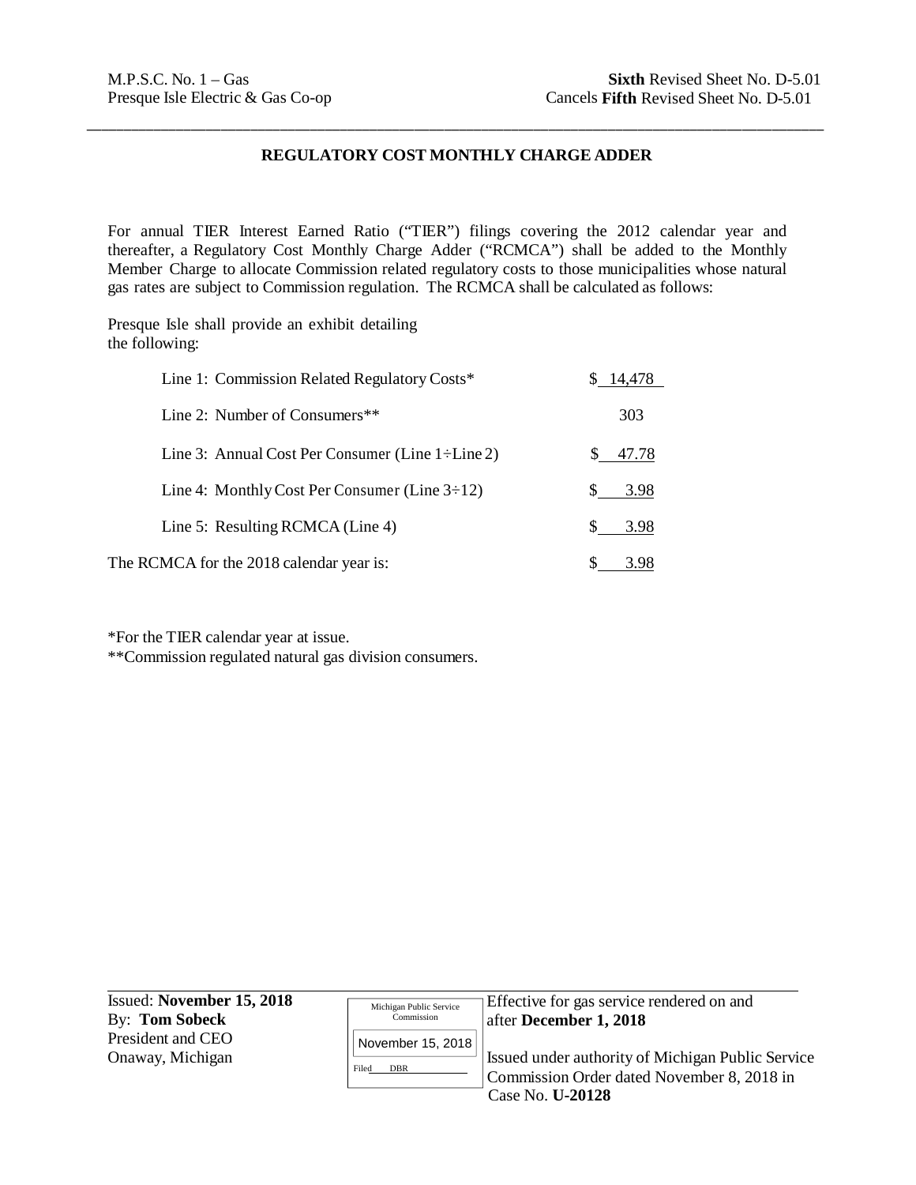M.P.S.C. No. 1 – Gas
Presque Isle Electric & Gas Co-op

**Sixth** Revised Sheet No. D-5.01
Cancels **Fifth** Revised Sheet No. D-5.01

## REGULATORY COST MONTHLY CHARGE ADDER

For annual TIER Interest Earned Ratio ("TIER") filings covering the 2012 calendar year and thereafter, a Regulatory Cost Monthly Charge Adder ("RCMCA") shall be added to the Monthly Member Charge to allocate Commission related regulatory costs to those municipalities whose natural gas rates are subject to Commission regulation. The RCMCA shall be calculated as follows:

Presque Isle shall provide an exhibit detailing the following:

| | |
|---|---|
| Line 1: Commission Related Regulatory Costs* | $ 14,478 |
| Line 2: Number of Consumers** | 303 |
| Line 3: Annual Cost Per Consumer (Line 1÷Line 2) | $ 47.78 |
| Line 4: Monthly Cost Per Consumer (Line 3÷12) | $ 3.98 |
| Line 5: Resulting RCMCA (Line 4) | $ 3.98 |
| The RCMCA for the 2018 calendar year is: | $ 3.98 |

*For the TIER calendar year at issue.
**Commission regulated natural gas division consumers.

Issued: **November 15, 2018**
By: **Tom Sobeck**
President and CEO
Onaway, Michigan

Michigan Public Service Commission
November 15, 2018
Filed DBR

Effective for gas service rendered on and after **December 1, 2018**

Issued under authority of Michigan Public Service Commission Order dated November 8, 2018 in Case No. **U-20128**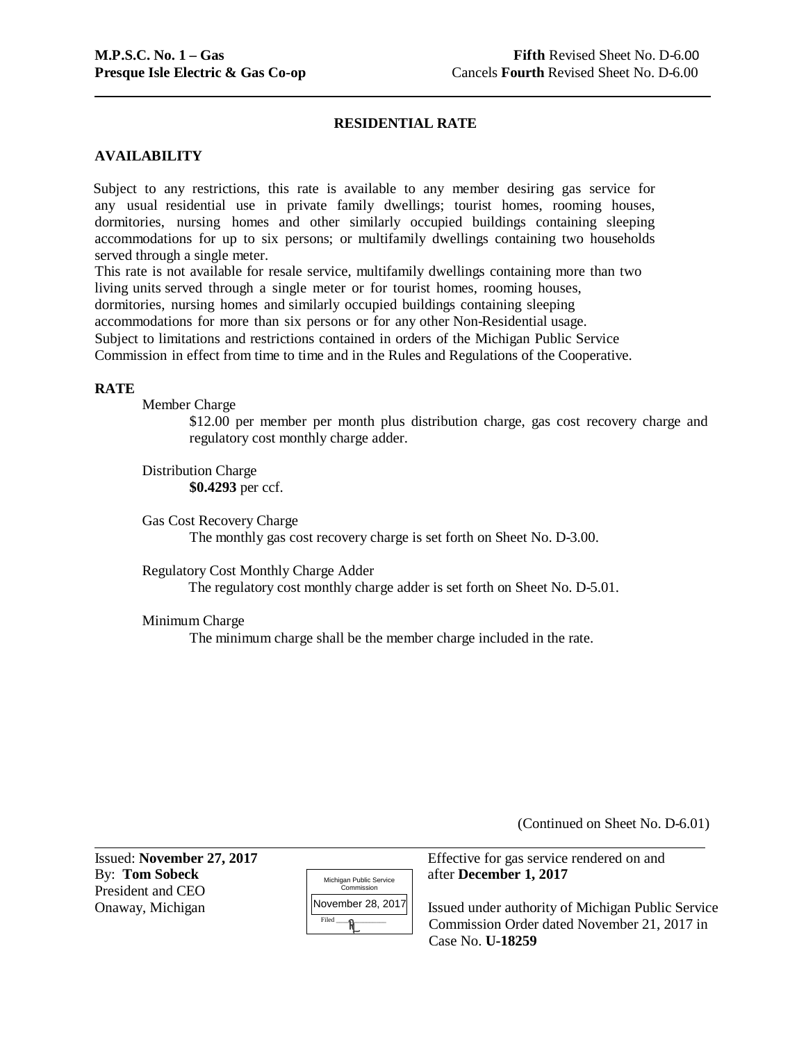**M.P.S.C. No. 1 – Gas** 
**Presque Isle Electric & Gas Co-op**

**Fifth** Revised Sheet No. D-6.00 
Cancels **Fourth** Revised Sheet No. D-6.00

## RESIDENTIAL RATE

### AVAILABILITY

Subject to any restrictions, this rate is available to any member desiring gas service for any usual residential use in private family dwellings; tourist homes, rooming houses, dormitories, nursing homes and other similarly occupied buildings containing sleeping accommodations for up to six persons; or multifamily dwellings containing two households served through a single meter.

This rate is not available for resale service, multifamily dwellings containing more than two living units served through a single meter or for tourist homes, rooming houses, dormitories, nursing homes and similarly occupied buildings containing sleeping accommodations for more than six persons or for any other Non-Residential usage.

Subject to limitations and restrictions contained in orders of the Michigan Public Service Commission in effect from time to time and in the Rules and Regulations of the Cooperative.

### RATE

Member Charge

$12.00 per member per month plus distribution charge, gas cost recovery charge and regulatory cost monthly charge adder.

Distribution Charge

**$0.4293** per ccf.

Gas Cost Recovery Charge

The monthly gas cost recovery charge is set forth on Sheet No. D-3.00.

Regulatory Cost Monthly Charge Adder

The regulatory cost monthly charge adder is set forth on Sheet No. D-5.01.

Minimum Charge

The minimum charge shall be the member charge included in the rate.

(Continued on Sheet No. D-6.01)

Issued: **November 27, 2017** 
By: **Tom Sobeck** 
President and CEO 
Onaway, Michigan

Michigan Public Service Commission 
November 28, 2017 
Filed

Effective for gas service rendered on and after **December 1, 2017**

Issued under authority of Michigan Public Service Commission Order dated November 21, 2017 in Case No. **U-18259**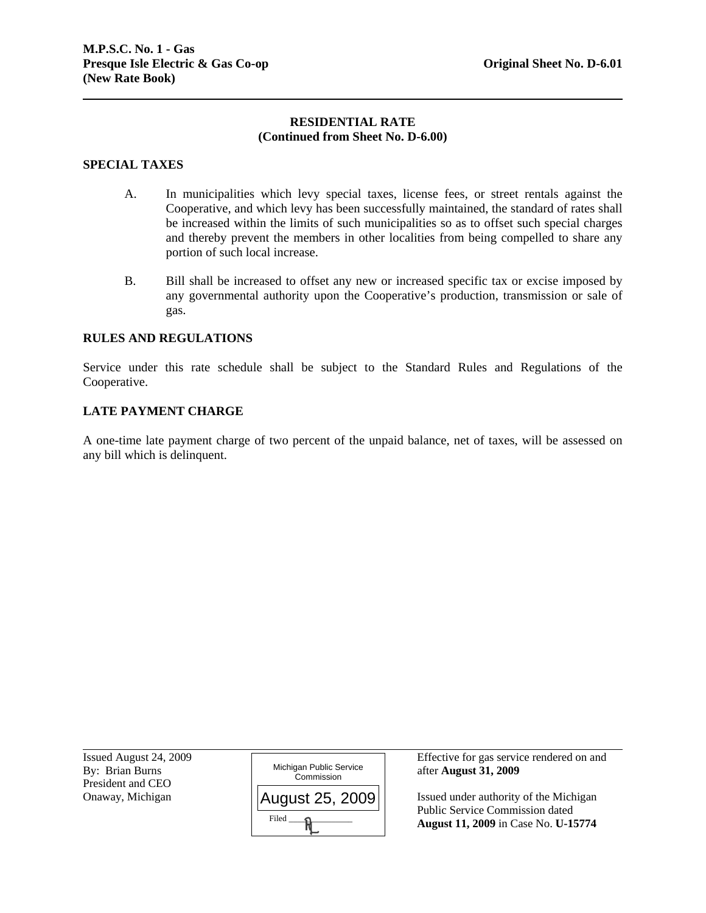**M.P.S.C. No. 1 - Gas**
**Presque Isle Electric & Gas Co-op** **Original Sheet No. D-6.01**
**(New Rate Book)**

## RESIDENTIAL RATE
**(Continued from Sheet No. D-6.00)**

### SPECIAL TAXES

A. In municipalities which levy special taxes, license fees, or street rentals against the Cooperative, and which levy has been successfully maintained, the standard of rates shall be increased within the limits of such municipalities so as to offset such special charges and thereby prevent the members in other localities from being compelled to share any portion of such local increase.

B. Bill shall be increased to offset any new or increased specific tax or excise imposed by any governmental authority upon the Cooperative's production, transmission or sale of gas.

### RULES AND REGULATIONS

Service under this rate schedule shall be subject to the Standard Rules and Regulations of the Cooperative.

### LATE PAYMENT CHARGE

A one-time late payment charge of two percent of the unpaid balance, net of taxes, will be assessed on any bill which is delinquent.

Issued August 24, 2009
By: Brian Burns
President and CEO
Onaway, Michigan

Michigan Public Service Commission
August 25, 2009
Filed

Effective for gas service rendered on and after **August 31, 2009**

Issued under authority of the Michigan Public Service Commission dated **August 11, 2009** in Case No. **U-15774**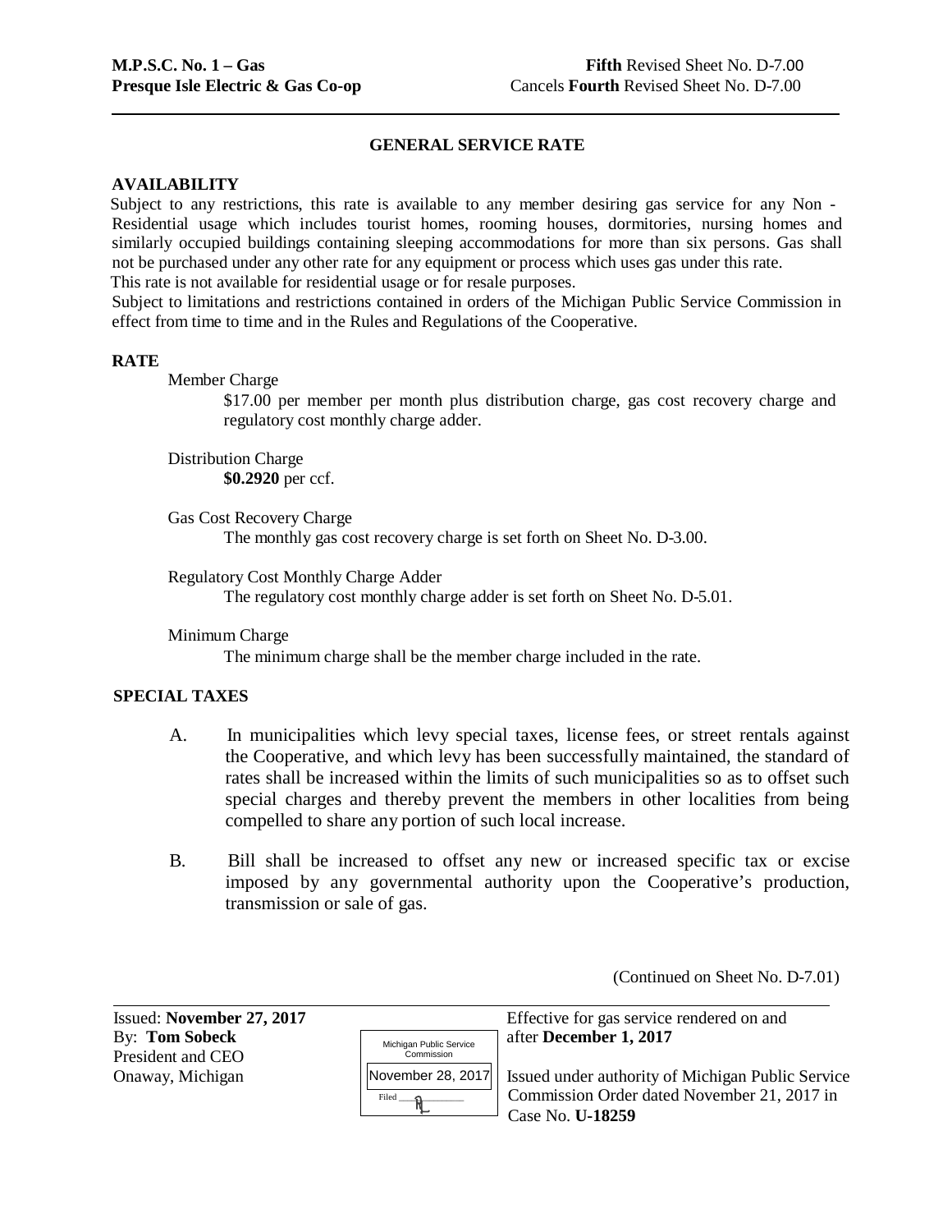**M.P.S.C. No. 1 – Gas** **Fifth** Revised Sheet No. D-7.00
**Presque Isle Electric & Gas Co-op** Cancels **Fourth** Revised Sheet No. D-7.00

## GENERAL SERVICE RATE

### AVAILABILITY

Subject to any restrictions, this rate is available to any member desiring gas service for any Non - Residential usage which includes tourist homes, rooming houses, dormitories, nursing homes and similarly occupied buildings containing sleeping accommodations for more than six persons. Gas shall not be purchased under any other rate for any equipment or process which uses gas under this rate.
This rate is not available for residential usage or for resale purposes.
Subject to limitations and restrictions contained in orders of the Michigan Public Service Commission in effect from time to time and in the Rules and Regulations of the Cooperative.

### RATE

Member Charge

$17.00 per member per month plus distribution charge, gas cost recovery charge and regulatory cost monthly charge adder.

Distribution Charge

**$0.2920** per ccf.

Gas Cost Recovery Charge

The monthly gas cost recovery charge is set forth on Sheet No. D-3.00.

Regulatory Cost Monthly Charge Adder

The regulatory cost monthly charge adder is set forth on Sheet No. D-5.01.

Minimum Charge

The minimum charge shall be the member charge included in the rate.

### SPECIAL TAXES

A. In municipalities which levy special taxes, license fees, or street rentals against the Cooperative, and which levy has been successfully maintained, the standard of rates shall be increased within the limits of such municipalities so as to offset such special charges and thereby prevent the members in other localities from being compelled to share any portion of such local increase.

B. Bill shall be increased to offset any new or increased specific tax or excise imposed by any governmental authority upon the Cooperative's production, transmission or sale of gas.

(Continued on Sheet No. D-7.01)

Issued: **November 27, 2017**
By: **Tom Sobeck**
President and CEO
Onaway, Michigan

Michigan Public Service Commission
November 28, 2017
Filed

Effective for gas service rendered on and after **December 1, 2017**

Issued under authority of Michigan Public Service Commission Order dated November 21, 2017 in Case No. **U-18259**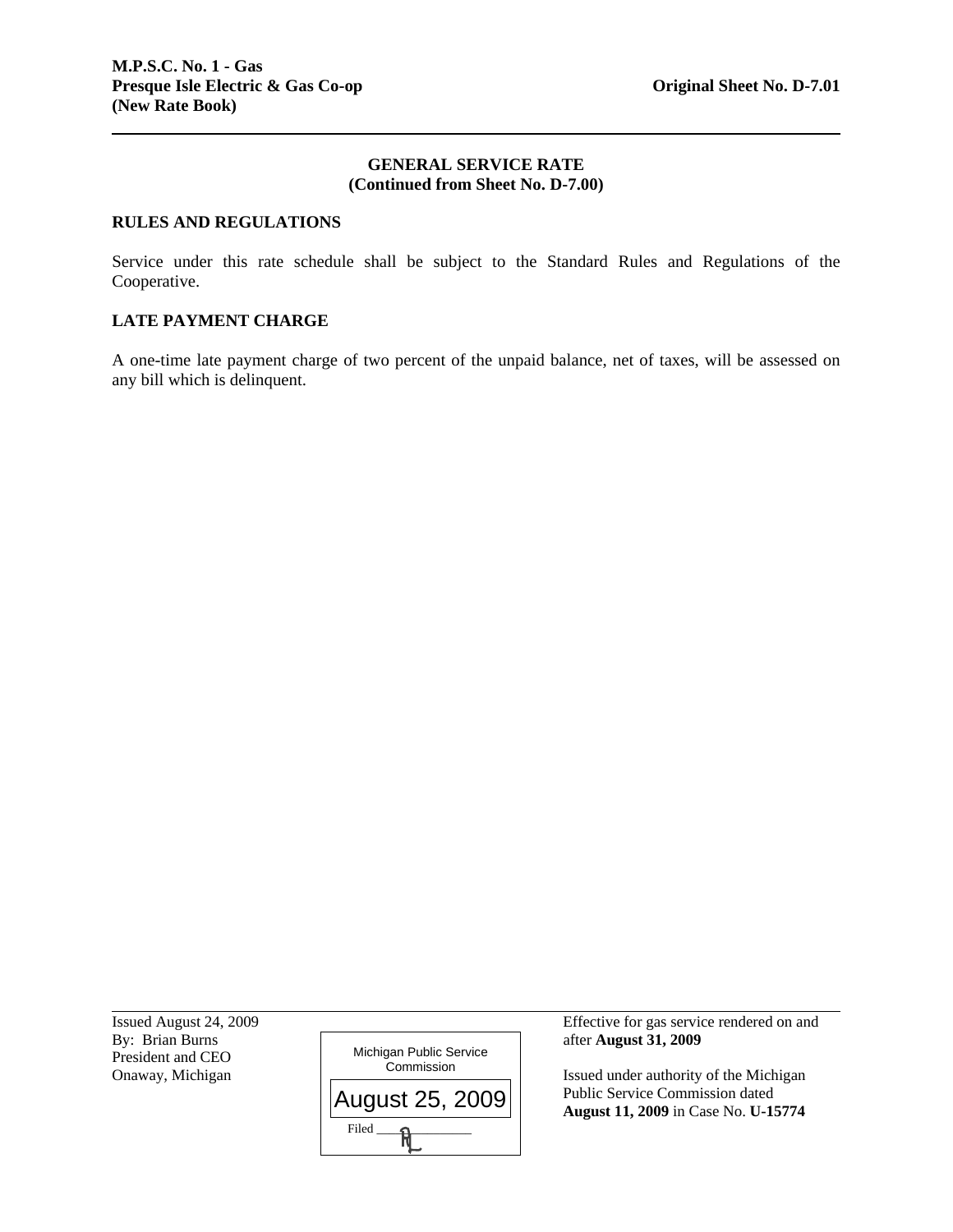**M.P.S.C. No. 1 - Gas**
**Presque Isle Electric & Gas Co-op** **Original Sheet No. D-7.01**
**(New Rate Book)**

---

## GENERAL SERVICE RATE
### (Continued from Sheet No. D-7.00)

### RULES AND REGULATIONS

Service under this rate schedule shall be subject to the Standard Rules and Regulations of the Cooperative.

### LATE PAYMENT CHARGE

A one-time late payment charge of two percent of the unpaid balance, net of taxes, will be assessed on any bill which is delinquent.

---

Issued August 24, 2009
By: Brian Burns
President and CEO
Onaway, Michigan

Michigan Public Service Commission
August 25, 2009
Filed

Effective for gas service rendered on and after **August 31, 2009**

Issued under authority of the Michigan Public Service Commission dated **August 11, 2009** in Case No. **U-15774**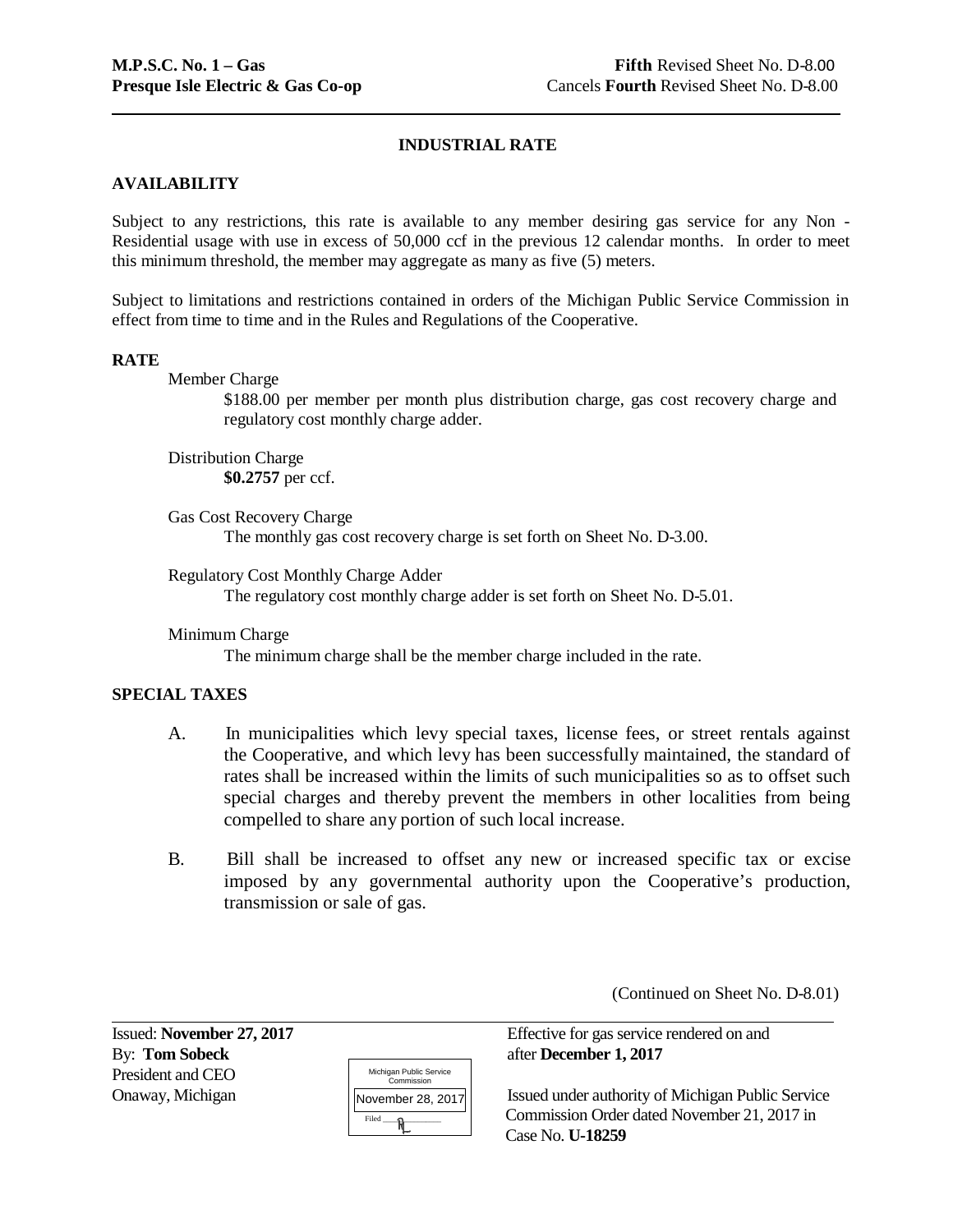**M.P.S.C. No. 1 – Gas** **Fifth** Revised Sheet No. D-8.00
**Presque Isle Electric & Gas Co-op** Cancels **Fourth** Revised Sheet No. D-8.00

## INDUSTRIAL RATE

### AVAILABILITY

Subject to any restrictions, this rate is available to any member desiring gas service for any Non - Residential usage with use in excess of 50,000 ccf in the previous 12 calendar months. In order to meet this minimum threshold, the member may aggregate as many as five (5) meters.

Subject to limitations and restrictions contained in orders of the Michigan Public Service Commission in effect from time to time and in the Rules and Regulations of the Cooperative.

### RATE

Member Charge

$188.00 per member per month plus distribution charge, gas cost recovery charge and regulatory cost monthly charge adder.

Distribution Charge

**$0.2757** per ccf.

Gas Cost Recovery Charge

The monthly gas cost recovery charge is set forth on Sheet No. D-3.00.

Regulatory Cost Monthly Charge Adder

The regulatory cost monthly charge adder is set forth on Sheet No. D-5.01.

Minimum Charge

The minimum charge shall be the member charge included in the rate.

### SPECIAL TAXES

A. In municipalities which levy special taxes, license fees, or street rentals against the Cooperative, and which levy has been successfully maintained, the standard of rates shall be increased within the limits of such municipalities so as to offset such special charges and thereby prevent the members in other localities from being compelled to share any portion of such local increase.

B. Bill shall be increased to offset any new or increased specific tax or excise imposed by any governmental authority upon the Cooperative's production, transmission or sale of gas.

(Continued on Sheet No. D-8.01)

Issued: **November 27, 2017**
By: **Tom Sobeck**
President and CEO
Onaway, Michigan

Michigan Public Service Commission
November 28, 2017
Filed

Effective for gas service rendered on and after **December 1, 2017**

Issued under authority of Michigan Public Service Commission Order dated November 21, 2017 in Case No. **U-18259**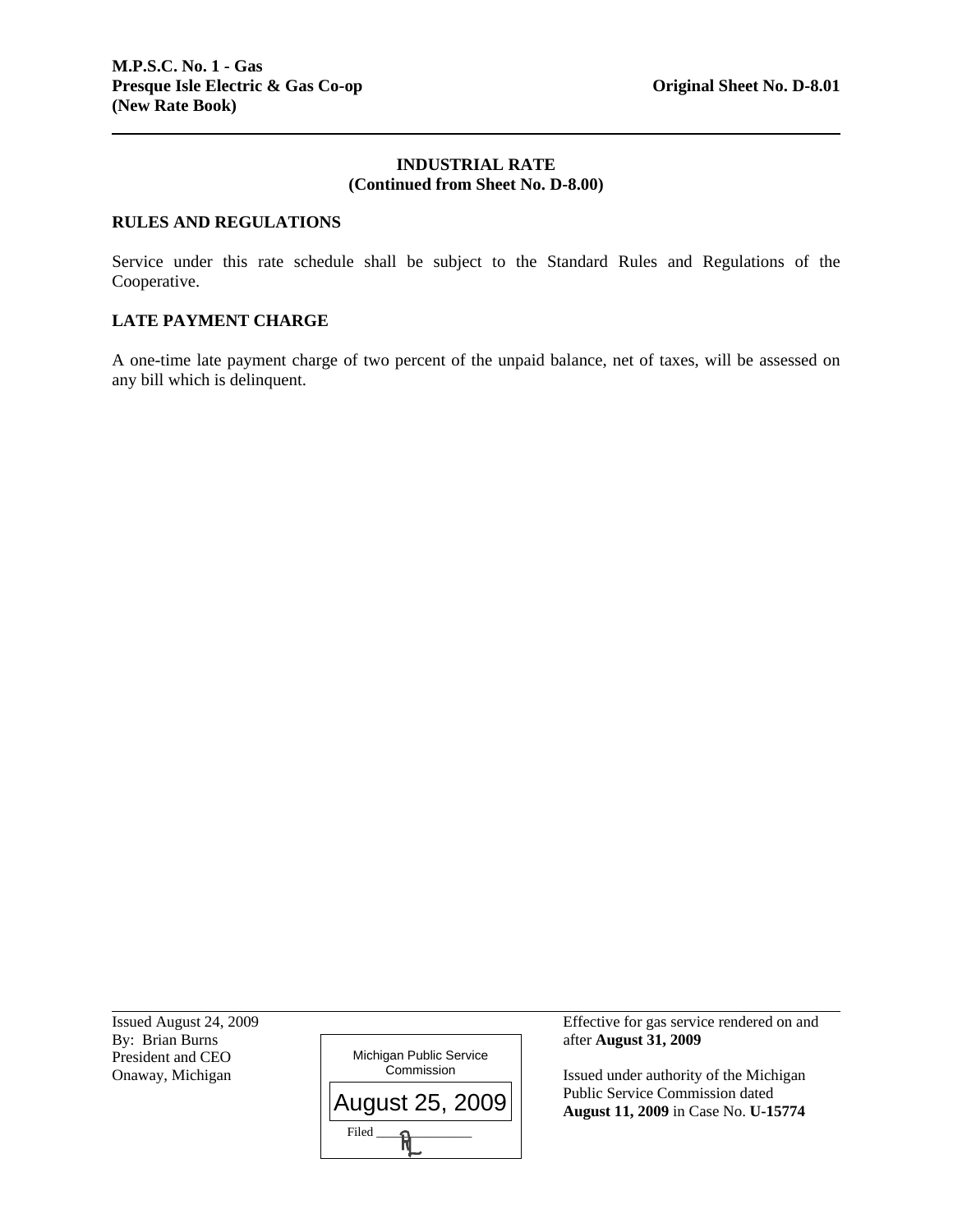**M.P.S.C. No. 1 - Gas**
**Presque Isle Electric & Gas Co-op** **Original Sheet No. D-8.01**
**(New Rate Book)**

---

**INDUSTRIAL RATE**
**(Continued from Sheet No. D-8.00)**

**RULES AND REGULATIONS**

Service under this rate schedule shall be subject to the Standard Rules and Regulations of the Cooperative.

**LATE PAYMENT CHARGE**

A one-time late payment charge of two percent of the unpaid balance, net of taxes, will be assessed on any bill which is delinquent.

---

Issued August 24, 2009
By: Brian Burns
President and CEO
Onaway, Michigan

Michigan Public Service Commission
August 25, 2009
Filed

Effective for gas service rendered on and after **August 31, 2009**

Issued under authority of the Michigan Public Service Commission dated **August 11, 2009** in Case No. **U-15774**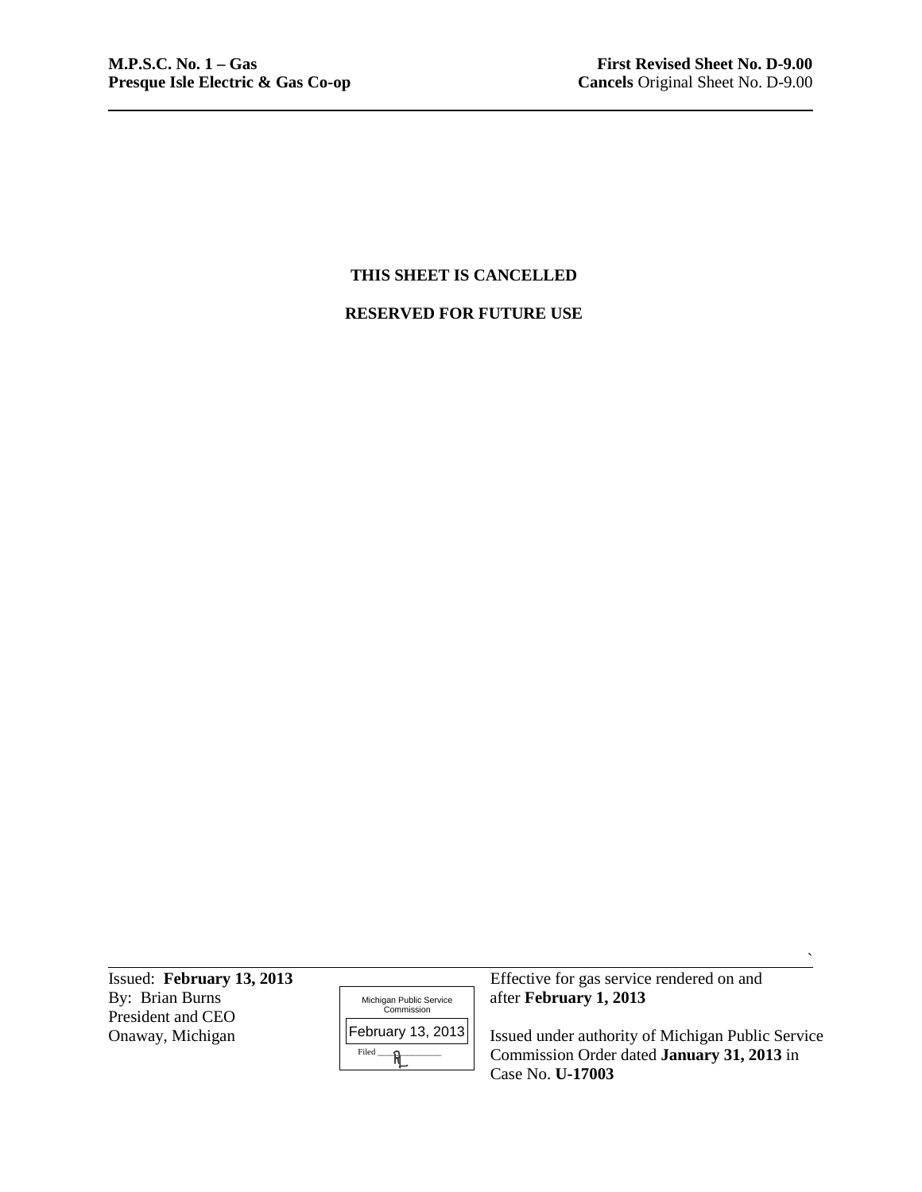**M.P.S.C. No. 1 – Gas** **First Revised Sheet No. D-9.00**
**Presque Isle Electric & Gas Co-op** **Cancels** Original Sheet No. D-9.00

**THIS SHEET IS CANCELLED**

**RESERVED FOR FUTURE USE**

Issued: **February 13, 2013**
By: Brian Burns
President and CEO
Onaway, Michigan

Michigan Public Service Commission
February 13, 2013
Filed

Effective for gas service rendered on and after **February 1, 2013**

Issued under authority of Michigan Public Service Commission Order dated **January 31, 2013** in Case No. **U-17003**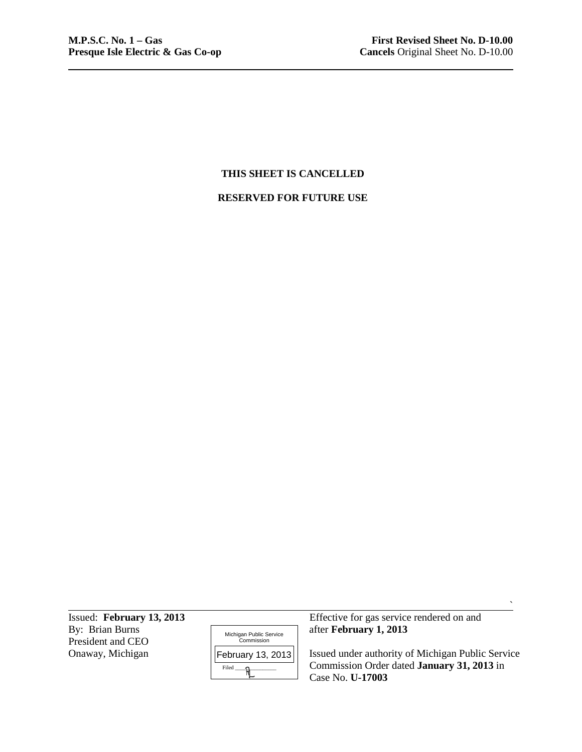**M.P.S.C. No. 1 – Gas**
**Presque Isle Electric & Gas Co-op**

**First Revised Sheet No. D-10.00**
**Cancels** Original Sheet No. D-10.00

**THIS SHEET IS CANCELLED**

**RESERVED FOR FUTURE USE**

Issued: **February 13, 2013**
By: Brian Burns
President and CEO
Onaway, Michigan

Michigan Public Service Commission
February 13, 2013
Filed

Effective for gas service rendered on and after **February 1, 2013**

Issued under authority of Michigan Public Service Commission Order dated **January 31, 2013** in Case No. **U-17003**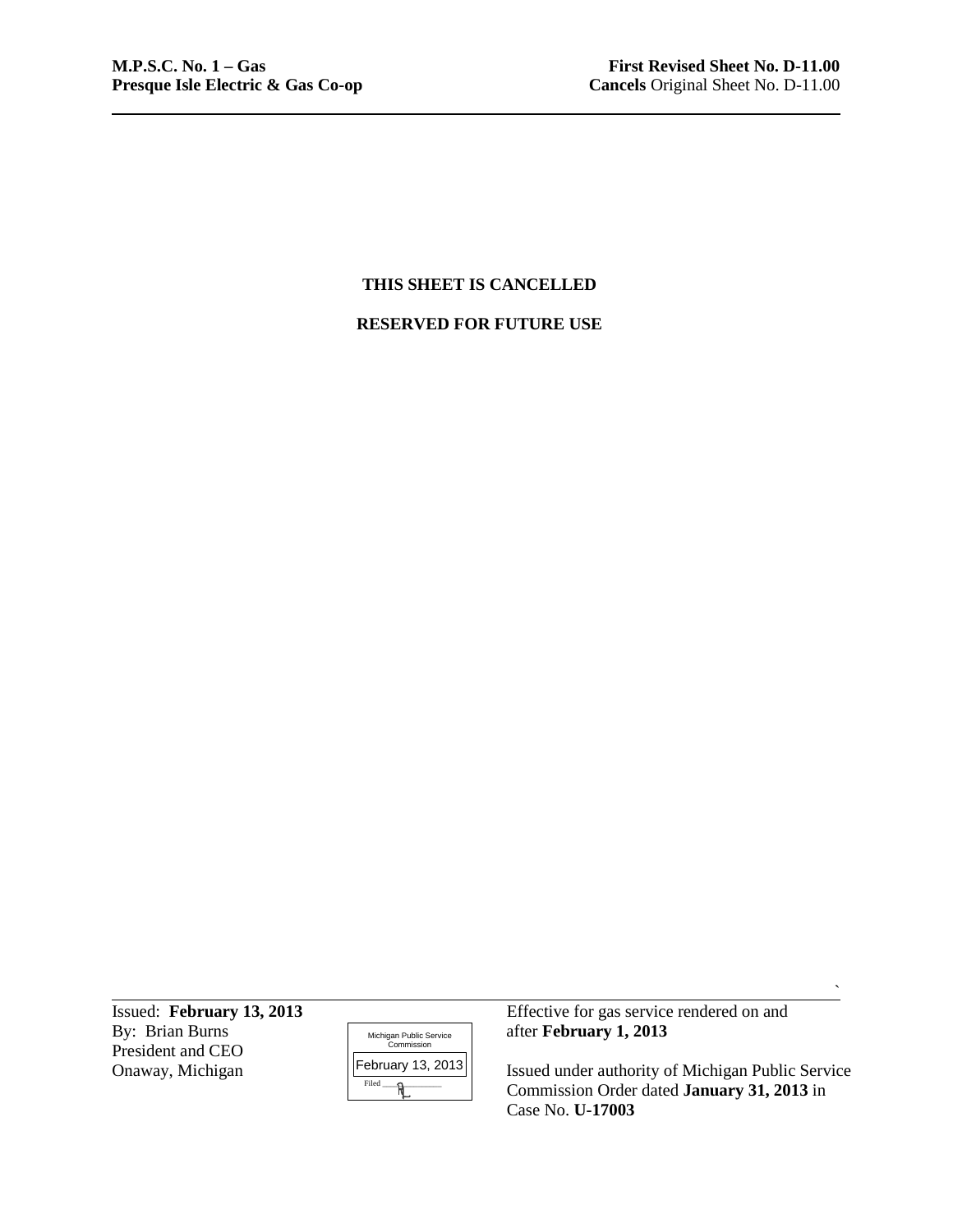**M.P.S.C. No. 1 – Gas**
**Presque Isle Electric & Gas Co-op**

**First Revised Sheet No. D-11.00**
**Cancels** Original Sheet No. D-11.00

**THIS SHEET IS CANCELLED**

**RESERVED FOR FUTURE USE**

Issued: **February 13, 2013**
By: Brian Burns
President and CEO
Onaway, Michigan

Michigan Public Service Commission
February 13, 2013
Filed

Effective for gas service rendered on and after **February 1, 2013**

Issued under authority of Michigan Public Service Commission Order dated **January 31, 2013** in Case No. **U-17003**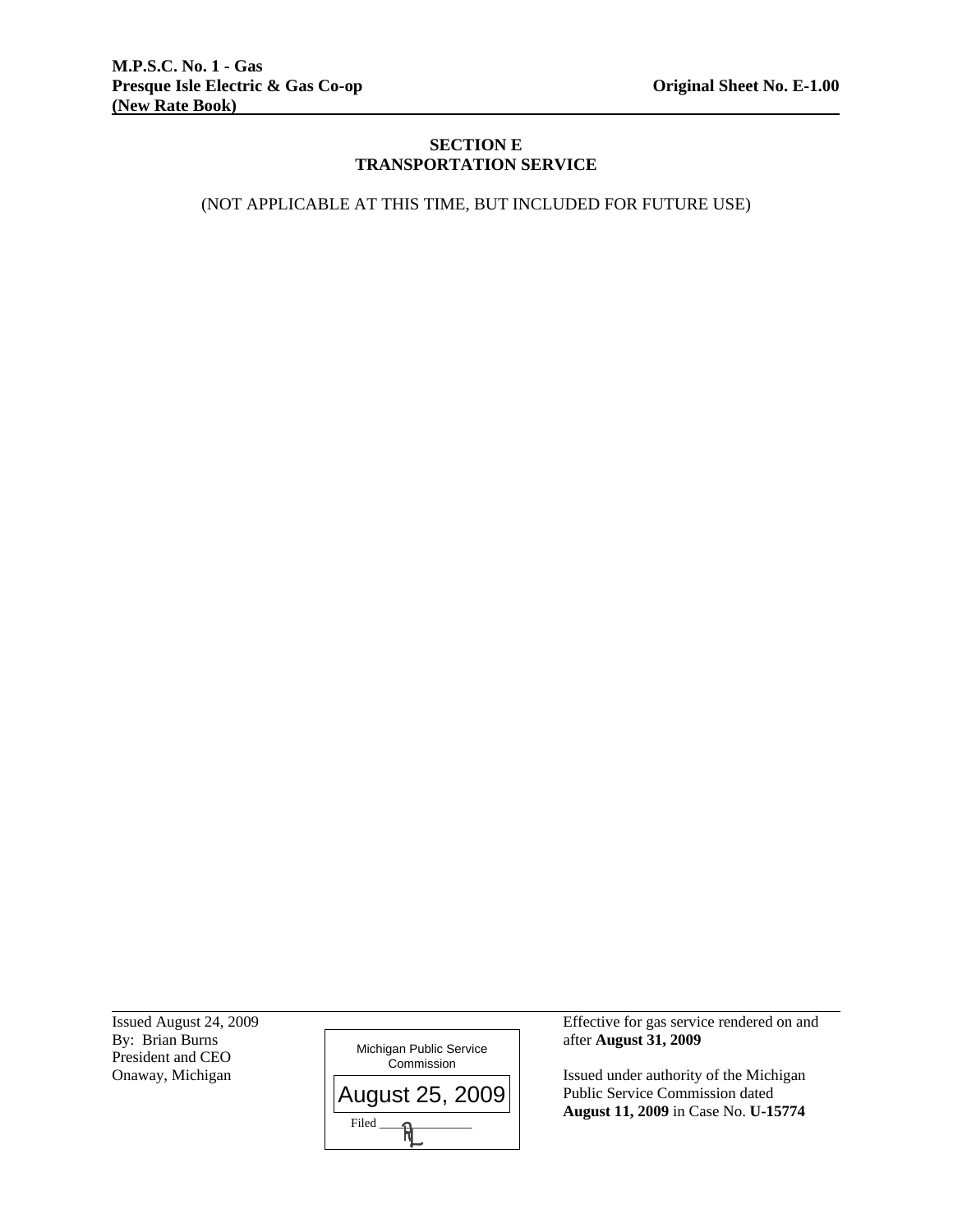M.P.S.C. No. 1 - Gas
Presque Isle Electric & Gas Co-op
(New Rate Book)

Original Sheet No. E-1.00

## SECTION E
## TRANSPORTATION SERVICE

(NOT APPLICABLE AT THIS TIME, BUT INCLUDED FOR FUTURE USE)

Issued August 24, 2009
By: Brian Burns
President and CEO
Onaway, Michigan

Michigan Public Service Commission
August 25, 2009
Filed

Effective for gas service rendered on and after **August 31, 2009**

Issued under authority of the Michigan Public Service Commission dated **August 11, 2009** in Case No. **U-15774**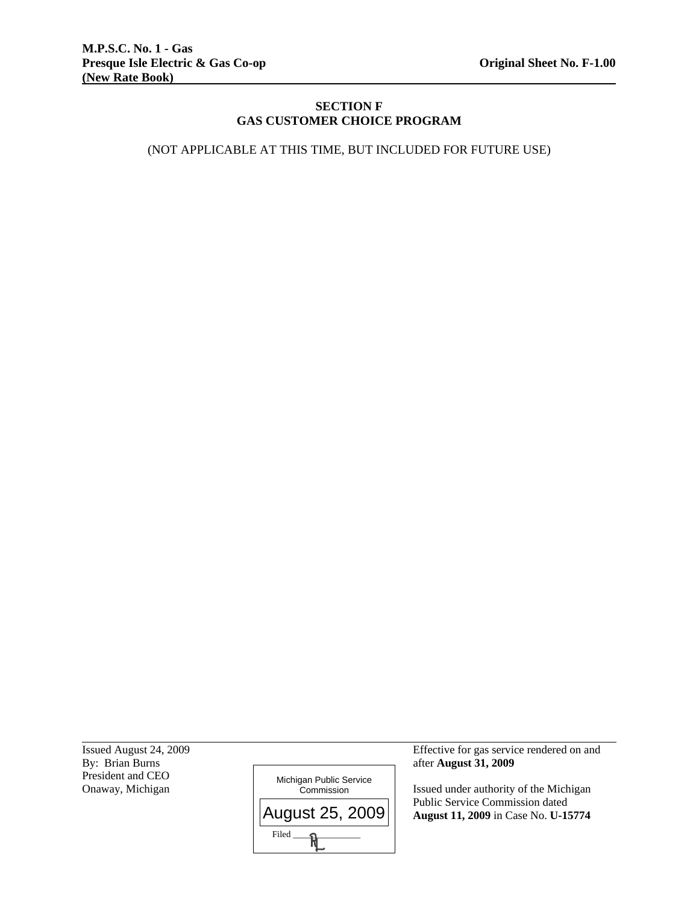**M.P.S.C. No. 1 - Gas**
**Presque Isle Electric & Gas Co-op** **Original Sheet No. F-1.00**
**(New Rate Book)**

## SECTION F
## GAS CUSTOMER CHOICE PROGRAM

(NOT APPLICABLE AT THIS TIME, BUT INCLUDED FOR FUTURE USE)

Issued August 24, 2009
By: Brian Burns
President and CEO
Onaway, Michigan

Michigan Public Service Commission
August 25, 2009
Filed

Effective for gas service rendered on and after **August 31, 2009**

Issued under authority of the Michigan Public Service Commission dated **August 11, 2009** in Case No. **U-15774**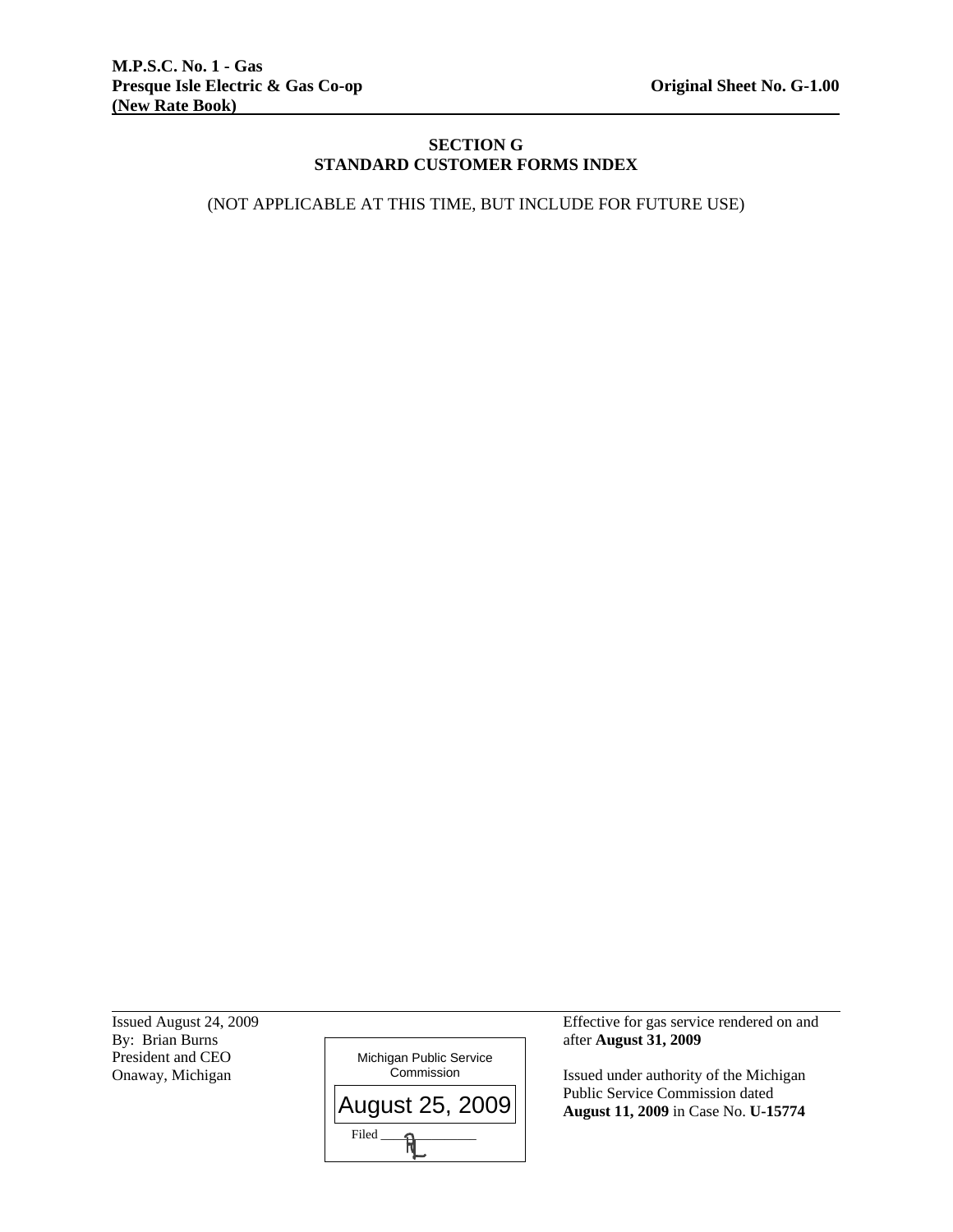# SECTION G
## STANDARD CUSTOMER FORMS INDEX

(NOT APPLICABLE AT THIS TIME, BUT INCLUDE FOR FUTURE USE)

Issued August 24, 2009
By: Brian Burns
President and CEO
Onaway, Michigan

Michigan Public Service Commission
August 25, 2009
Filed

Effective for gas service rendered on and after **August 31, 2009**

Issued under authority of the Michigan Public Service Commission dated **August 11, 2009** in Case No. **U-15774**